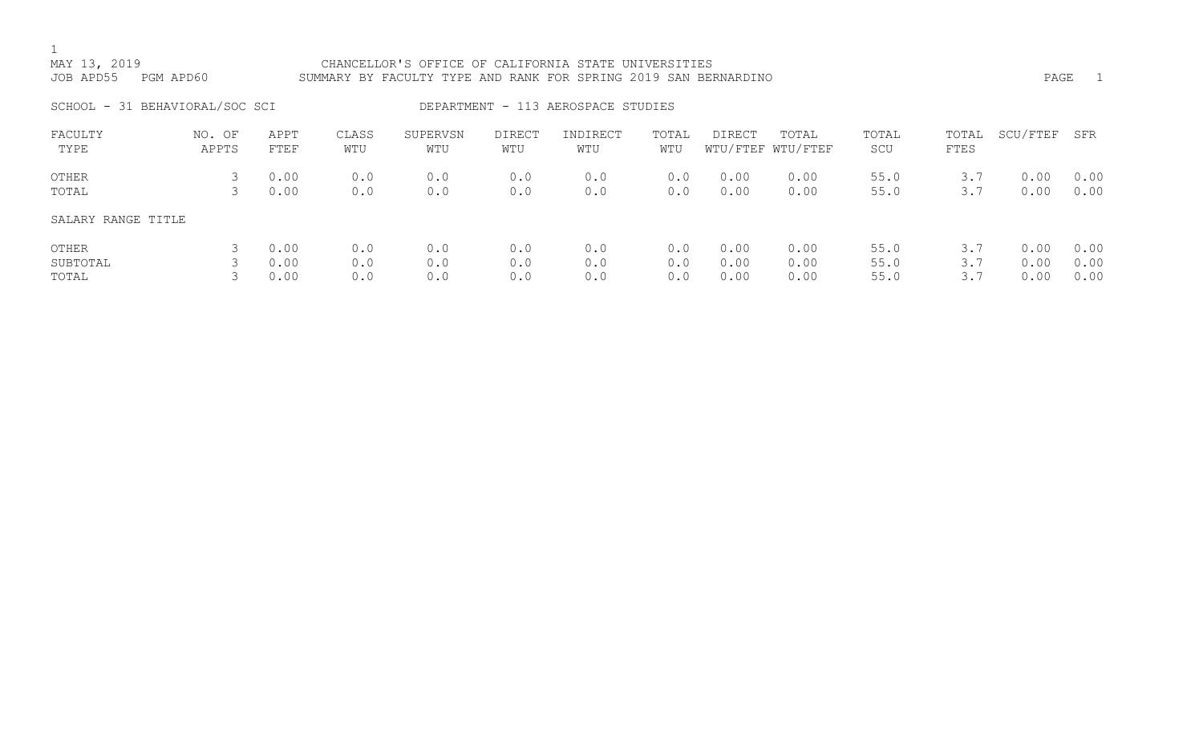MAY 13, 2019 CHANCELLOR'S OFFICE OF CALIFORNIA STATE UNIVERSITIES

JOB APD55 PGM APD60 SUMMARY BY FACULTY TYPE AND RANK FOR SPRING 2019 SAN BERNARDINO

SCHOOL - 31 BEHAVIORAL/SOC SCI DEPARTMENT - 113 AEROSPACE STUDIES

| FACULTY TYPE | NO. OF APPTS | APPT FTEF | CLASS WTU | SUPERVSN WTU | DIRECT WTU | INDIRECT WTU | TOTAL WTU | DIRECT WTU/FTEF | TOTAL WTU/FTEF | TOTAL SCU | TOTAL FTES | SCU/FTEF | SFR |
|---|---|---|---|---|---|---|---|---|---|---|---|---|---|
| OTHER | 3 | 0.00 | 0.0 | 0.0 | 0.0 | 0.0 | 0.0 | 0.00 | 0.00 | 55.0 | 3.7 | 0.00 | 0.00 |
| TOTAL | 3 | 0.00 | 0.0 | 0.0 | 0.0 | 0.0 | 0.0 | 0.00 | 0.00 | 55.0 | 3.7 | 0.00 | 0.00 |
| SALARY RANGE TITLE | | | | | | | | | | | | | |
| OTHER | 3 | 0.00 | 0.0 | 0.0 | 0.0 | 0.0 | 0.0 | 0.00 | 0.00 | 55.0 | 3.7 | 0.00 | 0.00 |
| SUBTOTAL | 3 | 0.00 | 0.0 | 0.0 | 0.0 | 0.0 | 0.0 | 0.00 | 0.00 | 55.0 | 3.7 | 0.00 | 0.00 |
| TOTAL | 3 | 0.00 | 0.0 | 0.0 | 0.0 | 0.0 | 0.0 | 0.00 | 0.00 | 55.0 | 3.7 | 0.00 | 0.00 |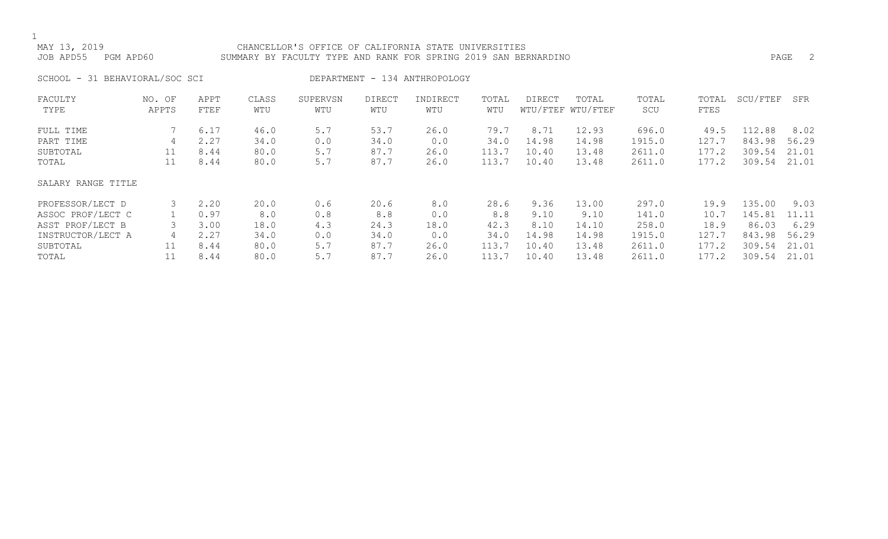MAY 13, 2019 CHANCELLOR'S OFFICE OF CALIFORNIA STATE UNIVERSITIES
JOB APD55 PGM APD60 SUMMARY BY FACULTY TYPE AND RANK FOR SPRING 2019 SAN BERNARDINO

SCHOOL - 31 BEHAVIORAL/SOC SCI DEPARTMENT - 134 ANTHROPOLOGY

| FACULTY TYPE | NO. OF APPTS | APPT FTEF | CLASS WTU | SUPERVSN WTU | DIRECT WTU | INDIRECT WTU | TOTAL WTU | DIRECT WTU/FTEF | TOTAL WTU/FTEF | TOTAL SCU | TOTAL FTES | SCU/FTEF | SFR |
|---|---|---|---|---|---|---|---|---|---|---|---|---|---|
| FULL TIME | 7 | 6.17 | 46.0 | 5.7 | 53.7 | 26.0 | 79.7 | 8.71 | 12.93 | 696.0 | 49.5 | 112.88 | 8.02 |
| PART TIME | 4 | 2.27 | 34.0 | 0.0 | 34.0 | 0.0 | 34.0 | 14.98 | 14.98 | 1915.0 | 127.7 | 843.98 | 56.29 |
| SUBTOTAL | 11 | 8.44 | 80.0 | 5.7 | 87.7 | 26.0 | 113.7 | 10.40 | 13.48 | 2611.0 | 177.2 | 309.54 | 21.01 |
| TOTAL | 11 | 8.44 | 80.0 | 5.7 | 87.7 | 26.0 | 113.7 | 10.40 | 13.48 | 2611.0 | 177.2 | 309.54 | 21.01 |
| SALARY RANGE TITLE | | | | | | | | | | | | | |
| PROFESSOR/LECT D | 3 | 2.20 | 20.0 | 0.6 | 20.6 | 8.0 | 28.6 | 9.36 | 13.00 | 297.0 | 19.9 | 135.00 | 9.03 |
| ASSOC PROF/LECT C | 1 | 0.97 | 8.0 | 0.8 | 8.8 | 0.0 | 8.8 | 9.10 | 9.10 | 141.0 | 10.7 | 145.81 | 11.11 |
| ASST PROF/LECT B | 3 | 3.00 | 18.0 | 4.3 | 24.3 | 18.0 | 42.3 | 8.10 | 14.10 | 258.0 | 18.9 | 86.03 | 6.29 |
| INSTRUCTOR/LECT A | 4 | 2.27 | 34.0 | 0.0 | 34.0 | 0.0 | 34.0 | 14.98 | 14.98 | 1915.0 | 127.7 | 843.98 | 56.29 |
| SUBTOTAL | 11 | 8.44 | 80.0 | 5.7 | 87.7 | 26.0 | 113.7 | 10.40 | 13.48 | 2611.0 | 177.2 | 309.54 | 21.01 |
| TOTAL | 11 | 8.44 | 80.0 | 5.7 | 87.7 | 26.0 | 113.7 | 10.40 | 13.48 | 2611.0 | 177.2 | 309.54 | 21.01 |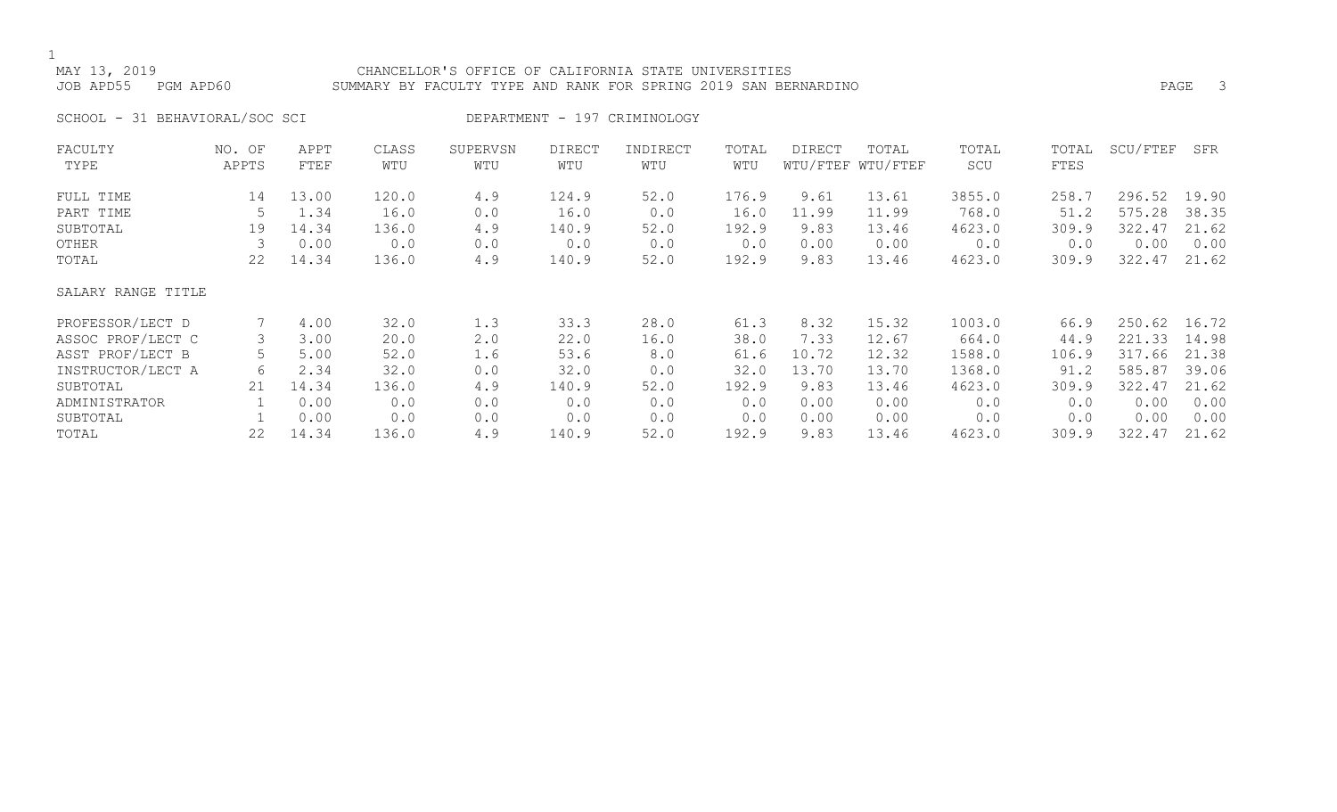MAY 13, 2019 CHANCELLOR'S OFFICE OF CALIFORNIA STATE UNIVERSITIES
JOB APD55 PGM APD60 SUMMARY BY FACULTY TYPE AND RANK FOR SPRING 2019 SAN BERNARDINO

SCHOOL - 31 BEHAVIORAL/SOC SCI DEPARTMENT - 197 CRIMINOLOGY

| FACULTY TYPE | NO. OF APPTS | APPT FTEF | CLASS WTU | SUPERVSN WTU | DIRECT WTU | INDIRECT WTU | TOTAL WTU | DIRECT WTU/FTEF | TOTAL WTU/FTEF | TOTAL SCU | TOTAL FTES | SCU/FTEF | SFR |
|---|---|---|---|---|---|---|---|---|---|---|---|---|---|
| FULL TIME | 14 | 13.00 | 120.0 | 4.9 | 124.9 | 52.0 | 176.9 | 9.61 | 13.61 | 3855.0 | 258.7 | 296.52 | 19.90 |
| PART TIME | 5 | 1.34 | 16.0 | 0.0 | 16.0 | 0.0 | 16.0 | 11.99 | 11.99 | 768.0 | 51.2 | 575.28 | 38.35 |
| SUBTOTAL | 19 | 14.34 | 136.0 | 4.9 | 140.9 | 52.0 | 192.9 | 9.83 | 13.46 | 4623.0 | 309.9 | 322.47 | 21.62 |
| OTHER | 3 | 0.00 | 0.0 | 0.0 | 0.0 | 0.0 | 0.0 | 0.00 | 0.00 | 0.0 | 0.0 | 0.00 | 0.00 |
| TOTAL | 22 | 14.34 | 136.0 | 4.9 | 140.9 | 52.0 | 192.9 | 9.83 | 13.46 | 4623.0 | 309.9 | 322.47 | 21.62 |
| SALARY RANGE TITLE | | | | | | | | | | | | | |
| PROFESSOR/LECT D | 7 | 4.00 | 32.0 | 1.3 | 33.3 | 28.0 | 61.3 | 8.32 | 15.32 | 1003.0 | 66.9 | 250.62 | 16.72 |
| ASSOC PROF/LECT C | 3 | 3.00 | 20.0 | 2.0 | 22.0 | 16.0 | 38.0 | 7.33 | 12.67 | 664.0 | 44.9 | 221.33 | 14.98 |
| ASST PROF/LECT B | 5 | 5.00 | 52.0 | 1.6 | 53.6 | 8.0 | 61.6 | 10.72 | 12.32 | 1588.0 | 106.9 | 317.66 | 21.38 |
| INSTRUCTOR/LECT A | 6 | 2.34 | 32.0 | 0.0 | 32.0 | 0.0 | 32.0 | 13.70 | 13.70 | 1368.0 | 91.2 | 585.87 | 39.06 |
| SUBTOTAL | 21 | 14.34 | 136.0 | 4.9 | 140.9 | 52.0 | 192.9 | 9.83 | 13.46 | 4623.0 | 309.9 | 322.47 | 21.62 |
| ADMINISTRATOR | 1 | 0.00 | 0.0 | 0.0 | 0.0 | 0.0 | 0.0 | 0.00 | 0.00 | 0.0 | 0.0 | 0.00 | 0.00 |
| SUBTOTAL | 1 | 0.00 | 0.0 | 0.0 | 0.0 | 0.0 | 0.0 | 0.00 | 0.00 | 0.0 | 0.0 | 0.00 | 0.00 |
| TOTAL | 22 | 14.34 | 136.0 | 4.9 | 140.9 | 52.0 | 192.9 | 9.83 | 13.46 | 4623.0 | 309.9 | 322.47 | 21.62 |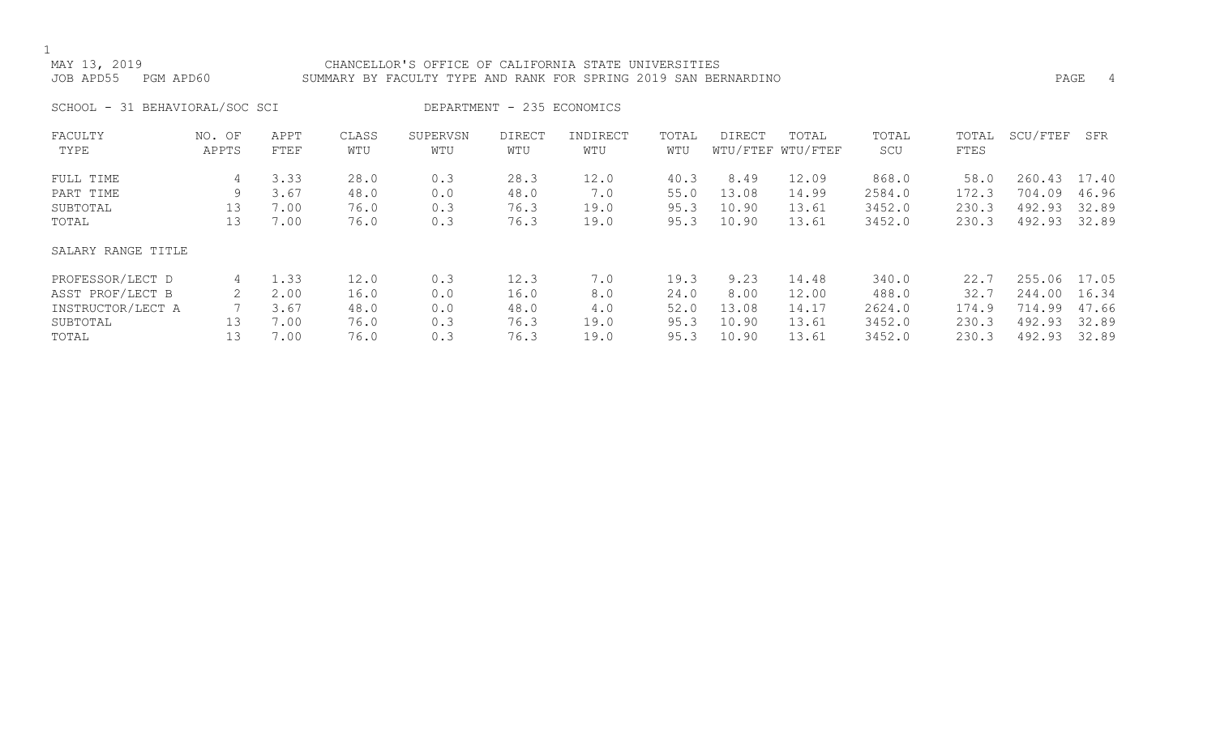MAY 13, 2019 CHANCELLOR'S OFFICE OF CALIFORNIA STATE UNIVERSITIES
JOB APD55 PGM APD60 SUMMARY BY FACULTY TYPE AND RANK FOR SPRING 2019 SAN BERNARDINO

SCHOOL - 31 BEHAVIORAL/SOC SCI DEPARTMENT - 235 ECONOMICS

| FACULTY TYPE | NO. OF APPTS | APPT FTEF | CLASS WTU | SUPERVSN WTU | DIRECT WTU | INDIRECT WTU | TOTAL WTU | DIRECT WTU/FTEF | TOTAL WTU/FTEF | TOTAL SCU | TOTAL FTES | SCU/FTEF | SFR |
|---|---|---|---|---|---|---|---|---|---|---|---|---|---|
| FULL TIME | 4 | 3.33 | 28.0 | 0.3 | 28.3 | 12.0 | 40.3 | 8.49 | 12.09 | 868.0 | 58.0 | 260.43 | 17.40 |
| PART TIME | 9 | 3.67 | 48.0 | 0.0 | 48.0 | 7.0 | 55.0 | 13.08 | 14.99 | 2584.0 | 172.3 | 704.09 | 46.96 |
| SUBTOTAL | 13 | 7.00 | 76.0 | 0.3 | 76.3 | 19.0 | 95.3 | 10.90 | 13.61 | 3452.0 | 230.3 | 492.93 | 32.89 |
| TOTAL | 13 | 7.00 | 76.0 | 0.3 | 76.3 | 19.0 | 95.3 | 10.90 | 13.61 | 3452.0 | 230.3 | 492.93 | 32.89 |

| SALARY RANGE TITLE | NO. OF APPTS | APPT FTEF | CLASS WTU | SUPERVSN WTU | DIRECT WTU | INDIRECT WTU | TOTAL WTU | DIRECT WTU/FTEF | TOTAL WTU/FTEF | TOTAL SCU | TOTAL FTES | SCU/FTEF | SFR |
|---|---|---|---|---|---|---|---|---|---|---|---|---|---|
| PROFESSOR/LECT D | 4 | 1.33 | 12.0 | 0.3 | 12.3 | 7.0 | 19.3 | 9.23 | 14.48 | 340.0 | 22.7 | 255.06 | 17.05 |
| ASST PROF/LECT B | 2 | 2.00 | 16.0 | 0.0 | 16.0 | 8.0 | 24.0 | 8.00 | 12.00 | 488.0 | 32.7 | 244.00 | 16.34 |
| INSTRUCTOR/LECT A | 7 | 3.67 | 48.0 | 0.0 | 48.0 | 4.0 | 52.0 | 13.08 | 14.17 | 2624.0 | 174.9 | 714.99 | 47.66 |
| SUBTOTAL | 13 | 7.00 | 76.0 | 0.3 | 76.3 | 19.0 | 95.3 | 10.90 | 13.61 | 3452.0 | 230.3 | 492.93 | 32.89 |
| TOTAL | 13 | 7.00 | 76.0 | 0.3 | 76.3 | 19.0 | 95.3 | 10.90 | 13.61 | 3452.0 | 230.3 | 492.93 | 32.89 |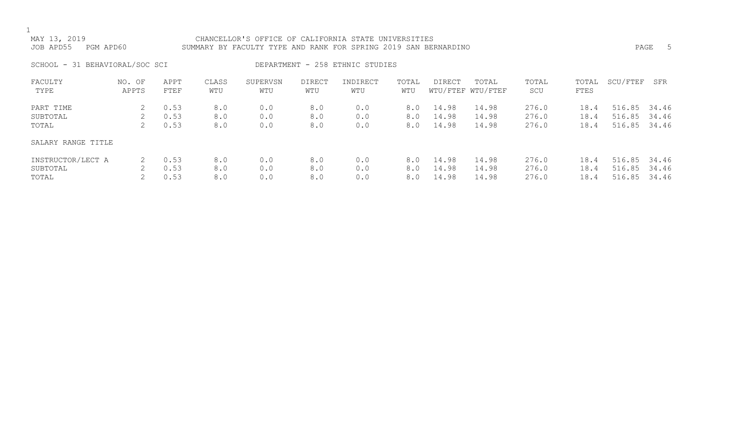MAY 13, 2019 CHANCELLOR'S OFFICE OF CALIFORNIA STATE UNIVERSITIES
JOB APD55 PGM APD60 SUMMARY BY FACULTY TYPE AND RANK FOR SPRING 2019 SAN BERNARDINO

SCHOOL - 31 BEHAVIORAL/SOC SCI DEPARTMENT - 258 ETHNIC STUDIES

| FACULTY TYPE | NO. OF APPTS | APPT FTEF | CLASS WTU | SUPERVSN WTU | DIRECT WTU | INDIRECT WTU | TOTAL WTU | DIRECT WTU/FTEF | TOTAL WTU/FTEF | TOTAL SCU | TOTAL FTES | SCU/FTEF | SFR |
|---|---|---|---|---|---|---|---|---|---|---|---|---|---|
| PART TIME | 2 | 0.53 | 8.0 | 0.0 | 8.0 | 0.0 | 8.0 | 14.98 | 14.98 | 276.0 | 18.4 | 516.85 | 34.46 |
| SUBTOTAL | 2 | 0.53 | 8.0 | 0.0 | 8.0 | 0.0 | 8.0 | 14.98 | 14.98 | 276.0 | 18.4 | 516.85 | 34.46 |
| TOTAL | 2 | 0.53 | 8.0 | 0.0 | 8.0 | 0.0 | 8.0 | 14.98 | 14.98 | 276.0 | 18.4 | 516.85 | 34.46 |

| SALARY RANGE TITLE | NO. OF APPTS | APPT FTEF | CLASS WTU | SUPERVSN WTU | DIRECT WTU | INDIRECT WTU | TOTAL WTU | DIRECT WTU/FTEF | TOTAL WTU/FTEF | TOTAL SCU | TOTAL FTES | SCU/FTEF | SFR |
|---|---|---|---|---|---|---|---|---|---|---|---|---|---|
| INSTRUCTOR/LECT A | 2 | 0.53 | 8.0 | 0.0 | 8.0 | 0.0 | 8.0 | 14.98 | 14.98 | 276.0 | 18.4 | 516.85 | 34.46 |
| SUBTOTAL | 2 | 0.53 | 8.0 | 0.0 | 8.0 | 0.0 | 8.0 | 14.98 | 14.98 | 276.0 | 18.4 | 516.85 | 34.46 |
| TOTAL | 2 | 0.53 | 8.0 | 0.0 | 8.0 | 0.0 | 8.0 | 14.98 | 14.98 | 276.0 | 18.4 | 516.85 | 34.46 |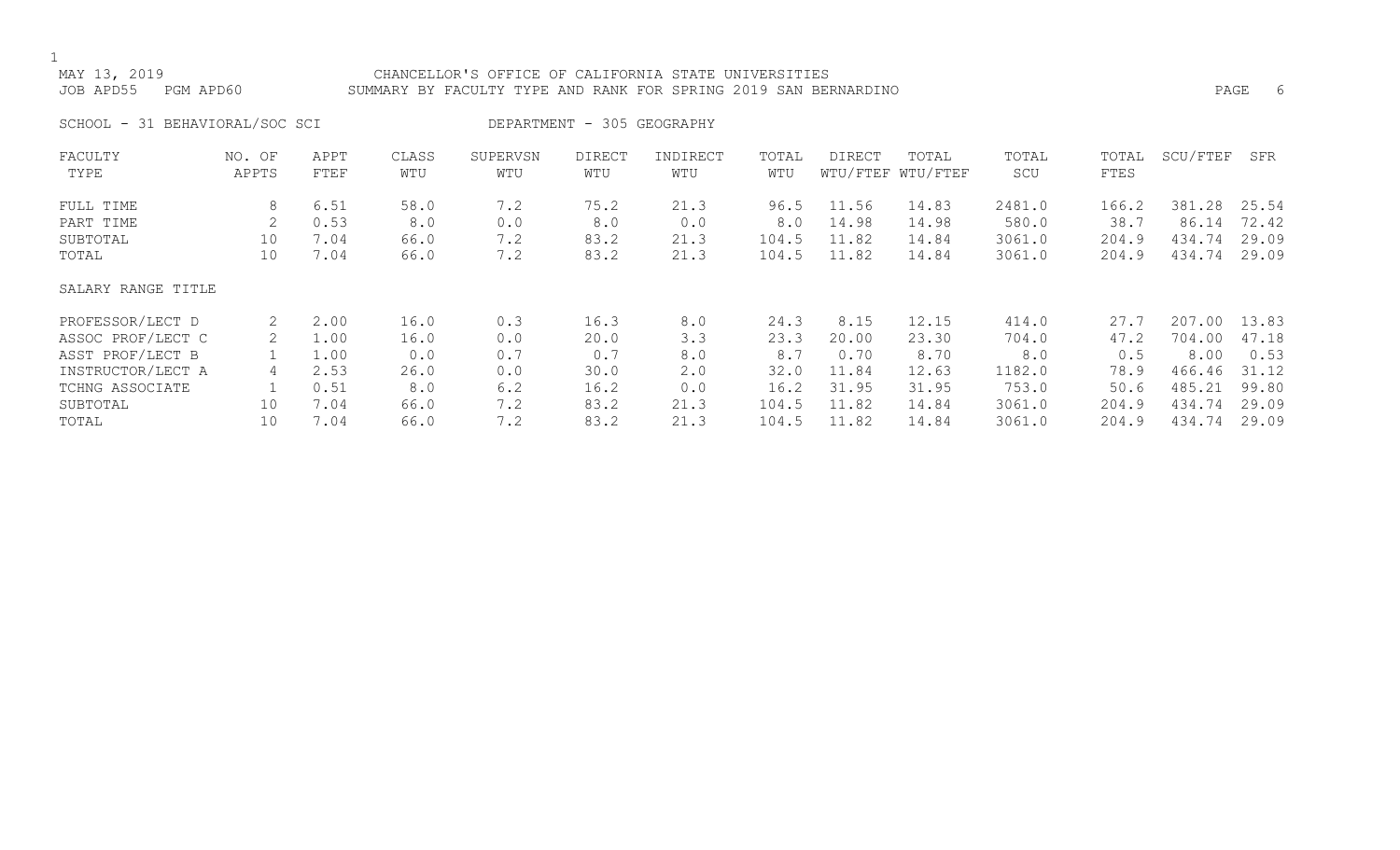MAY 13, 2019 CHANCELLOR'S OFFICE OF CALIFORNIA STATE UNIVERSITIES
JOB APD55 PGM APD60 SUMMARY BY FACULTY TYPE AND RANK FOR SPRING 2019 SAN BERNARDINO

SCHOOL - 31 BEHAVIORAL/SOC SCI DEPARTMENT - 305 GEOGRAPHY

| FACULTY TYPE | NO. OF APPTS | APPT FTEF | CLASS WTU | SUPERVSN WTU | DIRECT WTU | INDIRECT WTU | TOTAL WTU | DIRECT WTU/FTEF | TOTAL WTU/FTEF | TOTAL SCU | TOTAL FTES | SCU/FTEF | SFR |
|---|---|---|---|---|---|---|---|---|---|---|---|---|---|
| FULL TIME | 8 | 6.51 | 58.0 | 7.2 | 75.2 | 21.3 | 96.5 | 11.56 | 14.83 | 2481.0 | 166.2 | 381.28 | 25.54 |
| PART TIME | 2 | 0.53 | 8.0 | 0.0 | 8.0 | 0.0 | 8.0 | 14.98 | 14.98 | 580.0 | 38.7 | 86.14 | 72.42 |
| SUBTOTAL | 10 | 7.04 | 66.0 | 7.2 | 83.2 | 21.3 | 104.5 | 11.82 | 14.84 | 3061.0 | 204.9 | 434.74 | 29.09 |
| TOTAL | 10 | 7.04 | 66.0 | 7.2 | 83.2 | 21.3 | 104.5 | 11.82 | 14.84 | 3061.0 | 204.9 | 434.74 | 29.09 |
| **SALARY RANGE TITLE** | | | | | | | | | | | | | |
| PROFESSOR/LECT D | 2 | 2.00 | 16.0 | 0.3 | 16.3 | 8.0 | 24.3 | 8.15 | 12.15 | 414.0 | 27.7 | 207.00 | 13.83 |
| ASSOC PROF/LECT C | 2 | 1.00 | 16.0 | 0.0 | 20.0 | 3.3 | 23.3 | 20.00 | 23.30 | 704.0 | 47.2 | 704.00 | 47.18 |
| ASST PROF/LECT B | 1 | 1.00 | 0.0 | 0.7 | 0.7 | 8.0 | 8.7 | 0.70 | 8.70 | 8.0 | 0.5 | 8.00 | 0.53 |
| INSTRUCTOR/LECT A | 4 | 2.53 | 26.0 | 0.0 | 30.0 | 2.0 | 32.0 | 11.84 | 12.63 | 1182.0 | 78.9 | 466.46 | 31.12 |
| TCHNG ASSOCIATE | 1 | 0.51 | 8.0 | 6.2 | 16.2 | 0.0 | 16.2 | 31.95 | 31.95 | 753.0 | 50.6 | 485.21 | 99.80 |
| SUBTOTAL | 10 | 7.04 | 66.0 | 7.2 | 83.2 | 21.3 | 104.5 | 11.82 | 14.84 | 3061.0 | 204.9 | 434.74 | 29.09 |
| TOTAL | 10 | 7.04 | 66.0 | 7.2 | 83.2 | 21.3 | 104.5 | 11.82 | 14.84 | 3061.0 | 204.9 | 434.74 | 29.09 |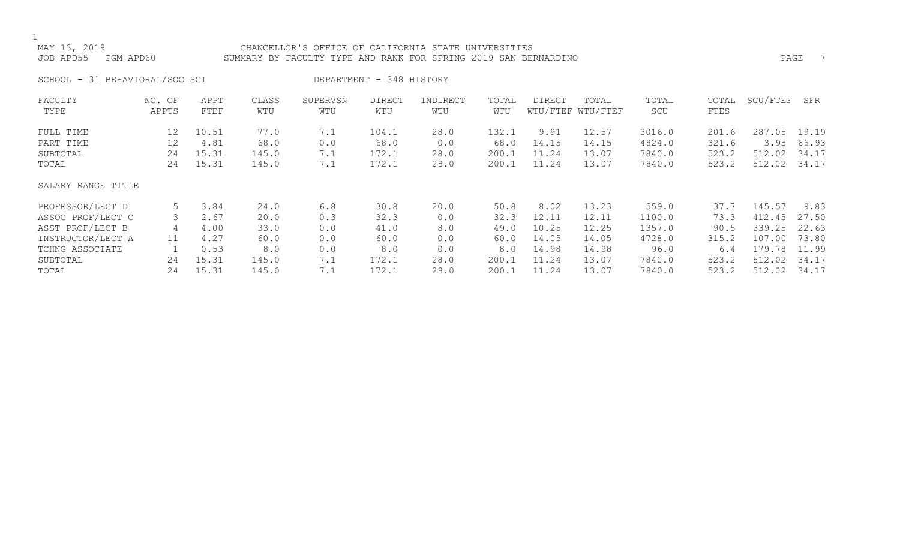MAY 13, 2019 — CHANCELLOR'S OFFICE OF CALIFORNIA STATE UNIVERSITIES

JOB APD55 PGM APD60 — SUMMARY BY FACULTY TYPE AND RANK FOR SPRING 2019 SAN BERNARDINO

SCHOOL - 31 BEHAVIORAL/SOC SCI — DEPARTMENT - 348 HISTORY

| FACULTY TYPE | NO. OF APPTS | APPT FTEF | CLASS WTU | SUPERVSN WTU | DIRECT WTU | INDIRECT WTU | TOTAL WTU | DIRECT WTU/FTEF | TOTAL WTU/FTEF | TOTAL SCU | TOTAL FTES | SCU/FTEF | SFR |
|---|---|---|---|---|---|---|---|---|---|---|---|---|---|
| FULL TIME | 12 | 10.51 | 77.0 | 7.1 | 104.1 | 28.0 | 132.1 | 9.91 | 12.57 | 3016.0 | 201.6 | 287.05 | 19.19 |
| PART TIME | 12 | 4.81 | 68.0 | 0.0 | 68.0 | 0.0 | 68.0 | 14.15 | 14.15 | 4824.0 | 321.6 | 3.95 | 66.93 |
| SUBTOTAL | 24 | 15.31 | 145.0 | 7.1 | 172.1 | 28.0 | 200.1 | 11.24 | 13.07 | 7840.0 | 523.2 | 512.02 | 34.17 |
| TOTAL | 24 | 15.31 | 145.0 | 7.1 | 172.1 | 28.0 | 200.1 | 11.24 | 13.07 | 7840.0 | 523.2 | 512.02 | 34.17 |

| SALARY RANGE TITLE | NO. OF APPTS | APPT FTEF | CLASS WTU | SUPERVSN WTU | DIRECT WTU | INDIRECT WTU | TOTAL WTU | DIRECT WTU/FTEF | TOTAL WTU/FTEF | TOTAL SCU | TOTAL FTES | SCU/FTEF | SFR |
|---|---|---|---|---|---|---|---|---|---|---|---|---|---|
| PROFESSOR/LECT D | 5 | 3.84 | 24.0 | 6.8 | 30.8 | 20.0 | 50.8 | 8.02 | 13.23 | 559.0 | 37.7 | 145.57 | 9.83 |
| ASSOC PROF/LECT C | 3 | 2.67 | 20.0 | 0.3 | 32.3 | 0.0 | 32.3 | 12.11 | 12.11 | 1100.0 | 73.3 | 412.45 | 27.50 |
| ASST PROF/LECT B | 4 | 4.00 | 33.0 | 0.0 | 41.0 | 8.0 | 49.0 | 10.25 | 12.25 | 1357.0 | 90.5 | 339.25 | 22.63 |
| INSTRUCTOR/LECT A | 11 | 4.27 | 60.0 | 0.0 | 60.0 | 0.0 | 60.0 | 14.05 | 14.05 | 4728.0 | 315.2 | 107.00 | 73.80 |
| TCHNG ASSOCIATE | 1 | 0.53 | 8.0 | 0.0 | 8.0 | 0.0 | 8.0 | 14.98 | 14.98 | 96.0 | 6.4 | 179.78 | 11.99 |
| SUBTOTAL | 24 | 15.31 | 145.0 | 7.1 | 172.1 | 28.0 | 200.1 | 11.24 | 13.07 | 7840.0 | 523.2 | 512.02 | 34.17 |
| TOTAL | 24 | 15.31 | 145.0 | 7.1 | 172.1 | 28.0 | 200.1 | 11.24 | 13.07 | 7840.0 | 523.2 | 512.02 | 34.17 |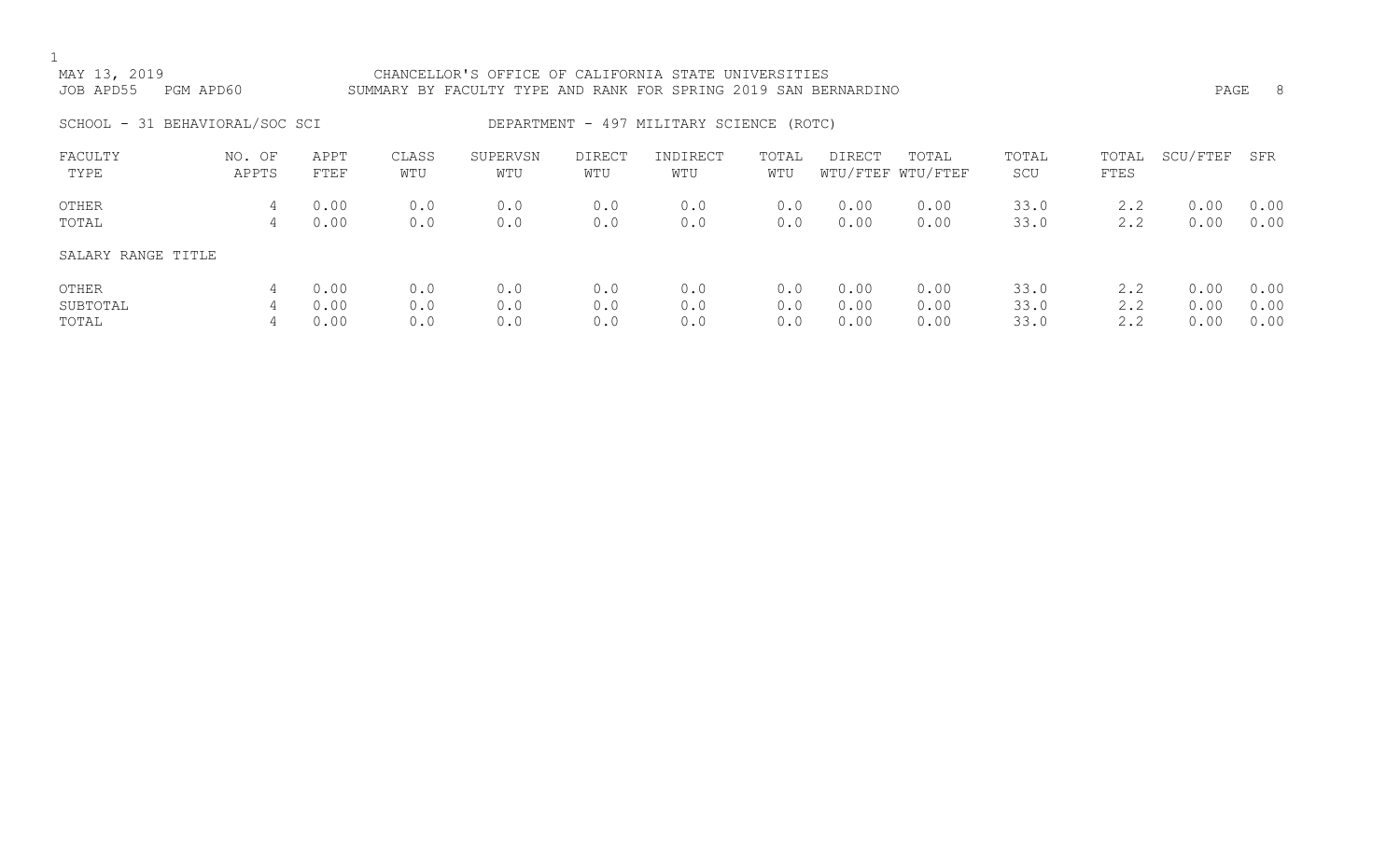MAY 13, 2019 CHANCELLOR'S OFFICE OF CALIFORNIA STATE UNIVERSITIES
JOB APD55 PGM APD60 SUMMARY BY FACULTY TYPE AND RANK FOR SPRING 2019 SAN BERNARDINO

SCHOOL - 31 BEHAVIORAL/SOC SCI DEPARTMENT - 497 MILITARY SCIENCE (ROTC)

| FACULTY TYPE | NO. OF APPTS | APPT FTEF | CLASS WTU | SUPERVSN WTU | DIRECT WTU | INDIRECT WTU | TOTAL WTU | DIRECT WTU/FTEF | TOTAL WTU/FTEF | TOTAL SCU | TOTAL FTES | SCU/FTEF | SFR |
|---|---|---|---|---|---|---|---|---|---|---|---|---|---|
| OTHER | 4 | 0.00 | 0.0 | 0.0 | 0.0 | 0.0 | 0.0 | 0.00 | 0.00 | 33.0 | 2.2 | 0.00 | 0.00 |
| TOTAL | 4 | 0.00 | 0.0 | 0.0 | 0.0 | 0.0 | 0.0 | 0.00 | 0.00 | 33.0 | 2.2 | 0.00 | 0.00 |
| SALARY RANGE TITLE | | | | | | | | | | | | | |
| OTHER | 4 | 0.00 | 0.0 | 0.0 | 0.0 | 0.0 | 0.0 | 0.00 | 0.00 | 33.0 | 2.2 | 0.00 | 0.00 |
| SUBTOTAL | 4 | 0.00 | 0.0 | 0.0 | 0.0 | 0.0 | 0.0 | 0.00 | 0.00 | 33.0 | 2.2 | 0.00 | 0.00 |
| TOTAL | 4 | 0.00 | 0.0 | 0.0 | 0.0 | 0.0 | 0.0 | 0.00 | 0.00 | 33.0 | 2.2 | 0.00 | 0.00 |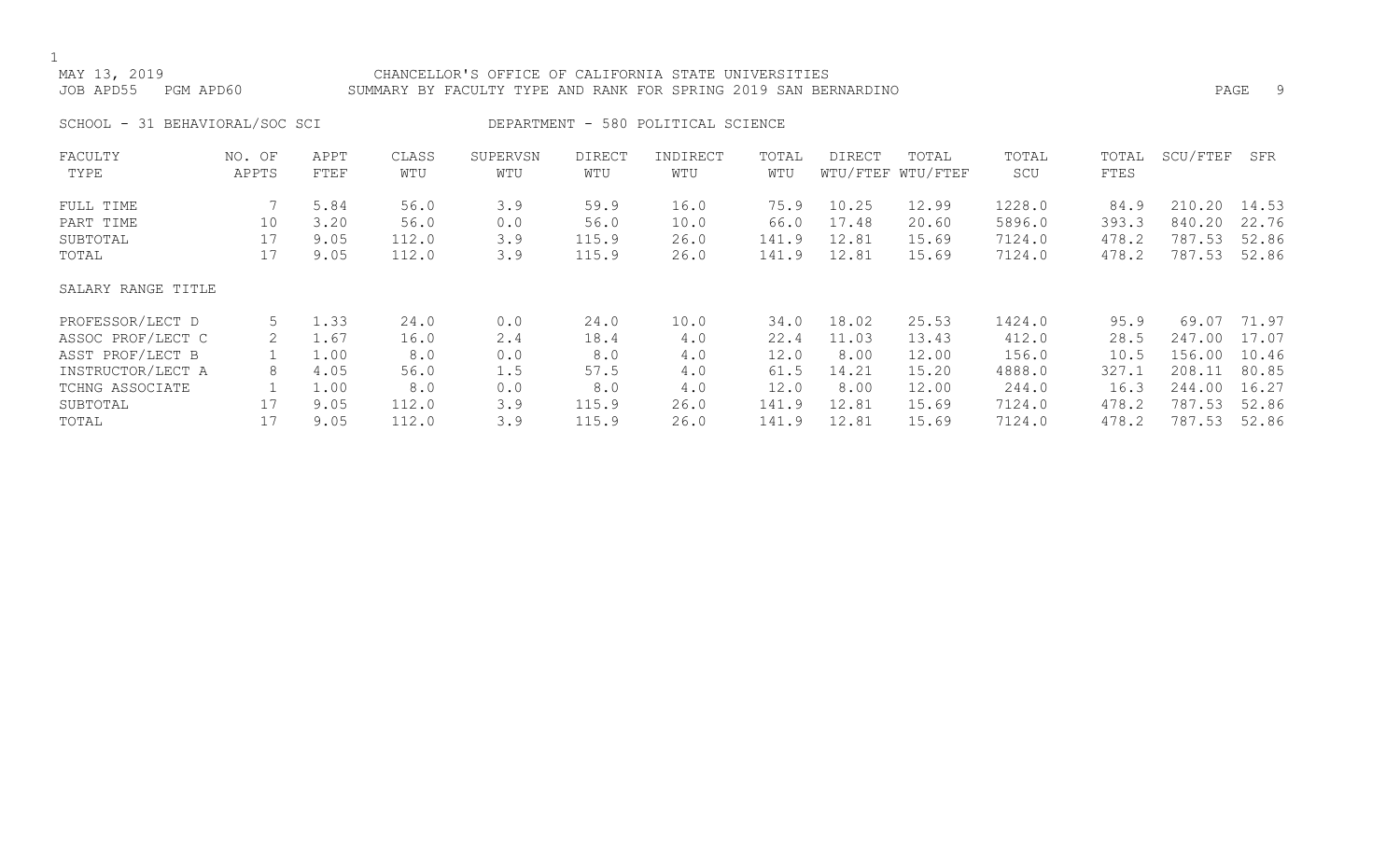MAY 13, 2019 CHANCELLOR'S OFFICE OF CALIFORNIA STATE UNIVERSITIES
JOB APD55 PGM APD60 SUMMARY BY FACULTY TYPE AND RANK FOR SPRING 2019 SAN BERNARDINO

SCHOOL - 31 BEHAVIORAL/SOC SCI DEPARTMENT - 580 POLITICAL SCIENCE

| FACULTY TYPE | NO. OF APPTS | APPT FTEF | CLASS WTU | SUPERVSN WTU | DIRECT WTU | INDIRECT WTU | TOTAL WTU | DIRECT WTU/FTEF | TOTAL WTU/FTEF | TOTAL SCU | TOTAL FTES | SCU/FTEF | SFR |
|---|---|---|---|---|---|---|---|---|---|---|---|---|---|
| FULL TIME | 7 | 5.84 | 56.0 | 3.9 | 59.9 | 16.0 | 75.9 | 10.25 | 12.99 | 1228.0 | 84.9 | 210.20 | 14.53 |
| PART TIME | 10 | 3.20 | 56.0 | 0.0 | 56.0 | 10.0 | 66.0 | 17.48 | 20.60 | 5896.0 | 393.3 | 840.20 | 22.76 |
| SUBTOTAL | 17 | 9.05 | 112.0 | 3.9 | 115.9 | 26.0 | 141.9 | 12.81 | 15.69 | 7124.0 | 478.2 | 787.53 | 52.86 |
| TOTAL | 17 | 9.05 | 112.0 | 3.9 | 115.9 | 26.0 | 141.9 | 12.81 | 15.69 | 7124.0 | 478.2 | 787.53 | 52.86 |
| SALARY RANGE TITLE | | | | | | | | | | | | | |
| PROFESSOR/LECT D | 5 | 1.33 | 24.0 | 0.0 | 24.0 | 10.0 | 34.0 | 18.02 | 25.53 | 1424.0 | 95.9 | 69.07 | 71.97 |
| ASSOC PROF/LECT C | 2 | 1.67 | 16.0 | 2.4 | 18.4 | 4.0 | 22.4 | 11.03 | 13.43 | 412.0 | 28.5 | 247.00 | 17.07 |
| ASST PROF/LECT B | 1 | 1.00 | 8.0 | 0.0 | 8.0 | 4.0 | 12.0 | 8.00 | 12.00 | 156.0 | 10.5 | 156.00 | 10.46 |
| INSTRUCTOR/LECT A | 8 | 4.05 | 56.0 | 1.5 | 57.5 | 4.0 | 61.5 | 14.21 | 15.20 | 4888.0 | 327.1 | 208.11 | 80.85 |
| TCHNG ASSOCIATE | 1 | 1.00 | 8.0 | 0.0 | 8.0 | 4.0 | 12.0 | 8.00 | 12.00 | 244.0 | 16.3 | 244.00 | 16.27 |
| SUBTOTAL | 17 | 9.05 | 112.0 | 3.9 | 115.9 | 26.0 | 141.9 | 12.81 | 15.69 | 7124.0 | 478.2 | 787.53 | 52.86 |
| TOTAL | 17 | 9.05 | 112.0 | 3.9 | 115.9 | 26.0 | 141.9 | 12.81 | 15.69 | 7124.0 | 478.2 | 787.53 | 52.86 |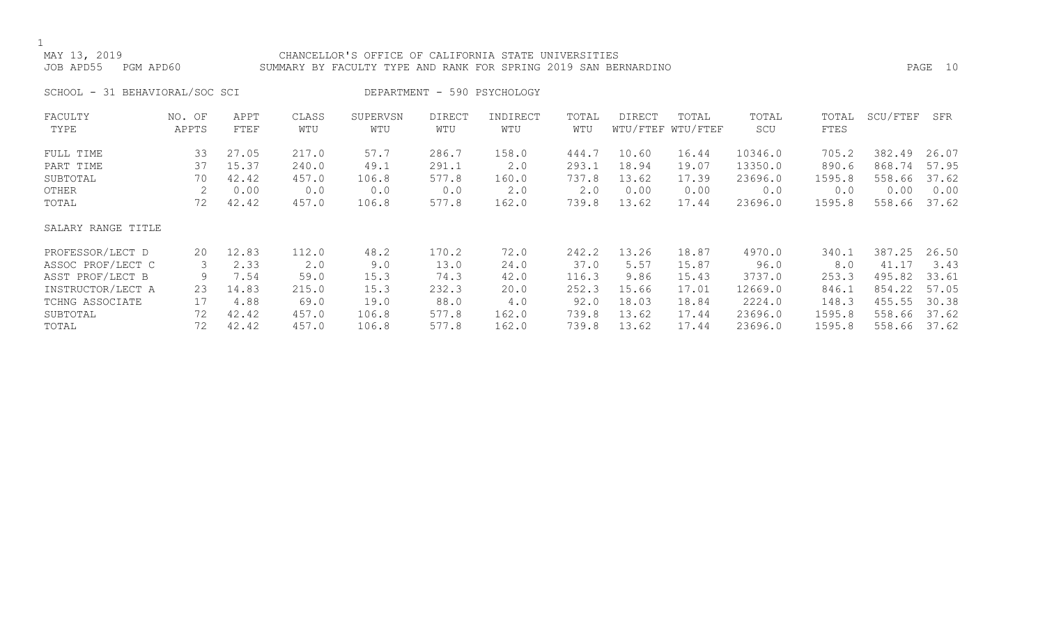MAY 13, 2019 CHANCELLOR'S OFFICE OF CALIFORNIA STATE UNIVERSITIES
JOB APD55 PGM APD60 SUMMARY BY FACULTY TYPE AND RANK FOR SPRING 2019 SAN BERNARDINO

SCHOOL - 31 BEHAVIORAL/SOC SCI DEPARTMENT - 590 PSYCHOLOGY

| FACULTY TYPE | NO. OF APPTS | APPT FTEF | CLASS WTU | SUPERVSN WTU | DIRECT WTU | INDIRECT WTU | TOTAL WTU | DIRECT WTU/FTEF | TOTAL WTU/FTEF | TOTAL SCU | TOTAL FTES | SCU/FTEF | SFR |
|---|---|---|---|---|---|---|---|---|---|---|---|---|---|
| FULL TIME | 33 | 27.05 | 217.0 | 57.7 | 286.7 | 158.0 | 444.7 | 10.60 | 16.44 | 10346.0 | 705.2 | 382.49 | 26.07 |
| PART TIME | 37 | 15.37 | 240.0 | 49.1 | 291.1 | 2.0 | 293.1 | 18.94 | 19.07 | 13350.0 | 890.6 | 868.74 | 57.95 |
| SUBTOTAL | 70 | 42.42 | 457.0 | 106.8 | 577.8 | 160.0 | 737.8 | 13.62 | 17.39 | 23696.0 | 1595.8 | 558.66 | 37.62 |
| OTHER | 2 | 0.00 | 0.0 | 0.0 | 0.0 | 2.0 | 2.0 | 0.00 | 0.00 | 0.0 | 0.0 | 0.00 | 0.00 |
| TOTAL | 72 | 42.42 | 457.0 | 106.8 | 577.8 | 162.0 | 739.8 | 13.62 | 17.44 | 23696.0 | 1595.8 | 558.66 | 37.62 |

| SALARY RANGE TITLE | NO. OF APPTS | APPT FTEF | CLASS WTU | SUPERVSN WTU | DIRECT WTU | INDIRECT WTU | TOTAL WTU | DIRECT WTU/FTEF | TOTAL WTU/FTEF | TOTAL SCU | TOTAL FTES | SCU/FTEF | SFR |
|---|---|---|---|---|---|---|---|---|---|---|---|---|---|
| PROFESSOR/LECT D | 20 | 12.83 | 112.0 | 48.2 | 170.2 | 72.0 | 242.2 | 13.26 | 18.87 | 4970.0 | 340.1 | 387.25 | 26.50 |
| ASSOC PROF/LECT C | 3 | 2.33 | 2.0 | 9.0 | 13.0 | 24.0 | 37.0 | 5.57 | 15.87 | 96.0 | 8.0 | 41.17 | 3.43 |
| ASST PROF/LECT B | 9 | 7.54 | 59.0 | 15.3 | 74.3 | 42.0 | 116.3 | 9.86 | 15.43 | 3737.0 | 253.3 | 495.82 | 33.61 |
| INSTRUCTOR/LECT A | 23 | 14.83 | 215.0 | 15.3 | 232.3 | 20.0 | 252.3 | 15.66 | 17.01 | 12669.0 | 846.1 | 854.22 | 57.05 |
| TCHNG ASSOCIATE | 17 | 4.88 | 69.0 | 19.0 | 88.0 | 4.0 | 92.0 | 18.03 | 18.84 | 2224.0 | 148.3 | 455.55 | 30.38 |
| SUBTOTAL | 72 | 42.42 | 457.0 | 106.8 | 577.8 | 162.0 | 739.8 | 13.62 | 17.44 | 23696.0 | 1595.8 | 558.66 | 37.62 |
| TOTAL | 72 | 42.42 | 457.0 | 106.8 | 577.8 | 162.0 | 739.8 | 13.62 | 17.44 | 23696.0 | 1595.8 | 558.66 | 37.62 |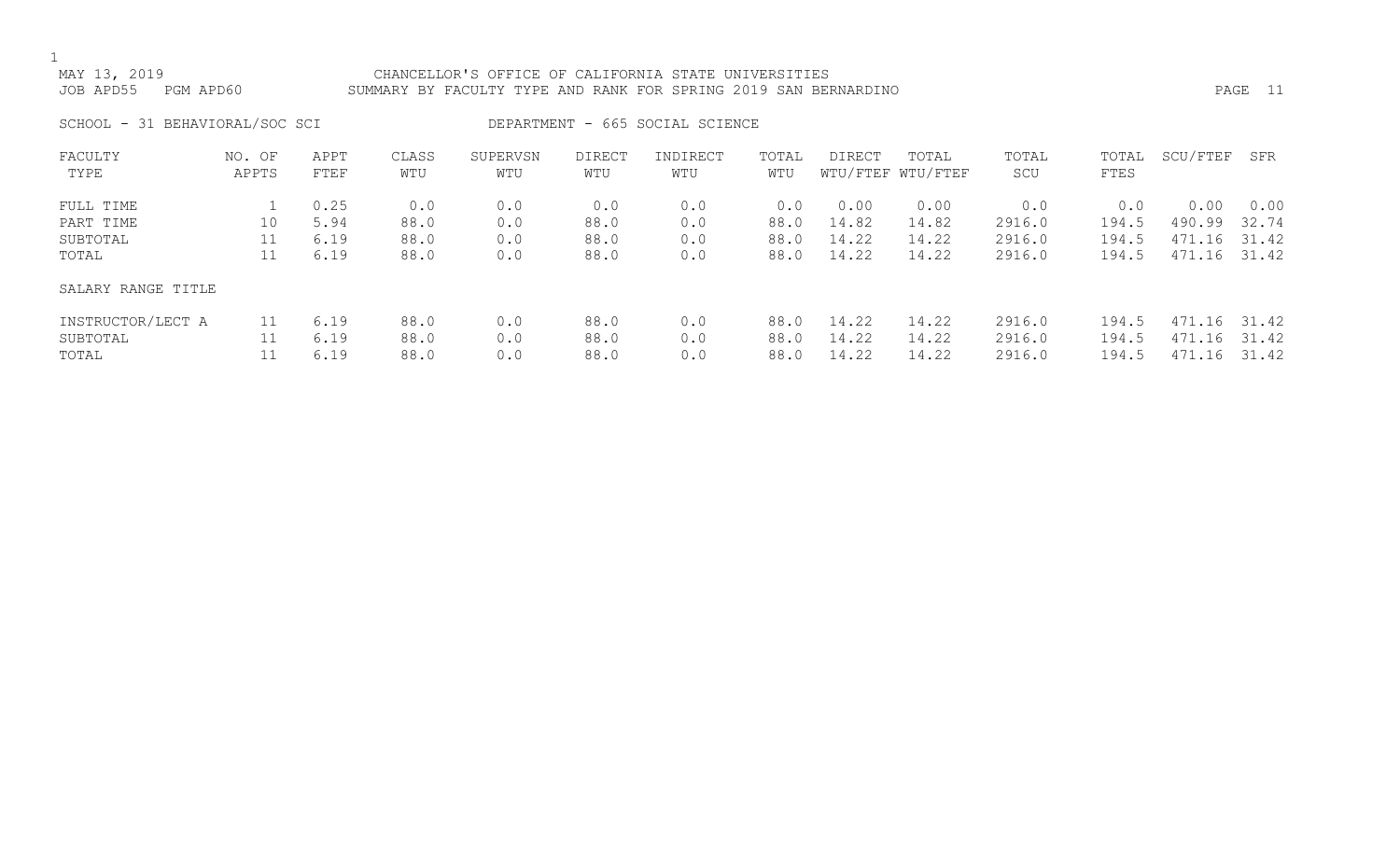MAY 13, 2019 CHANCELLOR'S OFFICE OF CALIFORNIA STATE UNIVERSITIES

JOB APD55 PGM APD60 SUMMARY BY FACULTY TYPE AND RANK FOR SPRING 2019 SAN BERNARDINO

SCHOOL - 31 BEHAVIORAL/SOC SCI DEPARTMENT - 665 SOCIAL SCIENCE

| FACULTY TYPE | NO. OF APPTS | APPT FTEF | CLASS WTU | SUPERVSN WTU | DIRECT WTU | INDIRECT WTU | TOTAL WTU | DIRECT WTU/FTEF | TOTAL WTU/FTEF | TOTAL SCU | TOTAL FTES | SCU/FTEF | SFR |
|---|---|---|---|---|---|---|---|---|---|---|---|---|---|
| FULL TIME | 1 | 0.25 | 0.0 | 0.0 | 0.0 | 0.0 | 0.0 | 0.00 | 0.00 | 0.0 | 0.0 | 0.00 | 0.00 |
| PART TIME | 10 | 5.94 | 88.0 | 0.0 | 88.0 | 0.0 | 88.0 | 14.82 | 14.82 | 2916.0 | 194.5 | 490.99 | 32.74 |
| SUBTOTAL | 11 | 6.19 | 88.0 | 0.0 | 88.0 | 0.0 | 88.0 | 14.22 | 14.22 | 2916.0 | 194.5 | 471.16 | 31.42 |
| TOTAL | 11 | 6.19 | 88.0 | 0.0 | 88.0 | 0.0 | 88.0 | 14.22 | 14.22 | 2916.0 | 194.5 | 471.16 | 31.42 |
| SALARY RANGE TITLE | | | | | | | | | | | | | |
| INSTRUCTOR/LECT A | 11 | 6.19 | 88.0 | 0.0 | 88.0 | 0.0 | 88.0 | 14.22 | 14.22 | 2916.0 | 194.5 | 471.16 | 31.42 |
| SUBTOTAL | 11 | 6.19 | 88.0 | 0.0 | 88.0 | 0.0 | 88.0 | 14.22 | 14.22 | 2916.0 | 194.5 | 471.16 | 31.42 |
| TOTAL | 11 | 6.19 | 88.0 | 0.0 | 88.0 | 0.0 | 88.0 | 14.22 | 14.22 | 2916.0 | 194.5 | 471.16 | 31.42 |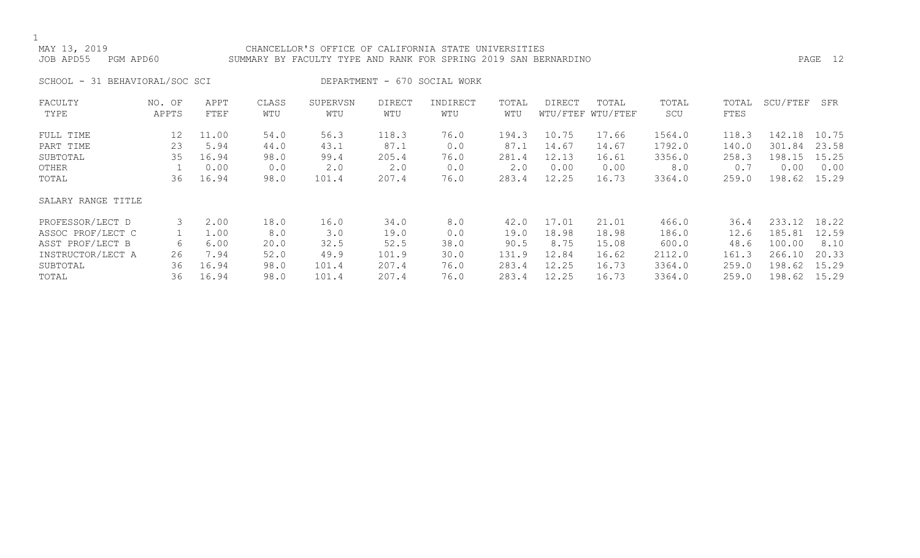MAY 13, 2019 CHANCELLOR'S OFFICE OF CALIFORNIA STATE UNIVERSITIES
JOB APD55 PGM APD60 SUMMARY BY FACULTY TYPE AND RANK FOR SPRING 2019 SAN BERNARDINO

SCHOOL - 31 BEHAVIORAL/SOC SCI DEPARTMENT - 670 SOCIAL WORK

| FACULTY TYPE | NO. OF APPTS | APPT FTEF | CLASS WTU | SUPERVSN WTU | DIRECT WTU | INDIRECT WTU | TOTAL WTU | DIRECT WTU/FTEF | TOTAL WTU/FTEF | TOTAL SCU | TOTAL FTES | SCU/FTEF | SFR |
|---|---|---|---|---|---|---|---|---|---|---|---|---|---|
| FULL TIME | 12 | 11.00 | 54.0 | 56.3 | 118.3 | 76.0 | 194.3 | 10.75 | 17.66 | 1564.0 | 118.3 | 142.18 | 10.75 |
| PART TIME | 23 | 5.94 | 44.0 | 43.1 | 87.1 | 0.0 | 87.1 | 14.67 | 14.67 | 1792.0 | 140.0 | 301.84 | 23.58 |
| SUBTOTAL | 35 | 16.94 | 98.0 | 99.4 | 205.4 | 76.0 | 281.4 | 12.13 | 16.61 | 3356.0 | 258.3 | 198.15 | 15.25 |
| OTHER | 1 | 0.00 | 0.0 | 2.0 | 2.0 | 0.0 | 2.0 | 0.00 | 0.00 | 8.0 | 0.7 | 0.00 | 0.00 |
| TOTAL | 36 | 16.94 | 98.0 | 101.4 | 207.4 | 76.0 | 283.4 | 12.25 | 16.73 | 3364.0 | 259.0 | 198.62 | 15.29 |
| SALARY RANGE TITLE | | | | | | | | | | | | | |
| PROFESSOR/LECT D | 3 | 2.00 | 18.0 | 16.0 | 34.0 | 8.0 | 42.0 | 17.01 | 21.01 | 466.0 | 36.4 | 233.12 | 18.22 |
| ASSOC PROF/LECT C | 1 | 1.00 | 8.0 | 3.0 | 19.0 | 0.0 | 19.0 | 18.98 | 18.98 | 186.0 | 12.6 | 185.81 | 12.59 |
| ASST PROF/LECT B | 6 | 6.00 | 20.0 | 32.5 | 52.5 | 38.0 | 90.5 | 8.75 | 15.08 | 600.0 | 48.6 | 100.00 | 8.10 |
| INSTRUCTOR/LECT A | 26 | 7.94 | 52.0 | 49.9 | 101.9 | 30.0 | 131.9 | 12.84 | 16.62 | 2112.0 | 161.3 | 266.10 | 20.33 |
| SUBTOTAL | 36 | 16.94 | 98.0 | 101.4 | 207.4 | 76.0 | 283.4 | 12.25 | 16.73 | 3364.0 | 259.0 | 198.62 | 15.29 |
| TOTAL | 36 | 16.94 | 98.0 | 101.4 | 207.4 | 76.0 | 283.4 | 12.25 | 16.73 | 3364.0 | 259.0 | 198.62 | 15.29 |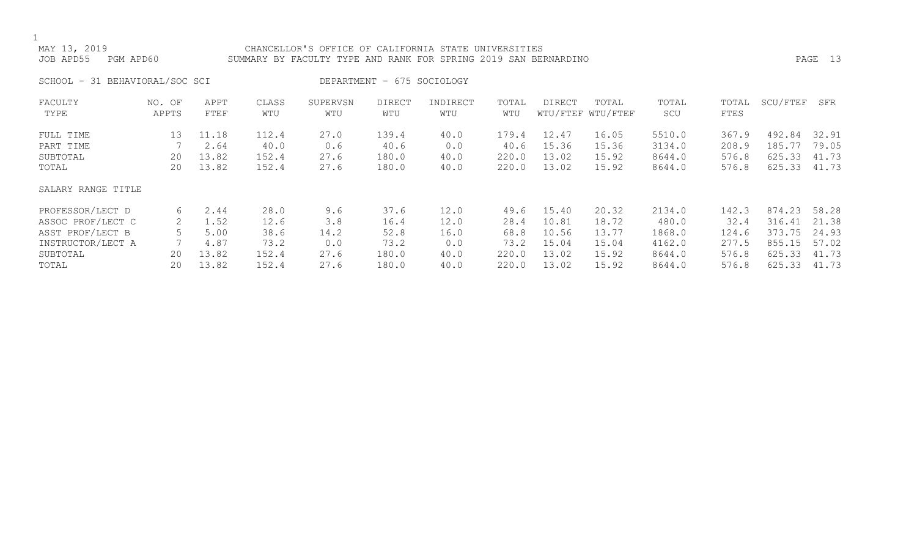MAY 13, 2019 CHANCELLOR'S OFFICE OF CALIFORNIA STATE UNIVERSITIES
JOB APD55 PGM APD60 SUMMARY BY FACULTY TYPE AND RANK FOR SPRING 2019 SAN BERNARDINO

SCHOOL - 31 BEHAVIORAL/SOC SCI DEPARTMENT - 675 SOCIOLOGY

| FACULTY TYPE | NO. OF APPTS | APPT FTEF | CLASS WTU | SUPERVSN WTU | DIRECT WTU | INDIRECT WTU | TOTAL WTU | DIRECT WTU/FTEF | TOTAL WTU/FTEF | TOTAL SCU | TOTAL FTES | SCU/FTEF | SFR |
|---|---|---|---|---|---|---|---|---|---|---|---|---|---|
| FULL TIME | 13 | 11.18 | 112.4 | 27.0 | 139.4 | 40.0 | 179.4 | 12.47 | 16.05 | 5510.0 | 367.9 | 492.84 | 32.91 |
| PART TIME | 7 | 2.64 | 40.0 | 0.6 | 40.6 | 0.0 | 40.6 | 15.36 | 15.36 | 3134.0 | 208.9 | 185.77 | 79.05 |
| SUBTOTAL | 20 | 13.82 | 152.4 | 27.6 | 180.0 | 40.0 | 220.0 | 13.02 | 15.92 | 8644.0 | 576.8 | 625.33 | 41.73 |
| TOTAL | 20 | 13.82 | 152.4 | 27.6 | 180.0 | 40.0 | 220.0 | 13.02 | 15.92 | 8644.0 | 576.8 | 625.33 | 41.73 |

SALARY RANGE TITLE

| SALARY RANGE TITLE | NO. OF APPTS | APPT FTEF | CLASS WTU | SUPERVSN WTU | DIRECT WTU | INDIRECT WTU | TOTAL WTU | DIRECT WTU/FTEF | TOTAL WTU/FTEF | TOTAL SCU | TOTAL FTES | SCU/FTEF | SFR |
|---|---|---|---|---|---|---|---|---|---|---|---|---|---|
| PROFESSOR/LECT D | 6 | 2.44 | 28.0 | 9.6 | 37.6 | 12.0 | 49.6 | 15.40 | 20.32 | 2134.0 | 142.3 | 874.23 | 58.28 |
| ASSOC PROF/LECT C | 2 | 1.52 | 12.6 | 3.8 | 16.4 | 12.0 | 28.4 | 10.81 | 18.72 | 480.0 | 32.4 | 316.41 | 21.38 |
| ASST PROF/LECT B | 5 | 5.00 | 38.6 | 14.2 | 52.8 | 16.0 | 68.8 | 10.56 | 13.77 | 1868.0 | 124.6 | 373.75 | 24.93 |
| INSTRUCTOR/LECT A | 7 | 4.87 | 73.2 | 0.0 | 73.2 | 0.0 | 73.2 | 15.04 | 15.04 | 4162.0 | 277.5 | 855.15 | 57.02 |
| SUBTOTAL | 20 | 13.82 | 152.4 | 27.6 | 180.0 | 40.0 | 220.0 | 13.02 | 15.92 | 8644.0 | 576.8 | 625.33 | 41.73 |
| TOTAL | 20 | 13.82 | 152.4 | 27.6 | 180.0 | 40.0 | 220.0 | 13.02 | 15.92 | 8644.0 | 576.8 | 625.33 | 41.73 |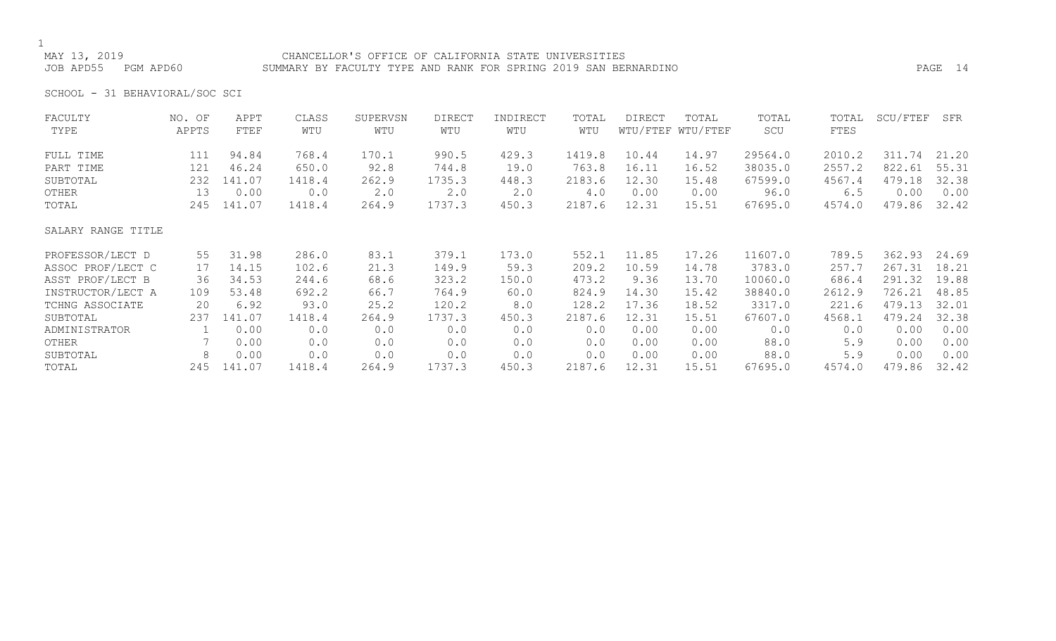MAY 13, 2019 CHANCELLOR'S OFFICE OF CALIFORNIA STATE UNIVERSITIES
JOB APD55 PGM APD60 SUMMARY BY FACULTY TYPE AND RANK FOR SPRING 2019 SAN BERNARDINO

SCHOOL - 31 BEHAVIORAL/SOC SCI

| FACULTY TYPE | NO. OF APPTS | APPT FTEF | CLASS WTU | SUPERVSN WTU | DIRECT WTU | INDIRECT WTU | TOTAL WTU | DIRECT WTU/FTEF | TOTAL WTU/FTEF | TOTAL SCU | TOTAL FTES | SCU/FTEF | SFR |
|---|---|---|---|---|---|---|---|---|---|---|---|---|---|
| FULL TIME | 111 | 94.84 | 768.4 | 170.1 | 990.5 | 429.3 | 1419.8 | 10.44 | 14.97 | 29564.0 | 2010.2 | 311.74 | 21.20 |
| PART TIME | 121 | 46.24 | 650.0 | 92.8 | 744.8 | 19.0 | 763.8 | 16.11 | 16.52 | 38035.0 | 2557.2 | 822.61 | 55.31 |
| SUBTOTAL | 232 | 141.07 | 1418.4 | 262.9 | 1735.3 | 448.3 | 2183.6 | 12.30 | 15.48 | 67599.0 | 4567.4 | 479.18 | 32.38 |
| OTHER | 13 | 0.00 | 0.0 | 2.0 | 2.0 | 2.0 | 4.0 | 0.00 | 0.00 | 96.0 | 6.5 | 0.00 | 0.00 |
| TOTAL | 245 | 141.07 | 1418.4 | 264.9 | 1737.3 | 450.3 | 2187.6 | 12.31 | 15.51 | 67695.0 | 4574.0 | 479.86 | 32.42 |
| **SALARY RANGE TITLE** | | | | | | | | | | | | | |
| PROFESSOR/LECT D | 55 | 31.98 | 286.0 | 83.1 | 379.1 | 173.0 | 552.1 | 11.85 | 17.26 | 11607.0 | 789.5 | 362.93 | 24.69 |
| ASSOC PROF/LECT C | 17 | 14.15 | 102.6 | 21.3 | 149.9 | 59.3 | 209.2 | 10.59 | 14.78 | 3783.0 | 257.7 | 267.31 | 18.21 |
| ASST PROF/LECT B | 36 | 34.53 | 244.6 | 68.6 | 323.2 | 150.0 | 473.2 | 9.36 | 13.70 | 10060.0 | 686.4 | 291.32 | 19.88 |
| INSTRUCTOR/LECT A | 109 | 53.48 | 692.2 | 66.7 | 764.9 | 60.0 | 824.9 | 14.30 | 15.42 | 38840.0 | 2612.9 | 726.21 | 48.85 |
| TCHNG ASSOCIATE | 20 | 6.92 | 93.0 | 25.2 | 120.2 | 8.0 | 128.2 | 17.36 | 18.52 | 3317.0 | 221.6 | 479.13 | 32.01 |
| SUBTOTAL | 237 | 141.07 | 1418.4 | 264.9 | 1737.3 | 450.3 | 2187.6 | 12.31 | 15.51 | 67607.0 | 4568.1 | 479.24 | 32.38 |
| ADMINISTRATOR | 1 | 0.00 | 0.0 | 0.0 | 0.0 | 0.0 | 0.0 | 0.00 | 0.00 | 0.0 | 0.0 | 0.00 | 0.00 |
| OTHER | 7 | 0.00 | 0.0 | 0.0 | 0.0 | 0.0 | 0.0 | 0.00 | 0.00 | 88.0 | 5.9 | 0.00 | 0.00 |
| SUBTOTAL | 8 | 0.00 | 0.0 | 0.0 | 0.0 | 0.0 | 0.0 | 0.00 | 0.00 | 88.0 | 5.9 | 0.00 | 0.00 |
| TOTAL | 245 | 141.07 | 1418.4 | 264.9 | 1737.3 | 450.3 | 2187.6 | 12.31 | 15.51 | 67695.0 | 4574.0 | 479.86 | 32.42 |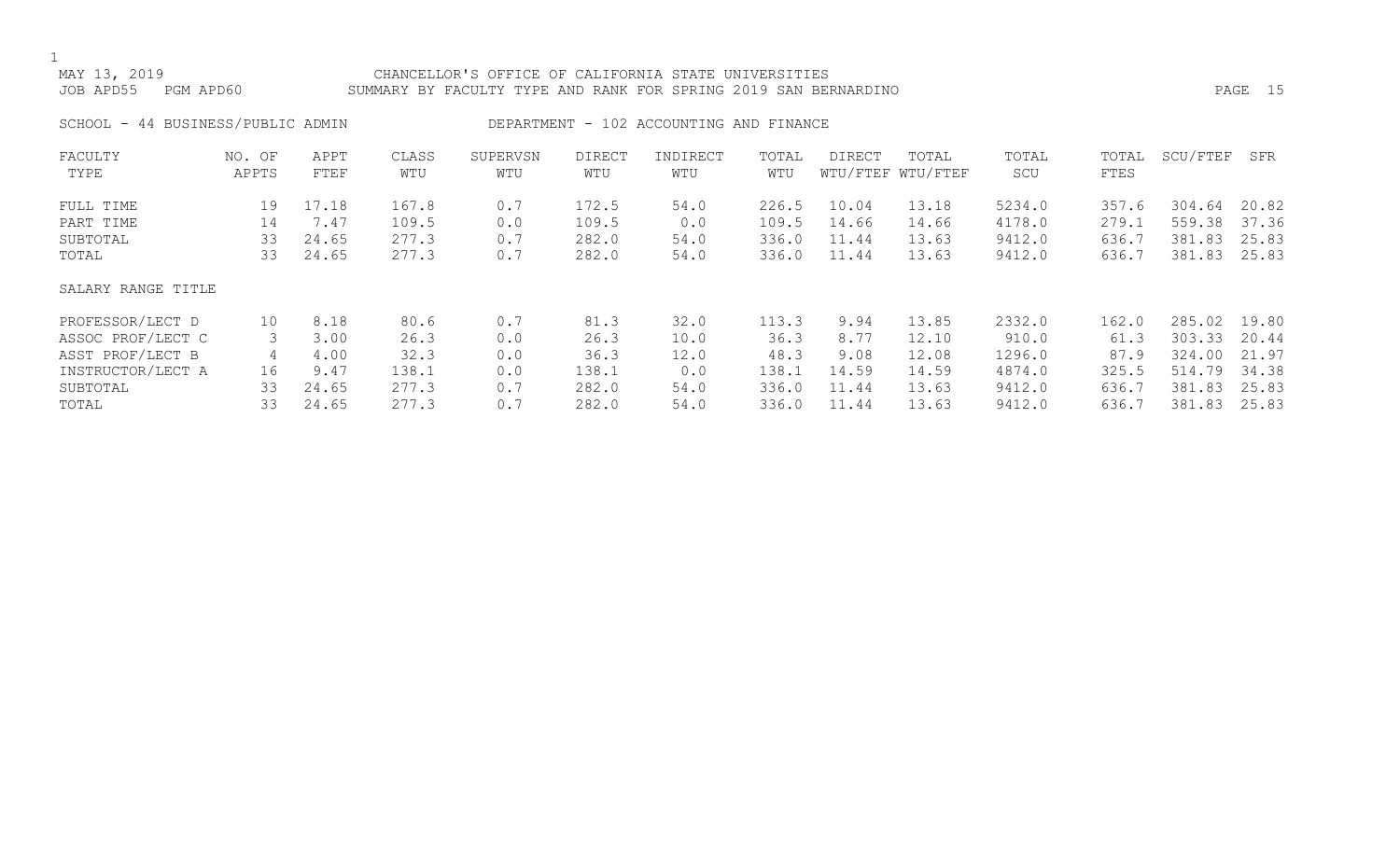MAY 13, 2019 CHANCELLOR'S OFFICE OF CALIFORNIA STATE UNIVERSITIES
JOB APD55 PGM APD60 SUMMARY BY FACULTY TYPE AND RANK FOR SPRING 2019 SAN BERNARDINO

SCHOOL - 44 BUSINESS/PUBLIC ADMIN DEPARTMENT - 102 ACCOUNTING AND FINANCE

| FACULTY TYPE | NO. OF APPTS | APPT FTEF | CLASS WTU | SUPERVSN WTU | DIRECT WTU | INDIRECT WTU | TOTAL WTU | DIRECT WTU/FTEF | TOTAL WTU/FTEF | TOTAL SCU | TOTAL FTES | SCU/FTEF | SFR |
|---|---|---|---|---|---|---|---|---|---|---|---|---|---|
| FULL TIME | 19 | 17.18 | 167.8 | 0.7 | 172.5 | 54.0 | 226.5 | 10.04 | 13.18 | 5234.0 | 357.6 | 304.64 | 20.82 |
| PART TIME | 14 | 7.47 | 109.5 | 0.0 | 109.5 | 0.0 | 109.5 | 14.66 | 14.66 | 4178.0 | 279.1 | 559.38 | 37.36 |
| SUBTOTAL | 33 | 24.65 | 277.3 | 0.7 | 282.0 | 54.0 | 336.0 | 11.44 | 13.63 | 9412.0 | 636.7 | 381.83 | 25.83 |
| TOTAL | 33 | 24.65 | 277.3 | 0.7 | 282.0 | 54.0 | 336.0 | 11.44 | 13.63 | 9412.0 | 636.7 | 381.83 | 25.83 |

| SALARY RANGE TITLE | NO. OF APPTS | APPT FTEF | CLASS WTU | SUPERVSN WTU | DIRECT WTU | INDIRECT WTU | TOTAL WTU | DIRECT WTU/FTEF | TOTAL WTU/FTEF | TOTAL SCU | TOTAL FTES | SCU/FTEF | SFR |
|---|---|---|---|---|---|---|---|---|---|---|---|---|---|
| PROFESSOR/LECT D | 10 | 8.18 | 80.6 | 0.7 | 81.3 | 32.0 | 113.3 | 9.94 | 13.85 | 2332.0 | 162.0 | 285.02 | 19.80 |
| ASSOC PROF/LECT C | 3 | 3.00 | 26.3 | 0.0 | 26.3 | 10.0 | 36.3 | 8.77 | 12.10 | 910.0 | 61.3 | 303.33 | 20.44 |
| ASST PROF/LECT B | 4 | 4.00 | 32.3 | 0.0 | 36.3 | 12.0 | 48.3 | 9.08 | 12.08 | 1296.0 | 87.9 | 324.00 | 21.97 |
| INSTRUCTOR/LECT A | 16 | 9.47 | 138.1 | 0.0 | 138.1 | 0.0 | 138.1 | 14.59 | 14.59 | 4874.0 | 325.5 | 514.79 | 34.38 |
| SUBTOTAL | 33 | 24.65 | 277.3 | 0.7 | 282.0 | 54.0 | 336.0 | 11.44 | 13.63 | 9412.0 | 636.7 | 381.83 | 25.83 |
| TOTAL | 33 | 24.65 | 277.3 | 0.7 | 282.0 | 54.0 | 336.0 | 11.44 | 13.63 | 9412.0 | 636.7 | 381.83 | 25.83 |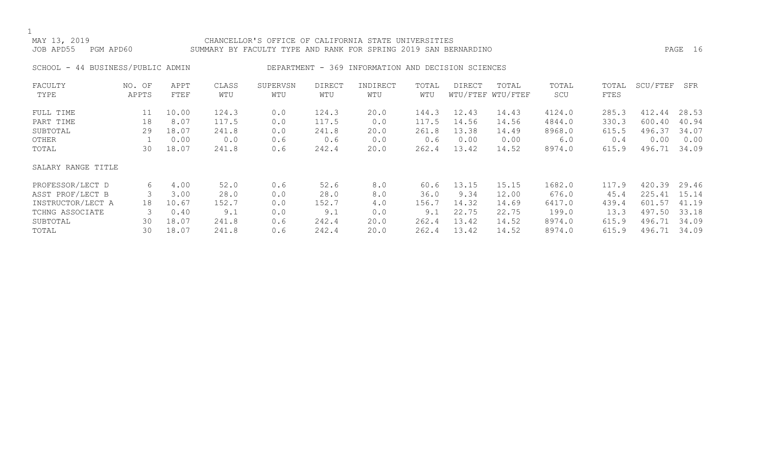MAY 13, 2019 CHANCELLOR'S OFFICE OF CALIFORNIA STATE UNIVERSITIES
JOB APD55 PGM APD60 SUMMARY BY FACULTY TYPE AND RANK FOR SPRING 2019 SAN BERNARDINO

SCHOOL - 44 BUSINESS/PUBLIC ADMIN DEPARTMENT - 369 INFORMATION AND DECISION SCIENCES

| FACULTY TYPE | NO. OF APPTS | APPT FTEF | CLASS WTU | SUPERVSN WTU | DIRECT WTU | INDIRECT WTU | TOTAL WTU | DIRECT WTU/FTEF | TOTAL WTU/FTEF | TOTAL SCU | TOTAL FTES | SCU/FTEF | SFR |
|---|---|---|---|---|---|---|---|---|---|---|---|---|---|
| FULL TIME | 11 | 10.00 | 124.3 | 0.0 | 124.3 | 20.0 | 144.3 | 12.43 | 14.43 | 4124.0 | 285.3 | 412.44 | 28.53 |
| PART TIME | 18 | 8.07 | 117.5 | 0.0 | 117.5 | 0.0 | 117.5 | 14.56 | 14.56 | 4844.0 | 330.3 | 600.40 | 40.94 |
| SUBTOTAL | 29 | 18.07 | 241.8 | 0.0 | 241.8 | 20.0 | 261.8 | 13.38 | 14.49 | 8968.0 | 615.5 | 496.37 | 34.07 |
| OTHER | 1 | 0.00 | 0.0 | 0.6 | 0.6 | 0.0 | 0.6 | 0.00 | 0.00 | 6.0 | 0.4 | 0.00 | 0.00 |
| TOTAL | 30 | 18.07 | 241.8 | 0.6 | 242.4 | 20.0 | 262.4 | 13.42 | 14.52 | 8974.0 | 615.9 | 496.71 | 34.09 |

| SALARY RANGE TITLE | NO. OF APPTS | APPT FTEF | CLASS WTU | SUPERVSN WTU | DIRECT WTU | INDIRECT WTU | TOTAL WTU | DIRECT WTU/FTEF | TOTAL WTU/FTEF | TOTAL SCU | TOTAL FTES | SCU/FTEF | SFR |
|---|---|---|---|---|---|---|---|---|---|---|---|---|---|
| PROFESSOR/LECT D | 6 | 4.00 | 52.0 | 0.6 | 52.6 | 8.0 | 60.6 | 13.15 | 15.15 | 1682.0 | 117.9 | 420.39 | 29.46 |
| ASST PROF/LECT B | 3 | 3.00 | 28.0 | 0.0 | 28.0 | 8.0 | 36.0 | 9.34 | 12.00 | 676.0 | 45.4 | 225.41 | 15.14 |
| INSTRUCTOR/LECT A | 18 | 10.67 | 152.7 | 0.0 | 152.7 | 4.0 | 156.7 | 14.32 | 14.69 | 6417.0 | 439.4 | 601.57 | 41.19 |
| TCHNG ASSOCIATE | 3 | 0.40 | 9.1 | 0.0 | 9.1 | 0.0 | 9.1 | 22.75 | 22.75 | 199.0 | 13.3 | 497.50 | 33.18 |
| SUBTOTAL | 30 | 18.07 | 241.8 | 0.6 | 242.4 | 20.0 | 262.4 | 13.42 | 14.52 | 8974.0 | 615.9 | 496.71 | 34.09 |
| TOTAL | 30 | 18.07 | 241.8 | 0.6 | 242.4 | 20.0 | 262.4 | 13.42 | 14.52 | 8974.0 | 615.9 | 496.71 | 34.09 |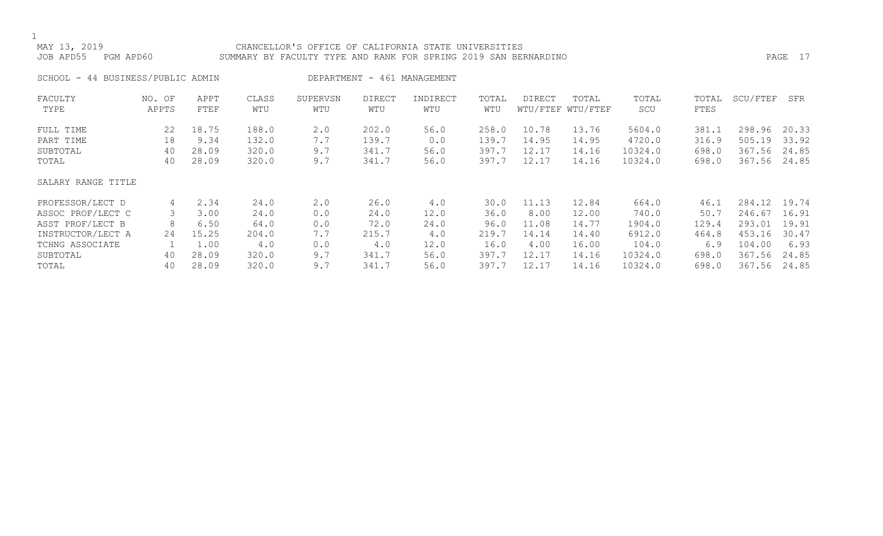MAY 13, 2019 CHANCELLOR'S OFFICE OF CALIFORNIA STATE UNIVERSITIES
JOB APD55 PGM APD60 SUMMARY BY FACULTY TYPE AND RANK FOR SPRING 2019 SAN BERNARDINO

SCHOOL - 44 BUSINESS/PUBLIC ADMIN DEPARTMENT - 461 MANAGEMENT

| FACULTY TYPE | NO. OF APPTS | APPT FTEF | CLASS WTU | SUPERVSN WTU | DIRECT WTU | INDIRECT WTU | TOTAL WTU | DIRECT WTU/FTEF | TOTAL WTU/FTEF | TOTAL SCU | TOTAL FTES | SCU/FTEF | SFR |
|---|---|---|---|---|---|---|---|---|---|---|---|---|---|
| FULL TIME | 22 | 18.75 | 188.0 | 2.0 | 202.0 | 56.0 | 258.0 | 10.78 | 13.76 | 5604.0 | 381.1 | 298.96 | 20.33 |
| PART TIME | 18 | 9.34 | 132.0 | 7.7 | 139.7 | 0.0 | 139.7 | 14.95 | 14.95 | 4720.0 | 316.9 | 505.19 | 33.92 |
| SUBTOTAL | 40 | 28.09 | 320.0 | 9.7 | 341.7 | 56.0 | 397.7 | 12.17 | 14.16 | 10324.0 | 698.0 | 367.56 | 24.85 |
| TOTAL | 40 | 28.09 | 320.0 | 9.7 | 341.7 | 56.0 | 397.7 | 12.17 | 14.16 | 10324.0 | 698.0 | 367.56 | 24.85 |
| SALARY RANGE TITLE | | | | | | | | | | | | | |
| PROFESSOR/LECT D | 4 | 2.34 | 24.0 | 2.0 | 26.0 | 4.0 | 30.0 | 11.13 | 12.84 | 664.0 | 46.1 | 284.12 | 19.74 |
| ASSOC PROF/LECT C | 3 | 3.00 | 24.0 | 0.0 | 24.0 | 12.0 | 36.0 | 8.00 | 12.00 | 740.0 | 50.7 | 246.67 | 16.91 |
| ASST PROF/LECT B | 8 | 6.50 | 64.0 | 0.0 | 72.0 | 24.0 | 96.0 | 11.08 | 14.77 | 1904.0 | 129.4 | 293.01 | 19.91 |
| INSTRUCTOR/LECT A | 24 | 15.25 | 204.0 | 7.7 | 215.7 | 4.0 | 219.7 | 14.14 | 14.40 | 6912.0 | 464.8 | 453.16 | 30.47 |
| TCHNG ASSOCIATE | 1 | 1.00 | 4.0 | 0.0 | 4.0 | 12.0 | 16.0 | 4.00 | 16.00 | 104.0 | 6.9 | 104.00 | 6.93 |
| SUBTOTAL | 40 | 28.09 | 320.0 | 9.7 | 341.7 | 56.0 | 397.7 | 12.17 | 14.16 | 10324.0 | 698.0 | 367.56 | 24.85 |
| TOTAL | 40 | 28.09 | 320.0 | 9.7 | 341.7 | 56.0 | 397.7 | 12.17 | 14.16 | 10324.0 | 698.0 | 367.56 | 24.85 |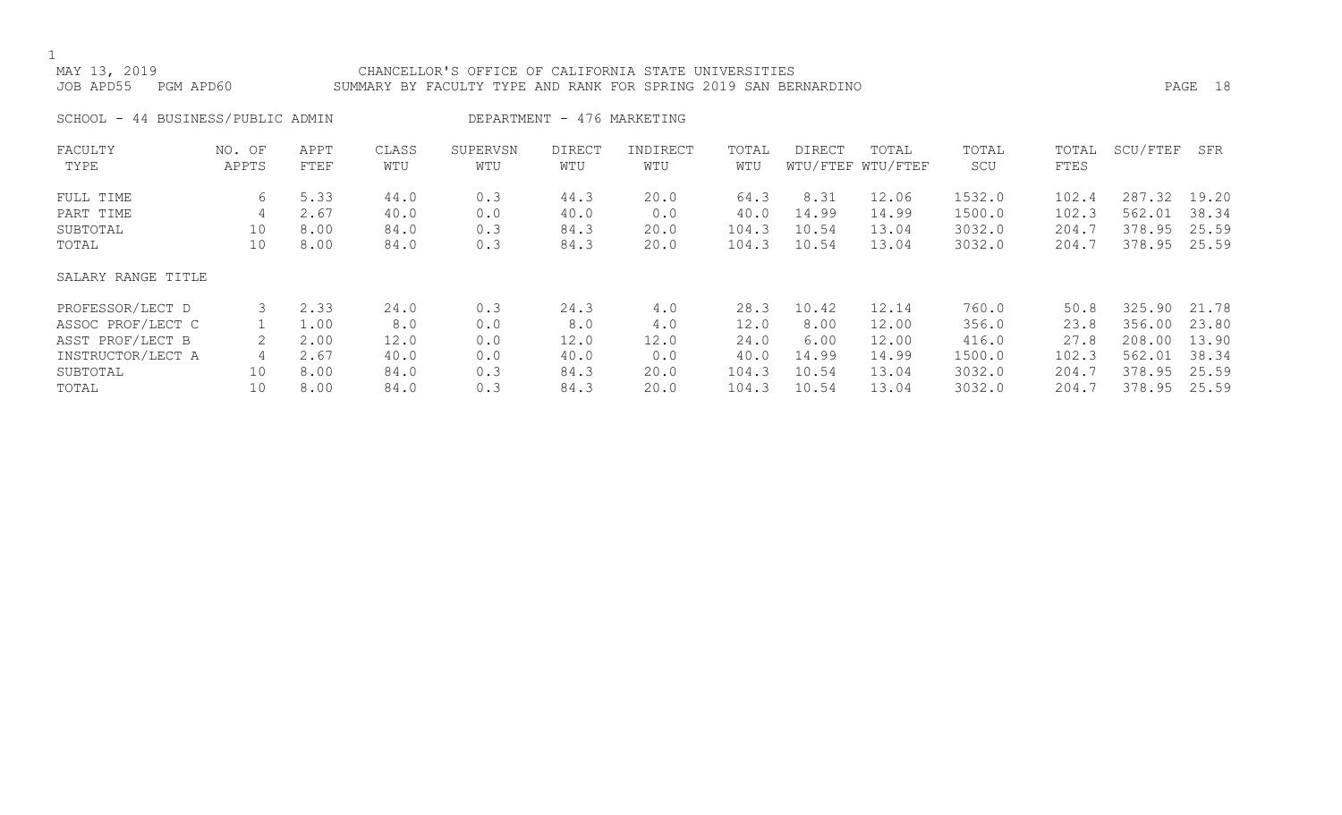CHANCELLOR'S OFFICE OF CALIFORNIA STATE UNIVERSITIES
SUMMARY BY FACULTY TYPE AND RANK FOR SPRING 2019 SAN BERNARDINO

MAY 13, 2019
JOB APD55 PGM APD60

SCHOOL - 44 BUSINESS/PUBLIC ADMIN DEPARTMENT - 476 MARKETING

| FACULTY TYPE | NO. OF APPTS | APPT FTEF | CLASS WTU | SUPERVSN WTU | DIRECT WTU | INDIRECT WTU | TOTAL WTU | DIRECT WTU/FTEF | TOTAL WTU/FTEF | TOTAL SCU | TOTAL FTES | SCU/FTEF | SFR |
|---|---|---|---|---|---|---|---|---|---|---|---|---|---|
| FULL TIME | 6 | 5.33 | 44.0 | 0.3 | 44.3 | 20.0 | 64.3 | 8.31 | 12.06 | 1532.0 | 102.4 | 287.32 | 19.20 |
| PART TIME | 4 | 2.67 | 40.0 | 0.0 | 40.0 | 0.0 | 40.0 | 14.99 | 14.99 | 1500.0 | 102.3 | 562.01 | 38.34 |
| SUBTOTAL | 10 | 8.00 | 84.0 | 0.3 | 84.3 | 20.0 | 104.3 | 10.54 | 13.04 | 3032.0 | 204.7 | 378.95 | 25.59 |
| TOTAL | 10 | 8.00 | 84.0 | 0.3 | 84.3 | 20.0 | 104.3 | 10.54 | 13.04 | 3032.0 | 204.7 | 378.95 | 25.59 |
| SALARY RANGE TITLE | | | | | | | | | | | | | |
| PROFESSOR/LECT D | 3 | 2.33 | 24.0 | 0.3 | 24.3 | 4.0 | 28.3 | 10.42 | 12.14 | 760.0 | 50.8 | 325.90 | 21.78 |
| ASSOC PROF/LECT C | 1 | 1.00 | 8.0 | 0.0 | 8.0 | 4.0 | 12.0 | 8.00 | 12.00 | 356.0 | 23.8 | 356.00 | 23.80 |
| ASST PROF/LECT B | 2 | 2.00 | 12.0 | 0.0 | 12.0 | 12.0 | 24.0 | 6.00 | 12.00 | 416.0 | 27.8 | 208.00 | 13.90 |
| INSTRUCTOR/LECT A | 4 | 2.67 | 40.0 | 0.0 | 40.0 | 0.0 | 40.0 | 14.99 | 14.99 | 1500.0 | 102.3 | 562.01 | 38.34 |
| SUBTOTAL | 10 | 8.00 | 84.0 | 0.3 | 84.3 | 20.0 | 104.3 | 10.54 | 13.04 | 3032.0 | 204.7 | 378.95 | 25.59 |
| TOTAL | 10 | 8.00 | 84.0 | 0.3 | 84.3 | 20.0 | 104.3 | 10.54 | 13.04 | 3032.0 | 204.7 | 378.95 | 25.59 |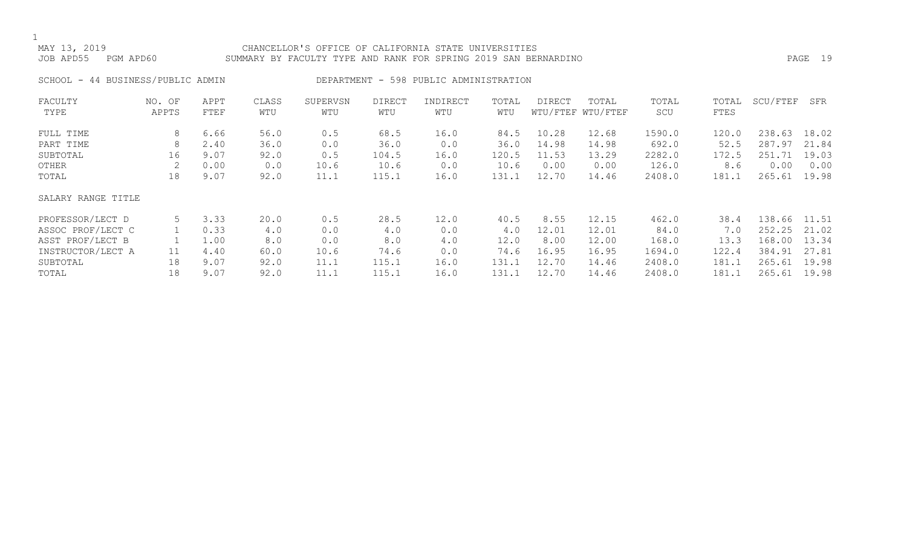MAY 13, 2019 CHANCELLOR'S OFFICE OF CALIFORNIA STATE UNIVERSITIES
JOB APD55 PGM APD60 SUMMARY BY FACULTY TYPE AND RANK FOR SPRING 2019 SAN BERNARDINO

SCHOOL - 44 BUSINESS/PUBLIC ADMIN DEPARTMENT - 598 PUBLIC ADMINISTRATION

| FACULTY TYPE | NO. OF APPTS | APPT FTEF | CLASS WTU | SUPERVSN WTU | DIRECT WTU | INDIRECT WTU | TOTAL WTU | DIRECT WTU/FTEF | TOTAL WTU/FTEF | TOTAL SCU | TOTAL FTES | SCU/FTEF | SFR |
|---|---|---|---|---|---|---|---|---|---|---|---|---|---|
| FULL TIME | 8 | 6.66 | 56.0 | 0.5 | 68.5 | 16.0 | 84.5 | 10.28 | 12.68 | 1590.0 | 120.0 | 238.63 | 18.02 |
| PART TIME | 8 | 2.40 | 36.0 | 0.0 | 36.0 | 0.0 | 36.0 | 14.98 | 14.98 | 692.0 | 52.5 | 287.97 | 21.84 |
| SUBTOTAL | 16 | 9.07 | 92.0 | 0.5 | 104.5 | 16.0 | 120.5 | 11.53 | 13.29 | 2282.0 | 172.5 | 251.71 | 19.03 |
| OTHER | 2 | 0.00 | 0.0 | 10.6 | 10.6 | 0.0 | 10.6 | 0.00 | 0.00 | 126.0 | 8.6 | 0.00 | 0.00 |
| TOTAL | 18 | 9.07 | 92.0 | 11.1 | 115.1 | 16.0 | 131.1 | 12.70 | 14.46 | 2408.0 | 181.1 | 265.61 | 19.98 |

| SALARY RANGE TITLE | NO. OF APPTS | APPT FTEF | CLASS WTU | SUPERVSN WTU | DIRECT WTU | INDIRECT WTU | TOTAL WTU | DIRECT WTU/FTEF | TOTAL WTU/FTEF | TOTAL SCU | TOTAL FTES | SCU/FTEF | SFR |
|---|---|---|---|---|---|---|---|---|---|---|---|---|---|
| PROFESSOR/LECT D | 5 | 3.33 | 20.0 | 0.5 | 28.5 | 12.0 | 40.5 | 8.55 | 12.15 | 462.0 | 38.4 | 138.66 | 11.51 |
| ASSOC PROF/LECT C | 1 | 0.33 | 4.0 | 0.0 | 4.0 | 0.0 | 4.0 | 12.01 | 12.01 | 84.0 | 7.0 | 252.25 | 21.02 |
| ASST PROF/LECT B | 1 | 1.00 | 8.0 | 0.0 | 8.0 | 4.0 | 12.0 | 8.00 | 12.00 | 168.0 | 13.3 | 168.00 | 13.34 |
| INSTRUCTOR/LECT A | 11 | 4.40 | 60.0 | 10.6 | 74.6 | 0.0 | 74.6 | 16.95 | 16.95 | 1694.0 | 122.4 | 384.91 | 27.81 |
| SUBTOTAL | 18 | 9.07 | 92.0 | 11.1 | 115.1 | 16.0 | 131.1 | 12.70 | 14.46 | 2408.0 | 181.1 | 265.61 | 19.98 |
| TOTAL | 18 | 9.07 | 92.0 | 11.1 | 115.1 | 16.0 | 131.1 | 12.70 | 14.46 | 2408.0 | 181.1 | 265.61 | 19.98 |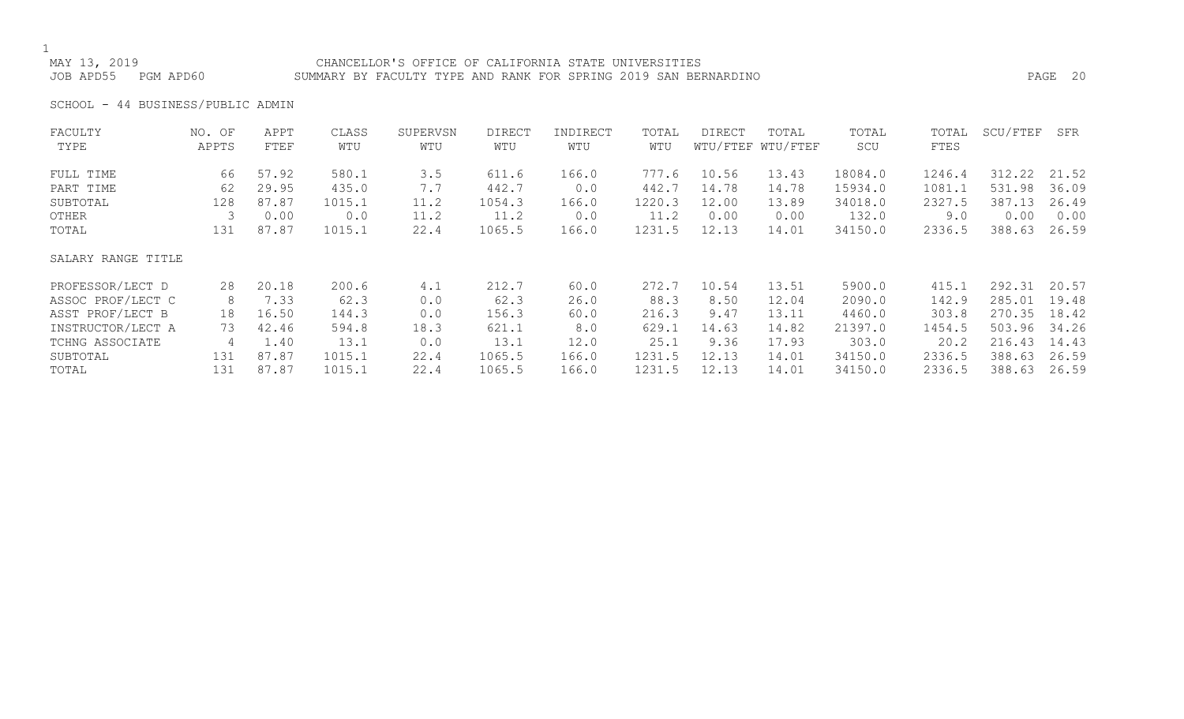MAY 13, 2019 CHANCELLOR'S OFFICE OF CALIFORNIA STATE UNIVERSITIES
JOB APD55 PGM APD60 SUMMARY BY FACULTY TYPE AND RANK FOR SPRING 2019 SAN BERNARDINO

SCHOOL - 44 BUSINESS/PUBLIC ADMIN

| FACULTY TYPE | NO. OF APPTS | APPT FTEF | CLASS WTU | SUPERVSN WTU | DIRECT WTU | INDIRECT WTU | TOTAL WTU | DIRECT WTU/FTEF | TOTAL WTU/FTEF | TOTAL SCU | TOTAL FTES | SCU/FTEF | SFR |
|---|---|---|---|---|---|---|---|---|---|---|---|---|---|
| FULL TIME | 66 | 57.92 | 580.1 | 3.5 | 611.6 | 166.0 | 777.6 | 10.56 | 13.43 | 18084.0 | 1246.4 | 312.22 | 21.52 |
| PART TIME | 62 | 29.95 | 435.0 | 7.7 | 442.7 | 0.0 | 442.7 | 14.78 | 14.78 | 15934.0 | 1081.1 | 531.98 | 36.09 |
| SUBTOTAL | 128 | 87.87 | 1015.1 | 11.2 | 1054.3 | 166.0 | 1220.3 | 12.00 | 13.89 | 34018.0 | 2327.5 | 387.13 | 26.49 |
| OTHER | 3 | 0.00 | 0.0 | 11.2 | 11.2 | 0.0 | 11.2 | 0.00 | 0.00 | 132.0 | 9.0 | 0.00 | 0.00 |
| TOTAL | 131 | 87.87 | 1015.1 | 22.4 | 1065.5 | 166.0 | 1231.5 | 12.13 | 14.01 | 34150.0 | 2336.5 | 388.63 | 26.59 |

| SALARY RANGE TITLE | NO. OF APPTS | APPT FTEF | CLASS WTU | SUPERVSN WTU | DIRECT WTU | INDIRECT WTU | TOTAL WTU | DIRECT WTU/FTEF | TOTAL WTU/FTEF | TOTAL SCU | TOTAL FTES | SCU/FTEF | SFR |
|---|---|---|---|---|---|---|---|---|---|---|---|---|---|
| PROFESSOR/LECT D | 28 | 20.18 | 200.6 | 4.1 | 212.7 | 60.0 | 272.7 | 10.54 | 13.51 | 5900.0 | 415.1 | 292.31 | 20.57 |
| ASSOC PROF/LECT C | 8 | 7.33 | 62.3 | 0.0 | 62.3 | 26.0 | 88.3 | 8.50 | 12.04 | 2090.0 | 142.9 | 285.01 | 19.48 |
| ASST PROF/LECT B | 18 | 16.50 | 144.3 | 0.0 | 156.3 | 60.0 | 216.3 | 9.47 | 13.11 | 4460.0 | 303.8 | 270.35 | 18.42 |
| INSTRUCTOR/LECT A | 73 | 42.46 | 594.8 | 18.3 | 621.1 | 8.0 | 629.1 | 14.63 | 14.82 | 21397.0 | 1454.5 | 503.96 | 34.26 |
| TCHNG ASSOCIATE | 4 | 1.40 | 13.1 | 0.0 | 13.1 | 12.0 | 25.1 | 9.36 | 17.93 | 303.0 | 20.2 | 216.43 | 14.43 |
| SUBTOTAL | 131 | 87.87 | 1015.1 | 22.4 | 1065.5 | 166.0 | 1231.5 | 12.13 | 14.01 | 34150.0 | 2336.5 | 388.63 | 26.59 |
| TOTAL | 131 | 87.87 | 1015.1 | 22.4 | 1065.5 | 166.0 | 1231.5 | 12.13 | 14.01 | 34150.0 | 2336.5 | 388.63 | 26.59 |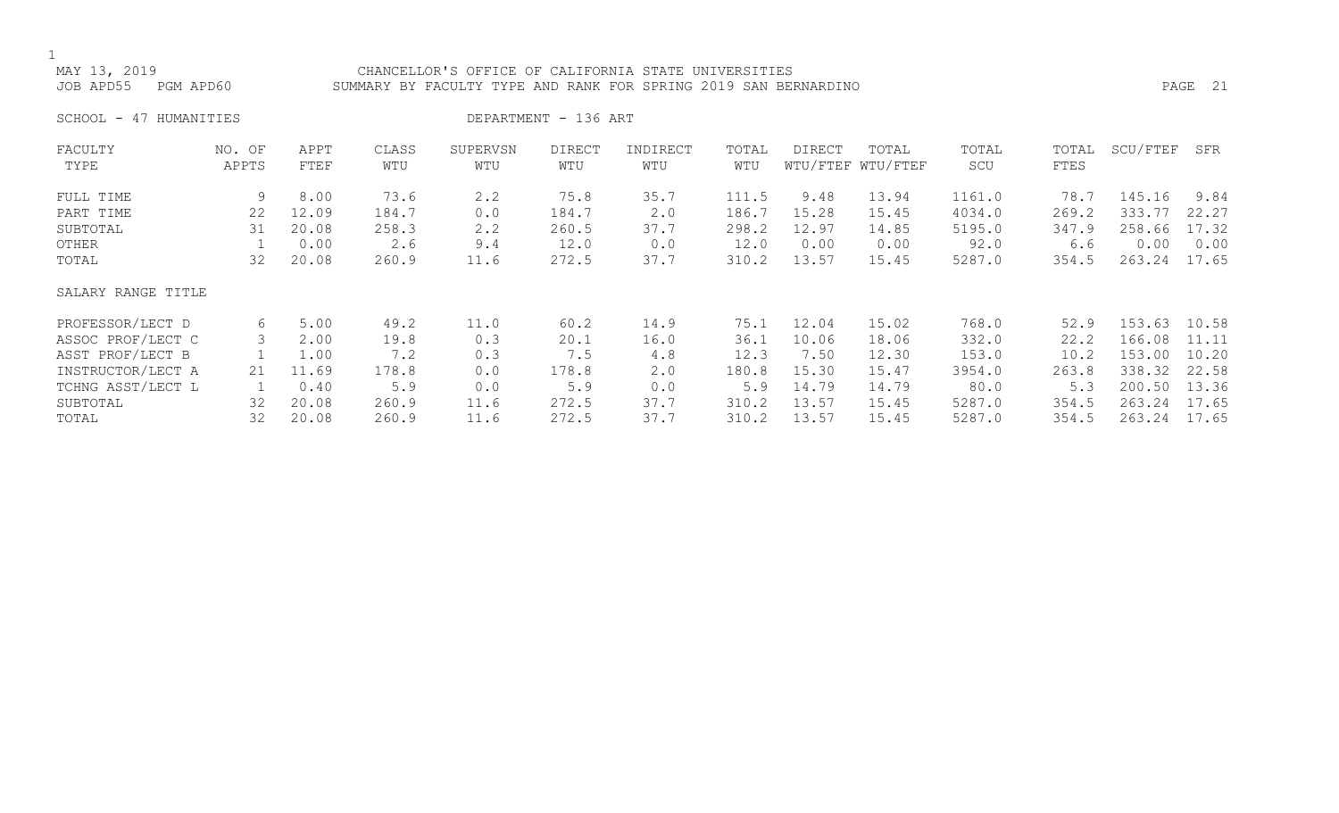MAY 13, 2019 CHANCELLOR'S OFFICE OF CALIFORNIA STATE UNIVERSITIES
JOB APD55 PGM APD60 SUMMARY BY FACULTY TYPE AND RANK FOR SPRING 2019 SAN BERNARDINO

SCHOOL - 47 HUMANITIES DEPARTMENT - 136 ART

| FACULTY TYPE | NO. OF APPTS | APPT FTEF | CLASS WTU | SUPERVSN WTU | DIRECT WTU | INDIRECT WTU | TOTAL WTU | DIRECT WTU/FTEF | TOTAL WTU/FTEF | TOTAL SCU | TOTAL FTES | SCU/FTEF | SFR |
|---|---|---|---|---|---|---|---|---|---|---|---|---|---|
| FULL TIME | 9 | 8.00 | 73.6 | 2.2 | 75.8 | 35.7 | 111.5 | 9.48 | 13.94 | 1161.0 | 78.7 | 145.16 | 9.84 |
| PART TIME | 22 | 12.09 | 184.7 | 0.0 | 184.7 | 2.0 | 186.7 | 15.28 | 15.45 | 4034.0 | 269.2 | 333.77 | 22.27 |
| SUBTOTAL | 31 | 20.08 | 258.3 | 2.2 | 260.5 | 37.7 | 298.2 | 12.97 | 14.85 | 5195.0 | 347.9 | 258.66 | 17.32 |
| OTHER | 1 | 0.00 | 2.6 | 9.4 | 12.0 | 0.0 | 12.0 | 0.00 | 0.00 | 92.0 | 6.6 | 0.00 | 0.00 |
| TOTAL | 32 | 20.08 | 260.9 | 11.6 | 272.5 | 37.7 | 310.2 | 13.57 | 15.45 | 5287.0 | 354.5 | 263.24 | 17.65 |
| SALARY RANGE TITLE | | | | | | | | | | | | | |
| PROFESSOR/LECT D | 6 | 5.00 | 49.2 | 11.0 | 60.2 | 14.9 | 75.1 | 12.04 | 15.02 | 768.0 | 52.9 | 153.63 | 10.58 |
| ASSOC PROF/LECT C | 3 | 2.00 | 19.8 | 0.3 | 20.1 | 16.0 | 36.1 | 10.06 | 18.06 | 332.0 | 22.2 | 166.08 | 11.11 |
| ASST PROF/LECT B | 1 | 1.00 | 7.2 | 0.3 | 7.5 | 4.8 | 12.3 | 7.50 | 12.30 | 153.0 | 10.2 | 153.00 | 10.20 |
| INSTRUCTOR/LECT A | 21 | 11.69 | 178.8 | 0.0 | 178.8 | 2.0 | 180.8 | 15.30 | 15.47 | 3954.0 | 263.8 | 338.32 | 22.58 |
| TCHNG ASST/LECT L | 1 | 0.40 | 5.9 | 0.0 | 5.9 | 0.0 | 5.9 | 14.79 | 14.79 | 80.0 | 5.3 | 200.50 | 13.36 |
| SUBTOTAL | 32 | 20.08 | 260.9 | 11.6 | 272.5 | 37.7 | 310.2 | 13.57 | 15.45 | 5287.0 | 354.5 | 263.24 | 17.65 |
| TOTAL | 32 | 20.08 | 260.9 | 11.6 | 272.5 | 37.7 | 310.2 | 13.57 | 15.45 | 5287.0 | 354.5 | 263.24 | 17.65 |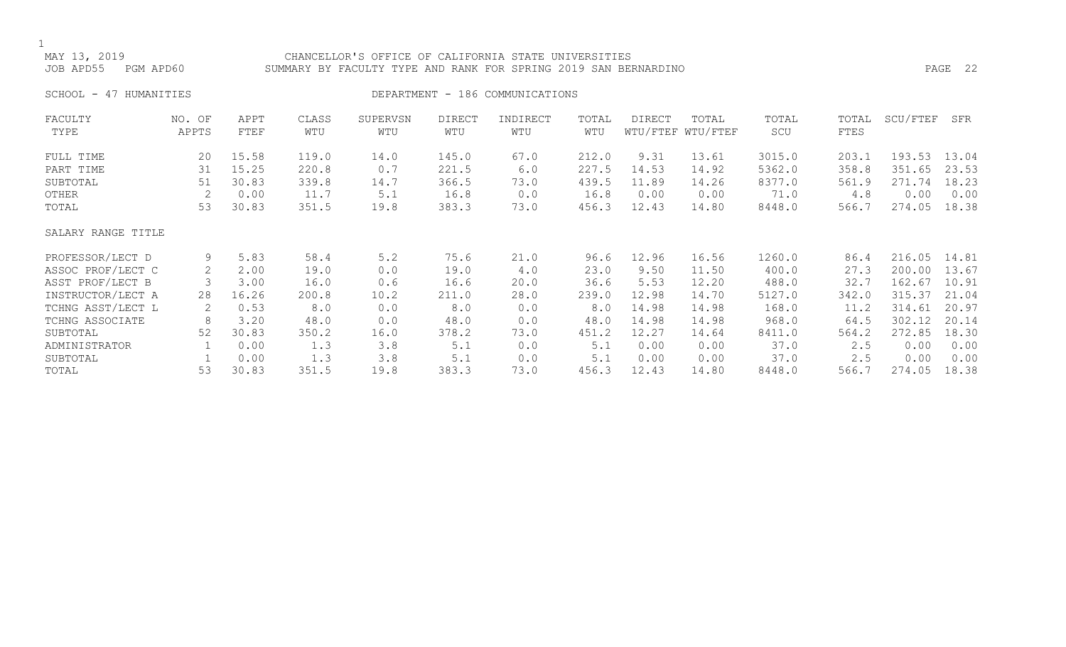MAY 13, 2019 CHANCELLOR'S OFFICE OF CALIFORNIA STATE UNIVERSITIES
JOB APD55 PGM APD60 SUMMARY BY FACULTY TYPE AND RANK FOR SPRING 2019 SAN BERNARDINO

SCHOOL - 47 HUMANITIES DEPARTMENT - 186 COMMUNICATIONS

| FACULTY TYPE | NO. OF APPTS | APPT FTEF | CLASS WTU | SUPERVSN WTU | DIRECT WTU | INDIRECT WTU | TOTAL WTU | DIRECT WTU/FTEF | TOTAL WTU/FTEF | TOTAL SCU | TOTAL FTES | SCU/FTEF | SFR |
|---|---|---|---|---|---|---|---|---|---|---|---|---|---|
| FULL TIME | 20 | 15.58 | 119.0 | 14.0 | 145.0 | 67.0 | 212.0 | 9.31 | 13.61 | 3015.0 | 203.1 | 193.53 | 13.04 |
| PART TIME | 31 | 15.25 | 220.8 | 0.7 | 221.5 | 6.0 | 227.5 | 14.53 | 14.92 | 5362.0 | 358.8 | 351.65 | 23.53 |
| SUBTOTAL | 51 | 30.83 | 339.8 | 14.7 | 366.5 | 73.0 | 439.5 | 11.89 | 14.26 | 8377.0 | 561.9 | 271.74 | 18.23 |
| OTHER | 2 | 0.00 | 11.7 | 5.1 | 16.8 | 0.0 | 16.8 | 0.00 | 0.00 | 71.0 | 4.8 | 0.00 | 0.00 |
| TOTAL | 53 | 30.83 | 351.5 | 19.8 | 383.3 | 73.0 | 456.3 | 12.43 | 14.80 | 8448.0 | 566.7 | 274.05 | 18.38 |
| SALARY RANGE TITLE | | | | | | | | | | | | | |
| PROFESSOR/LECT D | 9 | 5.83 | 58.4 | 5.2 | 75.6 | 21.0 | 96.6 | 12.96 | 16.56 | 1260.0 | 86.4 | 216.05 | 14.81 |
| ASSOC PROF/LECT C | 2 | 2.00 | 19.0 | 0.0 | 19.0 | 4.0 | 23.0 | 9.50 | 11.50 | 400.0 | 27.3 | 200.00 | 13.67 |
| ASST PROF/LECT B | 3 | 3.00 | 16.0 | 0.6 | 16.6 | 20.0 | 36.6 | 5.53 | 12.20 | 488.0 | 32.7 | 162.67 | 10.91 |
| INSTRUCTOR/LECT A | 28 | 16.26 | 200.8 | 10.2 | 211.0 | 28.0 | 239.0 | 12.98 | 14.70 | 5127.0 | 342.0 | 315.37 | 21.04 |
| TCHNG ASST/LECT L | 2 | 0.53 | 8.0 | 0.0 | 8.0 | 0.0 | 8.0 | 14.98 | 14.98 | 168.0 | 11.2 | 314.61 | 20.97 |
| TCHNG ASSOCIATE | 8 | 3.20 | 48.0 | 0.0 | 48.0 | 0.0 | 48.0 | 14.98 | 14.98 | 968.0 | 64.5 | 302.12 | 20.14 |
| SUBTOTAL | 52 | 30.83 | 350.2 | 16.0 | 378.2 | 73.0 | 451.2 | 12.27 | 14.64 | 8411.0 | 564.2 | 272.85 | 18.30 |
| ADMINISTRATOR | 1 | 0.00 | 1.3 | 3.8 | 5.1 | 0.0 | 5.1 | 0.00 | 0.00 | 37.0 | 2.5 | 0.00 | 0.00 |
| SUBTOTAL | 1 | 0.00 | 1.3 | 3.8 | 5.1 | 0.0 | 5.1 | 0.00 | 0.00 | 37.0 | 2.5 | 0.00 | 0.00 |
| TOTAL | 53 | 30.83 | 351.5 | 19.8 | 383.3 | 73.0 | 456.3 | 12.43 | 14.80 | 8448.0 | 566.7 | 274.05 | 18.38 |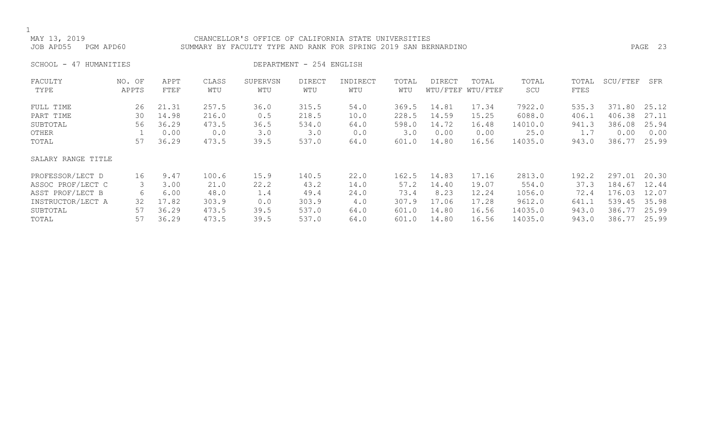MAY 13, 2019 CHANCELLOR'S OFFICE OF CALIFORNIA STATE UNIVERSITIES
JOB APD55 PGM APD60 SUMMARY BY FACULTY TYPE AND RANK FOR SPRING 2019 SAN BERNARDINO

SCHOOL - 47 HUMANITIES DEPARTMENT - 254 ENGLISH

| FACULTY TYPE | NO. OF APPTS | APPT FTEF | CLASS WTU | SUPERVSN WTU | DIRECT WTU | INDIRECT WTU | TOTAL WTU | DIRECT WTU/FTEF | TOTAL WTU/FTEF | TOTAL SCU | TOTAL FTES | SCU/FTEF | SFR |
|---|---|---|---|---|---|---|---|---|---|---|---|---|---|
| FULL TIME | 26 | 21.31 | 257.5 | 36.0 | 315.5 | 54.0 | 369.5 | 14.81 | 17.34 | 7922.0 | 535.3 | 371.80 | 25.12 |
| PART TIME | 30 | 14.98 | 216.0 | 0.5 | 218.5 | 10.0 | 228.5 | 14.59 | 15.25 | 6088.0 | 406.1 | 406.38 | 27.11 |
| SUBTOTAL | 56 | 36.29 | 473.5 | 36.5 | 534.0 | 64.0 | 598.0 | 14.72 | 16.48 | 14010.0 | 941.3 | 386.08 | 25.94 |
| OTHER | 1 | 0.00 | 0.0 | 3.0 | 3.0 | 0.0 | 3.0 | 0.00 | 0.00 | 25.0 | 1.7 | 0.00 | 0.00 |
| TOTAL | 57 | 36.29 | 473.5 | 39.5 | 537.0 | 64.0 | 601.0 | 14.80 | 16.56 | 14035.0 | 943.0 | 386.77 | 25.99 |
| SALARY RANGE TITLE | | | | | | | | | | | | | |
| PROFESSOR/LECT D | 16 | 9.47 | 100.6 | 15.9 | 140.5 | 22.0 | 162.5 | 14.83 | 17.16 | 2813.0 | 192.2 | 297.01 | 20.30 |
| ASSOC PROF/LECT C | 3 | 3.00 | 21.0 | 22.2 | 43.2 | 14.0 | 57.2 | 14.40 | 19.07 | 554.0 | 37.3 | 184.67 | 12.44 |
| ASST PROF/LECT B | 6 | 6.00 | 48.0 | 1.4 | 49.4 | 24.0 | 73.4 | 8.23 | 12.24 | 1056.0 | 72.4 | 176.03 | 12.07 |
| INSTRUCTOR/LECT A | 32 | 17.82 | 303.9 | 0.0 | 303.9 | 4.0 | 307.9 | 17.06 | 17.28 | 9612.0 | 641.1 | 539.45 | 35.98 |
| SUBTOTAL | 57 | 36.29 | 473.5 | 39.5 | 537.0 | 64.0 | 601.0 | 14.80 | 16.56 | 14035.0 | 943.0 | 386.77 | 25.99 |
| TOTAL | 57 | 36.29 | 473.5 | 39.5 | 537.0 | 64.0 | 601.0 | 14.80 | 16.56 | 14035.0 | 943.0 | 386.77 | 25.99 |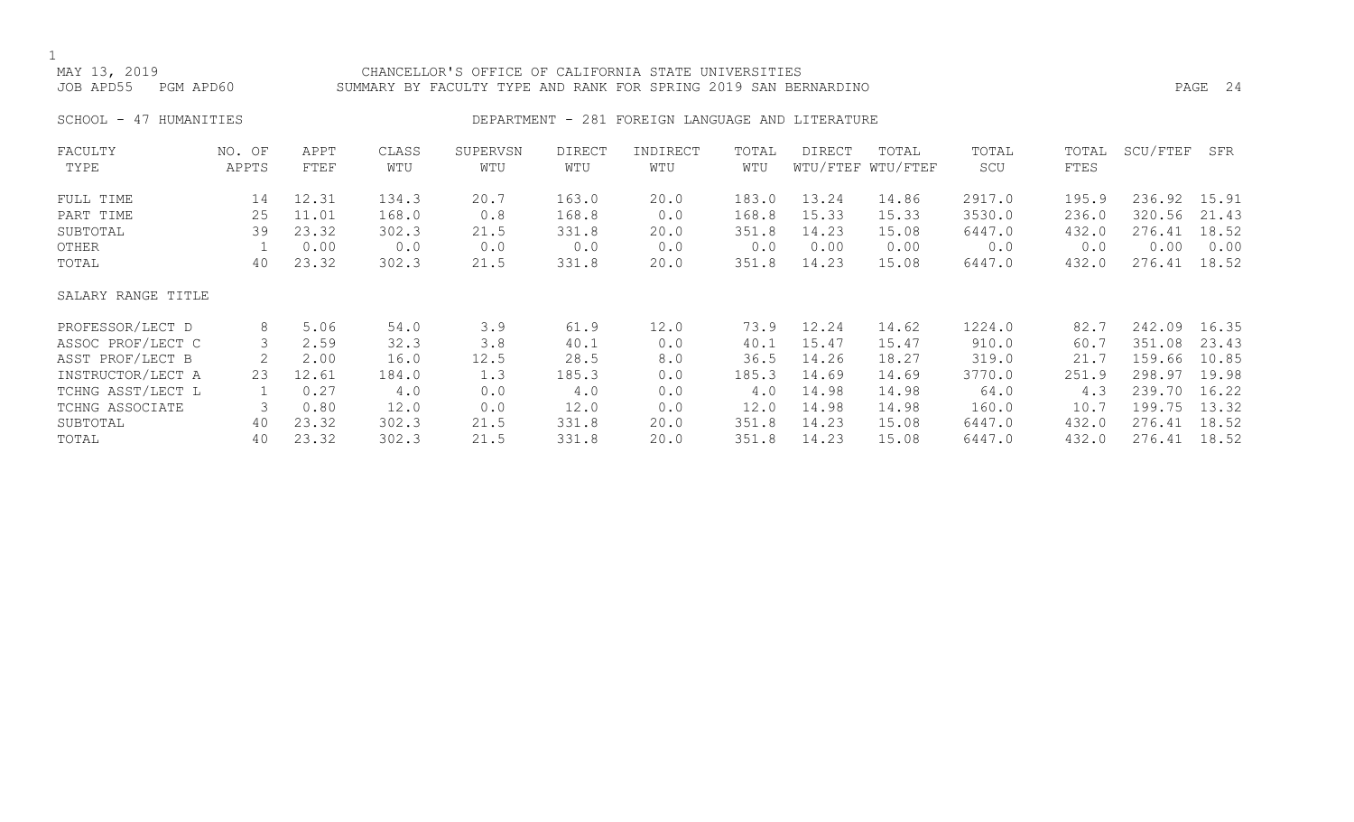MAY 13, 2019 CHANCELLOR'S OFFICE OF CALIFORNIA STATE UNIVERSITIES
JOB APD55 PGM APD60 SUMMARY BY FACULTY TYPE AND RANK FOR SPRING 2019 SAN BERNARDINO

SCHOOL - 47 HUMANITIES DEPARTMENT - 281 FOREIGN LANGUAGE AND LITERATURE

| FACULTY TYPE | NO. OF APPTS | APPT FTEF | CLASS WTU | SUPERVSN WTU | DIRECT WTU | INDIRECT WTU | TOTAL WTU | DIRECT WTU/FTEF | TOTAL WTU/FTEF | TOTAL SCU | TOTAL FTES | SCU/FTEF | SFR |
|---|---|---|---|---|---|---|---|---|---|---|---|---|---|
| FULL TIME | 14 | 12.31 | 134.3 | 20.7 | 163.0 | 20.0 | 183.0 | 13.24 | 14.86 | 2917.0 | 195.9 | 236.92 | 15.91 |
| PART TIME | 25 | 11.01 | 168.0 | 0.8 | 168.8 | 0.0 | 168.8 | 15.33 | 15.33 | 3530.0 | 236.0 | 320.56 | 21.43 |
| SUBTOTAL | 39 | 23.32 | 302.3 | 21.5 | 331.8 | 20.0 | 351.8 | 14.23 | 15.08 | 6447.0 | 432.0 | 276.41 | 18.52 |
| OTHER | 1 | 0.00 | 0.0 | 0.0 | 0.0 | 0.0 | 0.0 | 0.00 | 0.00 | 0.0 | 0.0 | 0.00 | 0.00 |
| TOTAL | 40 | 23.32 | 302.3 | 21.5 | 331.8 | 20.0 | 351.8 | 14.23 | 15.08 | 6447.0 | 432.0 | 276.41 | 18.52 |
| SALARY RANGE TITLE | | | | | | | | | | | | | |
| PROFESSOR/LECT D | 8 | 5.06 | 54.0 | 3.9 | 61.9 | 12.0 | 73.9 | 12.24 | 14.62 | 1224.0 | 82.7 | 242.09 | 16.35 |
| ASSOC PROF/LECT C | 3 | 2.59 | 32.3 | 3.8 | 40.1 | 0.0 | 40.1 | 15.47 | 15.47 | 910.0 | 60.7 | 351.08 | 23.43 |
| ASST PROF/LECT B | 2 | 2.00 | 16.0 | 12.5 | 28.5 | 8.0 | 36.5 | 14.26 | 18.27 | 319.0 | 21.7 | 159.66 | 10.85 |
| INSTRUCTOR/LECT A | 23 | 12.61 | 184.0 | 1.3 | 185.3 | 0.0 | 185.3 | 14.69 | 14.69 | 3770.0 | 251.9 | 298.97 | 19.98 |
| TCHNG ASST/LECT L | 1 | 0.27 | 4.0 | 0.0 | 4.0 | 0.0 | 4.0 | 14.98 | 14.98 | 64.0 | 4.3 | 239.70 | 16.22 |
| TCHNG ASSOCIATE | 3 | 0.80 | 12.0 | 0.0 | 12.0 | 0.0 | 12.0 | 14.98 | 14.98 | 160.0 | 10.7 | 199.75 | 13.32 |
| SUBTOTAL | 40 | 23.32 | 302.3 | 21.5 | 331.8 | 20.0 | 351.8 | 14.23 | 15.08 | 6447.0 | 432.0 | 276.41 | 18.52 |
| TOTAL | 40 | 23.32 | 302.3 | 21.5 | 331.8 | 20.0 | 351.8 | 14.23 | 15.08 | 6447.0 | 432.0 | 276.41 | 18.52 |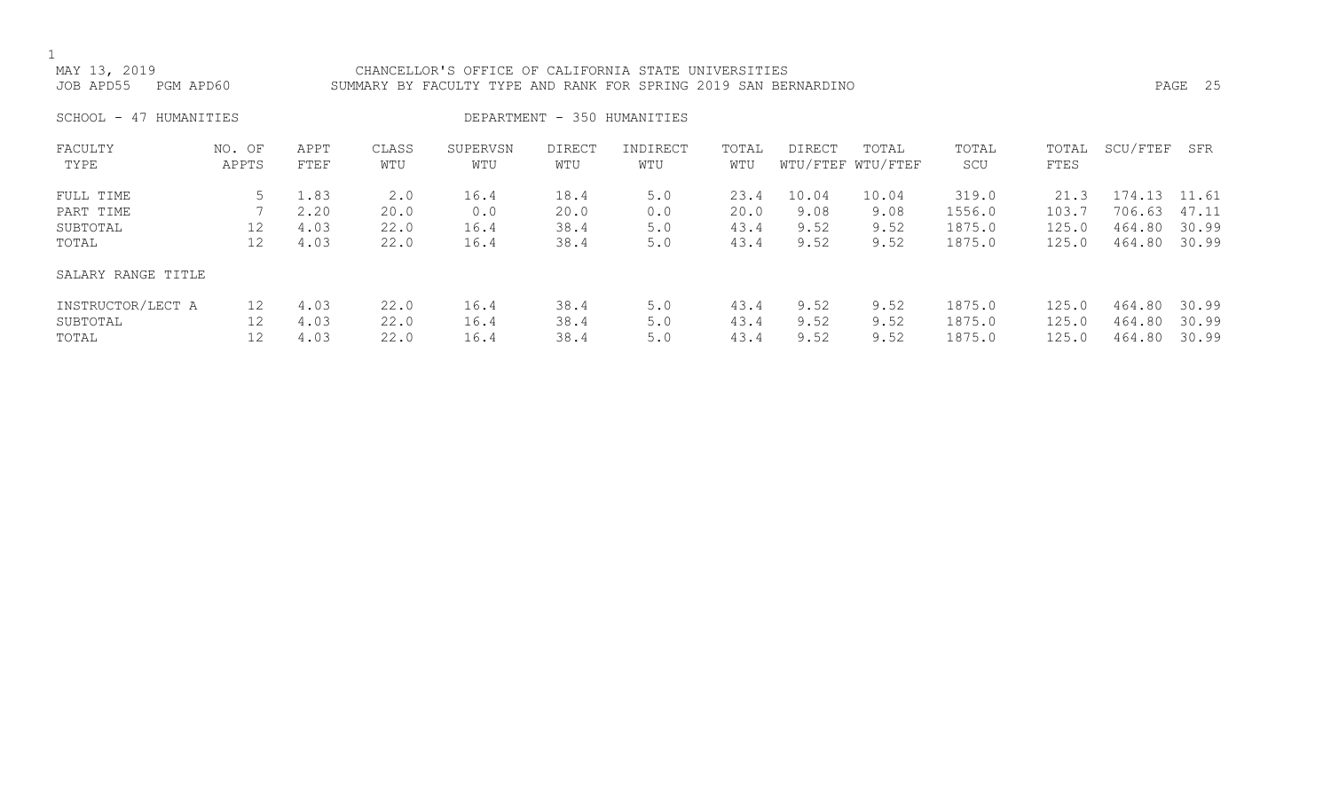MAY 13, 2019 CHANCELLOR'S OFFICE OF CALIFORNIA STATE UNIVERSITIES
JOB APD55 PGM APD60 SUMMARY BY FACULTY TYPE AND RANK FOR SPRING 2019 SAN BERNARDINO

SCHOOL - 47 HUMANITIES DEPARTMENT - 350 HUMANITIES

| FACULTY TYPE | NO. OF APPTS | APPT FTEF | CLASS WTU | SUPERVSN WTU | DIRECT WTU | INDIRECT WTU | TOTAL WTU | DIRECT WTU/FTEF | TOTAL WTU/FTEF | TOTAL SCU | TOTAL FTES | SCU/FTEF | SFR |
|---|---|---|---|---|---|---|---|---|---|---|---|---|---|
| FULL TIME | 5 | 1.83 | 2.0 | 16.4 | 18.4 | 5.0 | 23.4 | 10.04 | 10.04 | 319.0 | 21.3 | 174.13 | 11.61 |
| PART TIME | 7 | 2.20 | 20.0 | 0.0 | 20.0 | 0.0 | 20.0 | 9.08 | 9.08 | 1556.0 | 103.7 | 706.63 | 47.11 |
| SUBTOTAL | 12 | 4.03 | 22.0 | 16.4 | 38.4 | 5.0 | 43.4 | 9.52 | 9.52 | 1875.0 | 125.0 | 464.80 | 30.99 |
| TOTAL | 12 | 4.03 | 22.0 | 16.4 | 38.4 | 5.0 | 43.4 | 9.52 | 9.52 | 1875.0 | 125.0 | 464.80 | 30.99 |
| SALARY RANGE TITLE | | | | | | | | | | | | | |
| INSTRUCTOR/LECT A | 12 | 4.03 | 22.0 | 16.4 | 38.4 | 5.0 | 43.4 | 9.52 | 9.52 | 1875.0 | 125.0 | 464.80 | 30.99 |
| SUBTOTAL | 12 | 4.03 | 22.0 | 16.4 | 38.4 | 5.0 | 43.4 | 9.52 | 9.52 | 1875.0 | 125.0 | 464.80 | 30.99 |
| TOTAL | 12 | 4.03 | 22.0 | 16.4 | 38.4 | 5.0 | 43.4 | 9.52 | 9.52 | 1875.0 | 125.0 | 464.80 | 30.99 |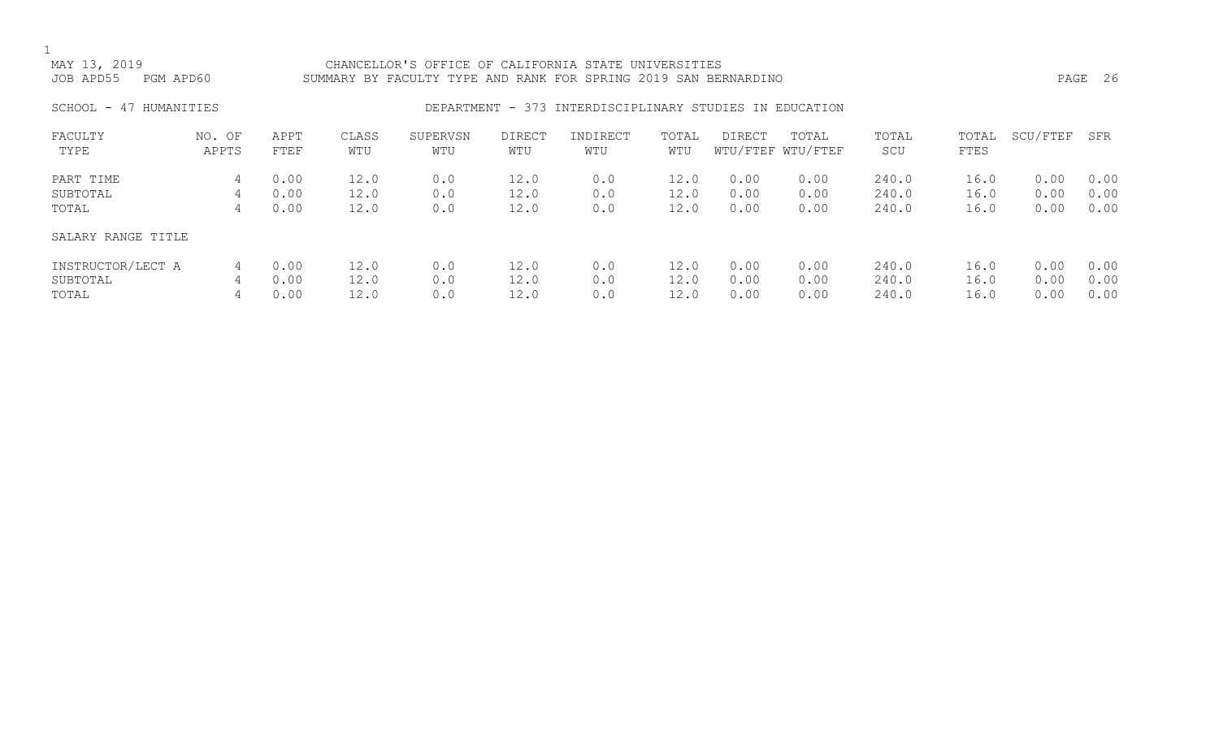MAY 13, 2019 CHANCELLOR'S OFFICE OF CALIFORNIA STATE UNIVERSITIES
JOB APD55 PGM APD60 SUMMARY BY FACULTY TYPE AND RANK FOR SPRING 2019 SAN BERNARDINO

SCHOOL - 47 HUMANITIES DEPARTMENT - 373 INTERDISCIPLINARY STUDIES IN EDUCATION

| FACULTY TYPE | NO. OF APPTS | APPT FTEF | CLASS WTU | SUPERVSN WTU | DIRECT WTU | INDIRECT WTU | TOTAL WTU | DIRECT WTU/FTEF | TOTAL WTU/FTEF | TOTAL SCU | TOTAL FTES | SCU/FTEF | SFR |
|---|---|---|---|---|---|---|---|---|---|---|---|---|---|
| PART TIME | 4 | 0.00 | 12.0 | 0.0 | 12.0 | 0.0 | 12.0 | 0.00 | 0.00 | 240.0 | 16.0 | 0.00 | 0.00 |
| SUBTOTAL | 4 | 0.00 | 12.0 | 0.0 | 12.0 | 0.0 | 12.0 | 0.00 | 0.00 | 240.0 | 16.0 | 0.00 | 0.00 |
| TOTAL | 4 | 0.00 | 12.0 | 0.0 | 12.0 | 0.0 | 12.0 | 0.00 | 0.00 | 240.0 | 16.0 | 0.00 | 0.00 |
| SALARY RANGE TITLE | | | | | | | | | | | | | |
| INSTRUCTOR/LECT A | 4 | 0.00 | 12.0 | 0.0 | 12.0 | 0.0 | 12.0 | 0.00 | 0.00 | 240.0 | 16.0 | 0.00 | 0.00 |
| SUBTOTAL | 4 | 0.00 | 12.0 | 0.0 | 12.0 | 0.0 | 12.0 | 0.00 | 0.00 | 240.0 | 16.0 | 0.00 | 0.00 |
| TOTAL | 4 | 0.00 | 12.0 | 0.0 | 12.0 | 0.0 | 12.0 | 0.00 | 0.00 | 240.0 | 16.0 | 0.00 | 0.00 |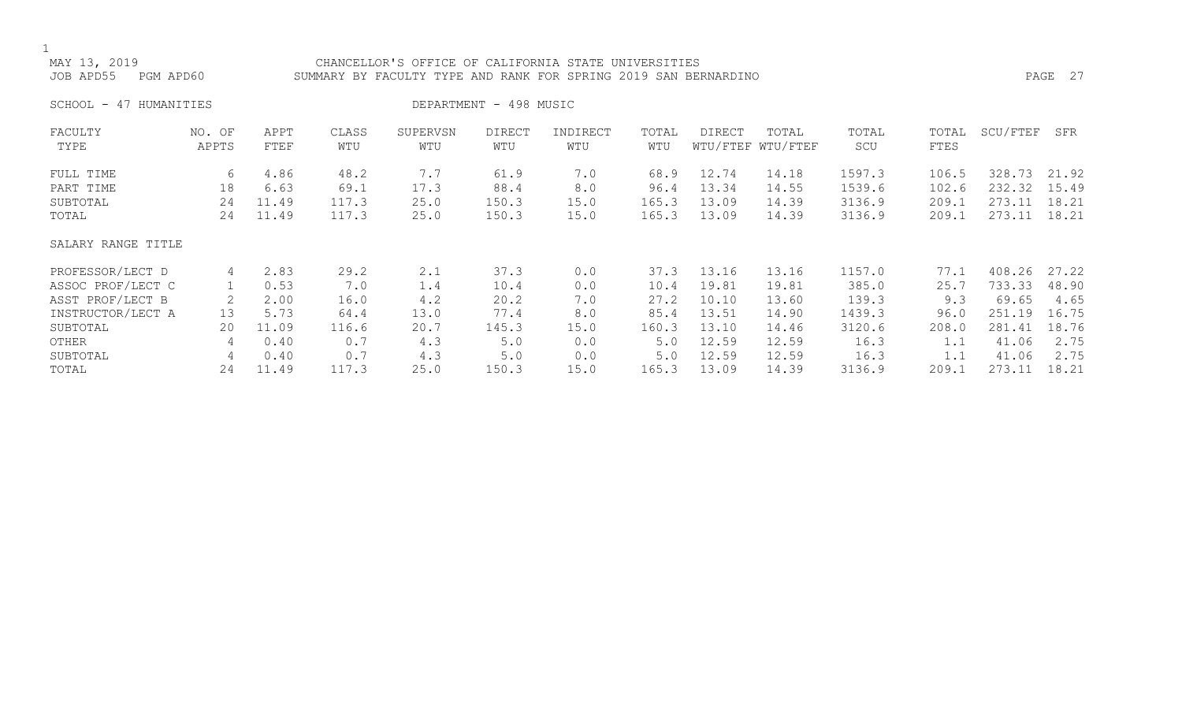MAY 13, 2019 CHANCELLOR'S OFFICE OF CALIFORNIA STATE UNIVERSITIES
JOB APD55 PGM APD60 SUMMARY BY FACULTY TYPE AND RANK FOR SPRING 2019 SAN BERNARDINO

SCHOOL - 47 HUMANITIES DEPARTMENT - 498 MUSIC

| FACULTY TYPE | NO. OF APPTS | APPT FTEF | CLASS WTU | SUPERVSN WTU | DIRECT WTU | INDIRECT WTU | TOTAL WTU | DIRECT WTU/FTEF | TOTAL WTU/FTEF | TOTAL SCU | TOTAL FTES | SCU/FTEF | SFR |
|---|---|---|---|---|---|---|---|---|---|---|---|---|---|
| FULL TIME | 6 | 4.86 | 48.2 | 7.7 | 61.9 | 7.0 | 68.9 | 12.74 | 14.18 | 1597.3 | 106.5 | 328.73 | 21.92 |
| PART TIME | 18 | 6.63 | 69.1 | 17.3 | 88.4 | 8.0 | 96.4 | 13.34 | 14.55 | 1539.6 | 102.6 | 232.32 | 15.49 |
| SUBTOTAL | 24 | 11.49 | 117.3 | 25.0 | 150.3 | 15.0 | 165.3 | 13.09 | 14.39 | 3136.9 | 209.1 | 273.11 | 18.21 |
| TOTAL | 24 | 11.49 | 117.3 | 25.0 | 150.3 | 15.0 | 165.3 | 13.09 | 14.39 | 3136.9 | 209.1 | 273.11 | 18.21 |
| SALARY RANGE TITLE | | | | | | | | | | | | | |
| PROFESSOR/LECT D | 4 | 2.83 | 29.2 | 2.1 | 37.3 | 0.0 | 37.3 | 13.16 | 13.16 | 1157.0 | 77.1 | 408.26 | 27.22 |
| ASSOC PROF/LECT C | 1 | 0.53 | 7.0 | 1.4 | 10.4 | 0.0 | 10.4 | 19.81 | 19.81 | 385.0 | 25.7 | 733.33 | 48.90 |
| ASST PROF/LECT B | 2 | 2.00 | 16.0 | 4.2 | 20.2 | 7.0 | 27.2 | 10.10 | 13.60 | 139.3 | 9.3 | 69.65 | 4.65 |
| INSTRUCTOR/LECT A | 13 | 5.73 | 64.4 | 13.0 | 77.4 | 8.0 | 85.4 | 13.51 | 14.90 | 1439.3 | 96.0 | 251.19 | 16.75 |
| SUBTOTAL | 20 | 11.09 | 116.6 | 20.7 | 145.3 | 15.0 | 160.3 | 13.10 | 14.46 | 3120.6 | 208.0 | 281.41 | 18.76 |
| OTHER | 4 | 0.40 | 0.7 | 4.3 | 5.0 | 0.0 | 5.0 | 12.59 | 12.59 | 16.3 | 1.1 | 41.06 | 2.75 |
| SUBTOTAL | 4 | 0.40 | 0.7 | 4.3 | 5.0 | 0.0 | 5.0 | 12.59 | 12.59 | 16.3 | 1.1 | 41.06 | 2.75 |
| TOTAL | 24 | 11.49 | 117.3 | 25.0 | 150.3 | 15.0 | 165.3 | 13.09 | 14.39 | 3136.9 | 209.1 | 273.11 | 18.21 |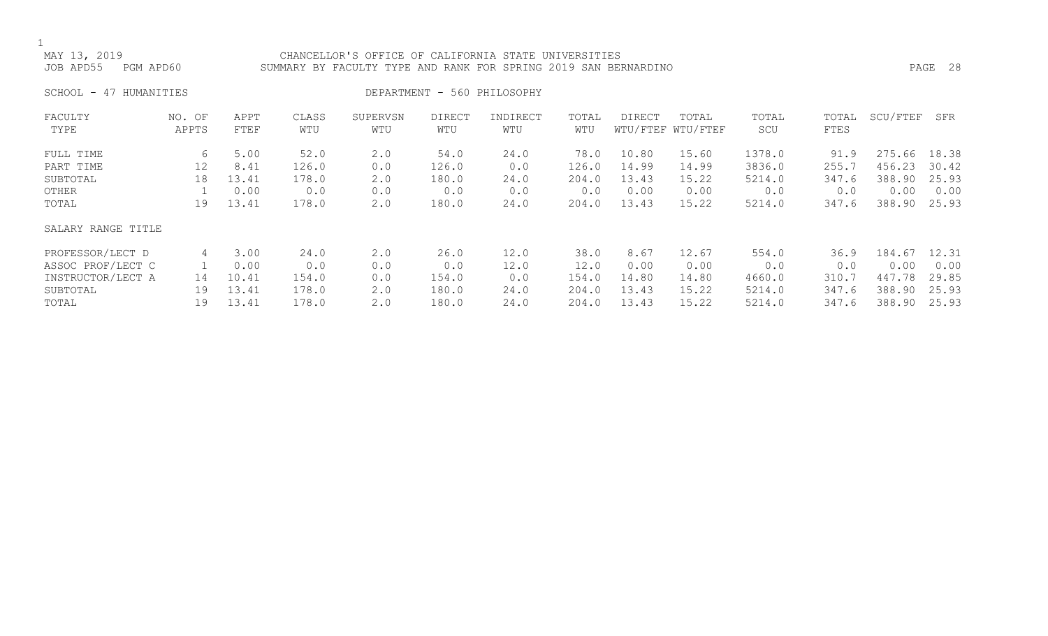MAY 13, 2019 CHANCELLOR'S OFFICE OF CALIFORNIA STATE UNIVERSITIES
JOB APD55 PGM APD60 SUMMARY BY FACULTY TYPE AND RANK FOR SPRING 2019 SAN BERNARDINO

SCHOOL - 47 HUMANITIES DEPARTMENT - 560 PHILOSOPHY

| FACULTY TYPE | NO. OF APPTS | APPT FTEF | CLASS WTU | SUPERVSN WTU | DIRECT WTU | INDIRECT WTU | TOTAL WTU | DIRECT WTU/FTEF | TOTAL WTU/FTEF | TOTAL SCU | TOTAL FTES | SCU/FTEF | SFR |
|---|---|---|---|---|---|---|---|---|---|---|---|---|---|
| FULL TIME | 6 | 5.00 | 52.0 | 2.0 | 54.0 | 24.0 | 78.0 | 10.80 | 15.60 | 1378.0 | 91.9 | 275.66 | 18.38 |
| PART TIME | 12 | 8.41 | 126.0 | 0.0 | 126.0 | 0.0 | 126.0 | 14.99 | 14.99 | 3836.0 | 255.7 | 456.23 | 30.42 |
| SUBTOTAL | 18 | 13.41 | 178.0 | 2.0 | 180.0 | 24.0 | 204.0 | 13.43 | 15.22 | 5214.0 | 347.6 | 388.90 | 25.93 |
| OTHER | 1 | 0.00 | 0.0 | 0.0 | 0.0 | 0.0 | 0.0 | 0.00 | 0.00 | 0.0 | 0.0 | 0.00 | 0.00 |
| TOTAL | 19 | 13.41 | 178.0 | 2.0 | 180.0 | 24.0 | 204.0 | 13.43 | 15.22 | 5214.0 | 347.6 | 388.90 | 25.93 |
| SALARY RANGE TITLE | | | | | | | | | | | | | |
| PROFESSOR/LECT D | 4 | 3.00 | 24.0 | 2.0 | 26.0 | 12.0 | 38.0 | 8.67 | 12.67 | 554.0 | 36.9 | 184.67 | 12.31 |
| ASSOC PROF/LECT C | 1 | 0.00 | 0.0 | 0.0 | 0.0 | 12.0 | 12.0 | 0.00 | 0.00 | 0.0 | 0.0 | 0.00 | 0.00 |
| INSTRUCTOR/LECT A | 14 | 10.41 | 154.0 | 0.0 | 154.0 | 0.0 | 154.0 | 14.80 | 14.80 | 4660.0 | 310.7 | 447.78 | 29.85 |
| SUBTOTAL | 19 | 13.41 | 178.0 | 2.0 | 180.0 | 24.0 | 204.0 | 13.43 | 15.22 | 5214.0 | 347.6 | 388.90 | 25.93 |
| TOTAL | 19 | 13.41 | 178.0 | 2.0 | 180.0 | 24.0 | 204.0 | 13.43 | 15.22 | 5214.0 | 347.6 | 388.90 | 25.93 |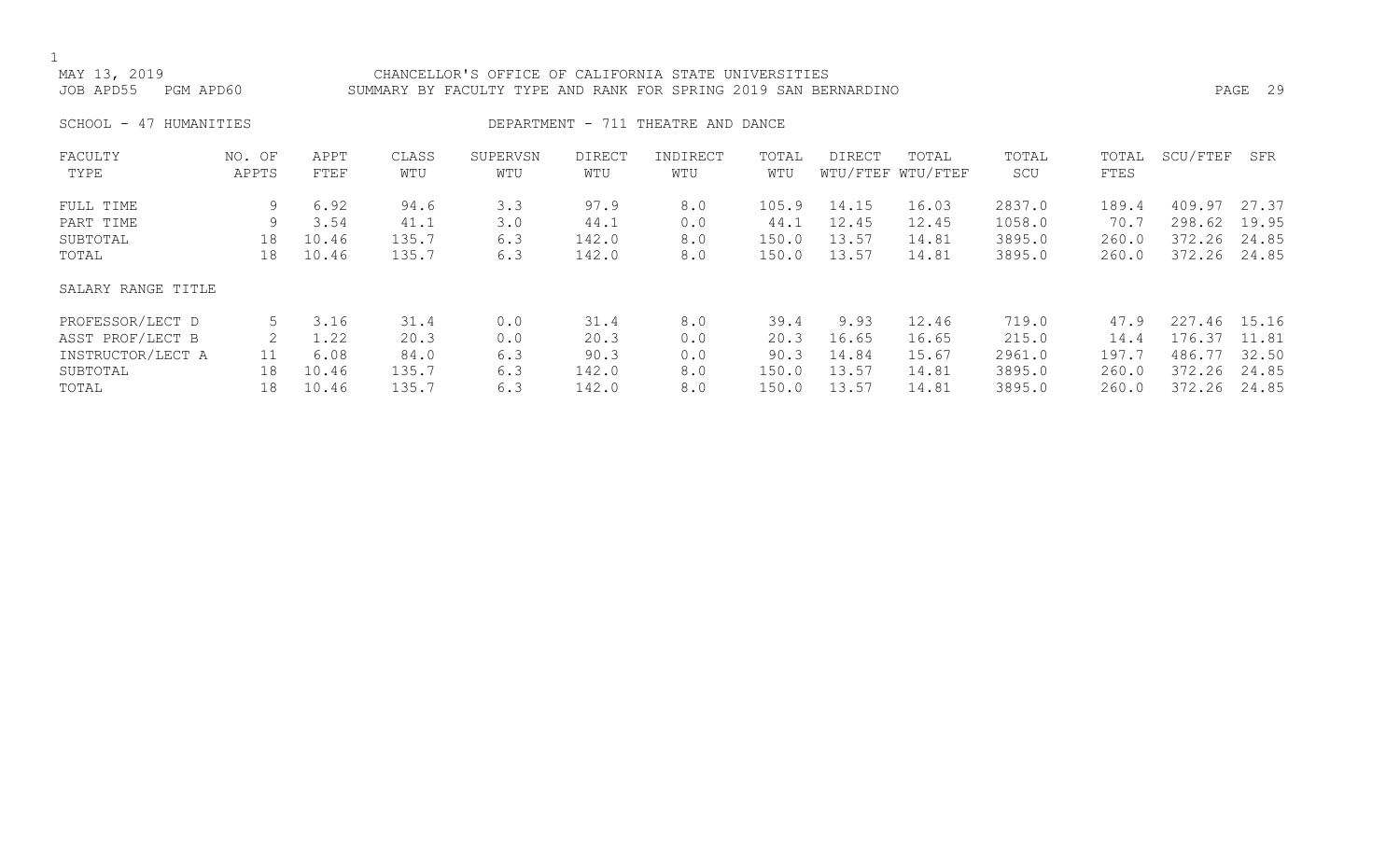MAY 13, 2019 CHANCELLOR'S OFFICE OF CALIFORNIA STATE UNIVERSITIES
JOB APD55 PGM APD60 SUMMARY BY FACULTY TYPE AND RANK FOR SPRING 2019 SAN BERNARDINO

SCHOOL - 47 HUMANITIES DEPARTMENT - 711 THEATRE AND DANCE

| FACULTY TYPE | NO. OF APPTS | APPT FTEF | CLASS WTU | SUPERVSN WTU | DIRECT WTU | INDIRECT WTU | TOTAL WTU | DIRECT WTU/FTEF | TOTAL WTU/FTEF | TOTAL SCU | TOTAL FTES | SCU/FTEF | SFR |
|---|---|---|---|---|---|---|---|---|---|---|---|---|---|
| FULL TIME | 9 | 6.92 | 94.6 | 3.3 | 97.9 | 8.0 | 105.9 | 14.15 | 16.03 | 2837.0 | 189.4 | 409.97 | 27.37 |
| PART TIME | 9 | 3.54 | 41.1 | 3.0 | 44.1 | 0.0 | 44.1 | 12.45 | 12.45 | 1058.0 | 70.7 | 298.62 | 19.95 |
| SUBTOTAL | 18 | 10.46 | 135.7 | 6.3 | 142.0 | 8.0 | 150.0 | 13.57 | 14.81 | 3895.0 | 260.0 | 372.26 | 24.85 |
| TOTAL | 18 | 10.46 | 135.7 | 6.3 | 142.0 | 8.0 | 150.0 | 13.57 | 14.81 | 3895.0 | 260.0 | 372.26 | 24.85 |
| **SALARY RANGE TITLE** | | | | | | | | | | | | | |
| PROFESSOR/LECT D | 5 | 3.16 | 31.4 | 0.0 | 31.4 | 8.0 | 39.4 | 9.93 | 12.46 | 719.0 | 47.9 | 227.46 | 15.16 |
| ASST PROF/LECT B | 2 | 1.22 | 20.3 | 0.0 | 20.3 | 0.0 | 20.3 | 16.65 | 16.65 | 215.0 | 14.4 | 176.37 | 11.81 |
| INSTRUCTOR/LECT A | 11 | 6.08 | 84.0 | 6.3 | 90.3 | 0.0 | 90.3 | 14.84 | 15.67 | 2961.0 | 197.7 | 486.77 | 32.50 |
| SUBTOTAL | 18 | 10.46 | 135.7 | 6.3 | 142.0 | 8.0 | 150.0 | 13.57 | 14.81 | 3895.0 | 260.0 | 372.26 | 24.85 |
| TOTAL | 18 | 10.46 | 135.7 | 6.3 | 142.0 | 8.0 | 150.0 | 13.57 | 14.81 | 3895.0 | 260.0 | 372.26 | 24.85 |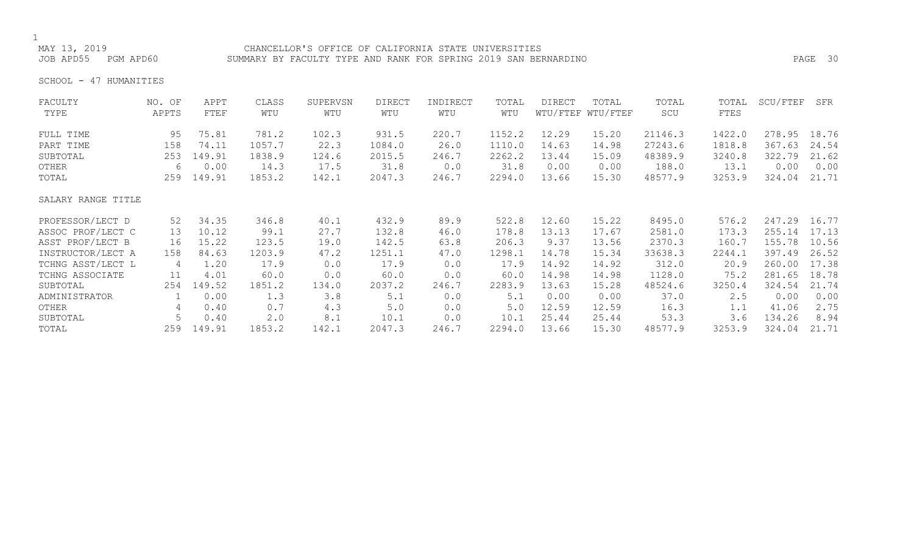MAY 13, 2019 CHANCELLOR'S OFFICE OF CALIFORNIA STATE UNIVERSITIES
JOB APD55 PGM APD60 SUMMARY BY FACULTY TYPE AND RANK FOR SPRING 2019 SAN BERNARDINO

SCHOOL - 47 HUMANITIES

| FACULTY TYPE | NO. OF APPTS | APPT FTEF | CLASS WTU | SUPERVSN WTU | DIRECT WTU | INDIRECT WTU | TOTAL WTU | DIRECT WTU/FTEF | TOTAL WTU/FTEF | TOTAL SCU | TOTAL FTES | SCU/FTEF | SFR |
|---|---|---|---|---|---|---|---|---|---|---|---|---|---|
| FULL TIME | 95 | 75.81 | 781.2 | 102.3 | 931.5 | 220.7 | 1152.2 | 12.29 | 15.20 | 21146.3 | 1422.0 | 278.95 | 18.76 |
| PART TIME | 158 | 74.11 | 1057.7 | 22.3 | 1084.0 | 26.0 | 1110.0 | 14.63 | 14.98 | 27243.6 | 1818.8 | 367.63 | 24.54 |
| SUBTOTAL | 253 | 149.91 | 1838.9 | 124.6 | 2015.5 | 246.7 | 2262.2 | 13.44 | 15.09 | 48389.9 | 3240.8 | 322.79 | 21.62 |
| OTHER | 6 | 0.00 | 14.3 | 17.5 | 31.8 | 0.0 | 31.8 | 0.00 | 0.00 | 188.0 | 13.1 | 0.00 | 0.00 |
| TOTAL | 259 | 149.91 | 1853.2 | 142.1 | 2047.3 | 246.7 | 2294.0 | 13.66 | 15.30 | 48577.9 | 3253.9 | 324.04 | 21.71 |
| **SALARY RANGE TITLE** | | | | | | | | | | | | | |
| PROFESSOR/LECT D | 52 | 34.35 | 346.8 | 40.1 | 432.9 | 89.9 | 522.8 | 12.60 | 15.22 | 8495.0 | 576.2 | 247.29 | 16.77 |
| ASSOC PROF/LECT C | 13 | 10.12 | 99.1 | 27.7 | 132.8 | 46.0 | 178.8 | 13.13 | 17.67 | 2581.0 | 173.3 | 255.14 | 17.13 |
| ASST PROF/LECT B | 16 | 15.22 | 123.5 | 19.0 | 142.5 | 63.8 | 206.3 | 9.37 | 13.56 | 2370.3 | 160.7 | 155.78 | 10.56 |
| INSTRUCTOR/LECT A | 158 | 84.63 | 1203.9 | 47.2 | 1251.1 | 47.0 | 1298.1 | 14.78 | 15.34 | 33638.3 | 2244.1 | 397.49 | 26.52 |
| TCHNG ASST/LECT L | 4 | 1.20 | 17.9 | 0.0 | 17.9 | 0.0 | 17.9 | 14.92 | 14.92 | 312.0 | 20.9 | 260.00 | 17.38 |
| TCHNG ASSOCIATE | 11 | 4.01 | 60.0 | 0.0 | 60.0 | 0.0 | 60.0 | 14.98 | 14.98 | 1128.0 | 75.2 | 281.65 | 18.78 |
| SUBTOTAL | 254 | 149.52 | 1851.2 | 134.0 | 2037.2 | 246.7 | 2283.9 | 13.63 | 15.28 | 48524.6 | 3250.4 | 324.54 | 21.74 |
| ADMINISTRATOR | 1 | 0.00 | 1.3 | 3.8 | 5.1 | 0.0 | 5.1 | 0.00 | 0.00 | 37.0 | 2.5 | 0.00 | 0.00 |
| OTHER | 4 | 0.40 | 0.7 | 4.3 | 5.0 | 0.0 | 5.0 | 12.59 | 12.59 | 16.3 | 1.1 | 41.06 | 2.75 |
| SUBTOTAL | 5 | 0.40 | 2.0 | 8.1 | 10.1 | 0.0 | 10.1 | 25.44 | 25.44 | 53.3 | 3.6 | 134.26 | 8.94 |
| TOTAL | 259 | 149.91 | 1853.2 | 142.1 | 2047.3 | 246.7 | 2294.0 | 13.66 | 15.30 | 48577.9 | 3253.9 | 324.04 | 21.71 |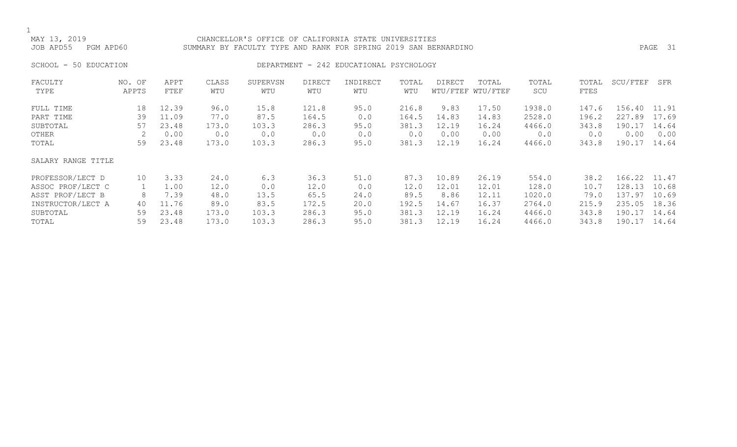MAY 13, 2019 CHANCELLOR'S OFFICE OF CALIFORNIA STATE UNIVERSITIES
JOB APD55 PGM APD60 SUMMARY BY FACULTY TYPE AND RANK FOR SPRING 2019 SAN BERNARDINO

SCHOOL - 50 EDUCATION DEPARTMENT - 242 EDUCATIONAL PSYCHOLOGY

| FACULTY TYPE | NO. OF APPTS | APPT FTEF | CLASS WTU | SUPERVSN WTU | DIRECT WTU | INDIRECT WTU | TOTAL WTU | DIRECT WTU/FTEF | TOTAL WTU/FTEF | TOTAL SCU | TOTAL FTES | SCU/FTEF | SFR |
|---|---|---|---|---|---|---|---|---|---|---|---|---|---|
| FULL TIME | 18 | 12.39 | 96.0 | 15.8 | 121.8 | 95.0 | 216.8 | 9.83 | 17.50 | 1938.0 | 147.6 | 156.40 | 11.91 |
| PART TIME | 39 | 11.09 | 77.0 | 87.5 | 164.5 | 0.0 | 164.5 | 14.83 | 14.83 | 2528.0 | 196.2 | 227.89 | 17.69 |
| SUBTOTAL | 57 | 23.48 | 173.0 | 103.3 | 286.3 | 95.0 | 381.3 | 12.19 | 16.24 | 4466.0 | 343.8 | 190.17 | 14.64 |
| OTHER | 2 | 0.00 | 0.0 | 0.0 | 0.0 | 0.0 | 0.0 | 0.00 | 0.00 | 0.0 | 0.0 | 0.00 | 0.00 |
| TOTAL | 59 | 23.48 | 173.0 | 103.3 | 286.3 | 95.0 | 381.3 | 12.19 | 16.24 | 4466.0 | 343.8 | 190.17 | 14.64 |

| SALARY RANGE TITLE | NO. OF APPTS | APPT FTEF | CLASS WTU | SUPERVSN WTU | DIRECT WTU | INDIRECT WTU | TOTAL WTU | DIRECT WTU/FTEF | TOTAL WTU/FTEF | TOTAL SCU | TOTAL FTES | SCU/FTEF | SFR |
|---|---|---|---|---|---|---|---|---|---|---|---|---|---|
| PROFESSOR/LECT D | 10 | 3.33 | 24.0 | 6.3 | 36.3 | 51.0 | 87.3 | 10.89 | 26.19 | 554.0 | 38.2 | 166.22 | 11.47 |
| ASSOC PROF/LECT C | 1 | 1.00 | 12.0 | 0.0 | 12.0 | 0.0 | 12.0 | 12.01 | 12.01 | 128.0 | 10.7 | 128.13 | 10.68 |
| ASST PROF/LECT B | 8 | 7.39 | 48.0 | 13.5 | 65.5 | 24.0 | 89.5 | 8.86 | 12.11 | 1020.0 | 79.0 | 137.97 | 10.69 |
| INSTRUCTOR/LECT A | 40 | 11.76 | 89.0 | 83.5 | 172.5 | 20.0 | 192.5 | 14.67 | 16.37 | 2764.0 | 215.9 | 235.05 | 18.36 |
| SUBTOTAL | 59 | 23.48 | 173.0 | 103.3 | 286.3 | 95.0 | 381.3 | 12.19 | 16.24 | 4466.0 | 343.8 | 190.17 | 14.64 |
| TOTAL | 59 | 23.48 | 173.0 | 103.3 | 286.3 | 95.0 | 381.3 | 12.19 | 16.24 | 4466.0 | 343.8 | 190.17 | 14.64 |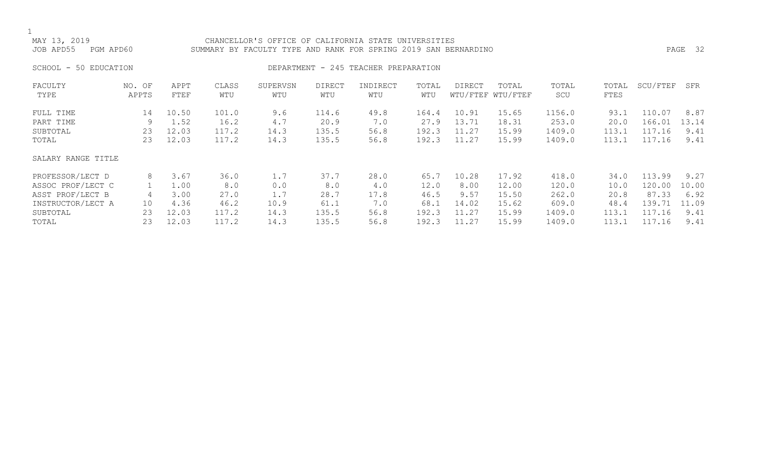MAY 13, 2019 CHANCELLOR'S OFFICE OF CALIFORNIA STATE UNIVERSITIES
JOB APD55 PGM APD60 SUMMARY BY FACULTY TYPE AND RANK FOR SPRING 2019 SAN BERNARDINO

SCHOOL - 50 EDUCATION DEPARTMENT - 245 TEACHER PREPARATION

| FACULTY TYPE | NO. OF APPTS | APPT FTEF | CLASS WTU | SUPERVSN WTU | DIRECT WTU | INDIRECT WTU | TOTAL WTU | DIRECT WTU/FTEF | TOTAL WTU/FTEF | TOTAL SCU | TOTAL FTES | SCU/FTEF | SFR |
|---|---|---|---|---|---|---|---|---|---|---|---|---|---|
| FULL TIME | 14 | 10.50 | 101.0 | 9.6 | 114.6 | 49.8 | 164.4 | 10.91 | 15.65 | 1156.0 | 93.1 | 110.07 | 8.87 |
| PART TIME | 9 | 1.52 | 16.2 | 4.7 | 20.9 | 7.0 | 27.9 | 13.71 | 18.31 | 253.0 | 20.0 | 166.01 | 13.14 |
| SUBTOTAL | 23 | 12.03 | 117.2 | 14.3 | 135.5 | 56.8 | 192.3 | 11.27 | 15.99 | 1409.0 | 113.1 | 117.16 | 9.41 |
| TOTAL | 23 | 12.03 | 117.2 | 14.3 | 135.5 | 56.8 | 192.3 | 11.27 | 15.99 | 1409.0 | 113.1 | 117.16 | 9.41 |
| SALARY RANGE TITLE | | | | | | | | | | | | | |
| PROFESSOR/LECT D | 8 | 3.67 | 36.0 | 1.7 | 37.7 | 28.0 | 65.7 | 10.28 | 17.92 | 418.0 | 34.0 | 113.99 | 9.27 |
| ASSOC PROF/LECT C | 1 | 1.00 | 8.0 | 0.0 | 8.0 | 4.0 | 12.0 | 8.00 | 12.00 | 120.0 | 10.0 | 120.00 | 10.00 |
| ASST PROF/LECT B | 4 | 3.00 | 27.0 | 1.7 | 28.7 | 17.8 | 46.5 | 9.57 | 15.50 | 262.0 | 20.8 | 87.33 | 6.92 |
| INSTRUCTOR/LECT A | 10 | 4.36 | 46.2 | 10.9 | 61.1 | 7.0 | 68.1 | 14.02 | 15.62 | 609.0 | 48.4 | 139.71 | 11.09 |
| SUBTOTAL | 23 | 12.03 | 117.2 | 14.3 | 135.5 | 56.8 | 192.3 | 11.27 | 15.99 | 1409.0 | 113.1 | 117.16 | 9.41 |
| TOTAL | 23 | 12.03 | 117.2 | 14.3 | 135.5 | 56.8 | 192.3 | 11.27 | 15.99 | 1409.0 | 113.1 | 117.16 | 9.41 |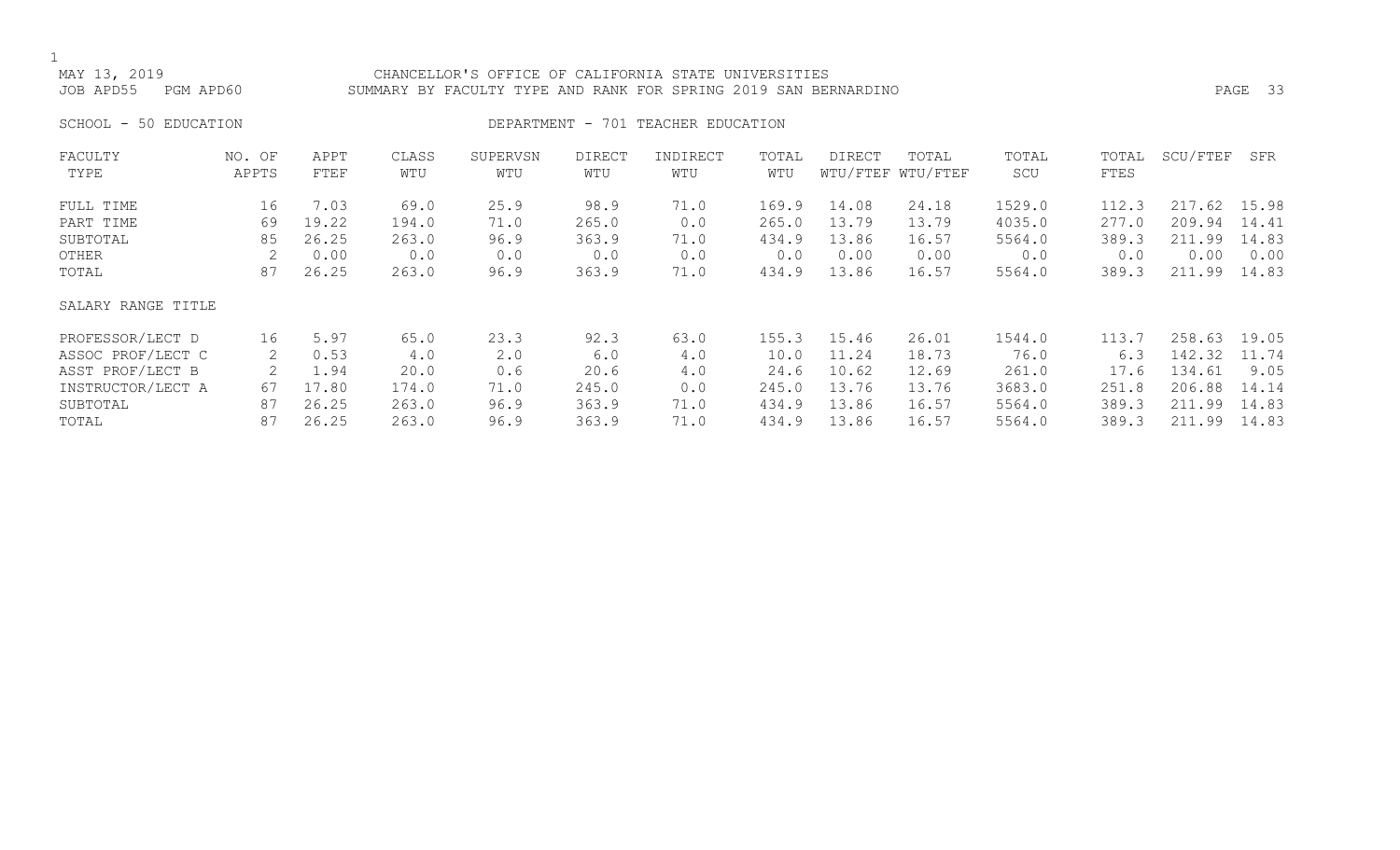MAY 13, 2019 CHANCELLOR'S OFFICE OF CALIFORNIA STATE UNIVERSITIES
JOB APD55 PGM APD60 SUMMARY BY FACULTY TYPE AND RANK FOR SPRING 2019 SAN BERNARDINO

SCHOOL - 50 EDUCATION DEPARTMENT - 701 TEACHER EDUCATION

| FACULTY TYPE | NO. OF APPTS | APPT FTEF | CLASS WTU | SUPERVSN WTU | DIRECT WTU | INDIRECT WTU | TOTAL WTU | DIRECT WTU/FTEF | TOTAL WTU/FTEF | TOTAL SCU | TOTAL FTES | SCU/FTEF | SFR |
|---|---|---|---|---|---|---|---|---|---|---|---|---|---|
| FULL TIME | 16 | 7.03 | 69.0 | 25.9 | 98.9 | 71.0 | 169.9 | 14.08 | 24.18 | 1529.0 | 112.3 | 217.62 | 15.98 |
| PART TIME | 69 | 19.22 | 194.0 | 71.0 | 265.0 | 0.0 | 265.0 | 13.79 | 13.79 | 4035.0 | 277.0 | 209.94 | 14.41 |
| SUBTOTAL | 85 | 26.25 | 263.0 | 96.9 | 363.9 | 71.0 | 434.9 | 13.86 | 16.57 | 5564.0 | 389.3 | 211.99 | 14.83 |
| OTHER | 2 | 0.00 | 0.0 | 0.0 | 0.0 | 0.0 | 0.0 | 0.00 | 0.00 | 0.0 | 0.0 | 0.00 | 0.00 |
| TOTAL | 87 | 26.25 | 263.0 | 96.9 | 363.9 | 71.0 | 434.9 | 13.86 | 16.57 | 5564.0 | 389.3 | 211.99 | 14.83 |
| SALARY RANGE TITLE | | | | | | | | | | | | | |
| PROFESSOR/LECT D | 16 | 5.97 | 65.0 | 23.3 | 92.3 | 63.0 | 155.3 | 15.46 | 26.01 | 1544.0 | 113.7 | 258.63 | 19.05 |
| ASSOC PROF/LECT C | 2 | 0.53 | 4.0 | 2.0 | 6.0 | 4.0 | 10.0 | 11.24 | 18.73 | 76.0 | 6.3 | 142.32 | 11.74 |
| ASST PROF/LECT B | 2 | 1.94 | 20.0 | 0.6 | 20.6 | 4.0 | 24.6 | 10.62 | 12.69 | 261.0 | 17.6 | 134.61 | 9.05 |
| INSTRUCTOR/LECT A | 67 | 17.80 | 174.0 | 71.0 | 245.0 | 0.0 | 245.0 | 13.76 | 13.76 | 3683.0 | 251.8 | 206.88 | 14.14 |
| SUBTOTAL | 87 | 26.25 | 263.0 | 96.9 | 363.9 | 71.0 | 434.9 | 13.86 | 16.57 | 5564.0 | 389.3 | 211.99 | 14.83 |
| TOTAL | 87 | 26.25 | 263.0 | 96.9 | 363.9 | 71.0 | 434.9 | 13.86 | 16.57 | 5564.0 | 389.3 | 211.99 | 14.83 |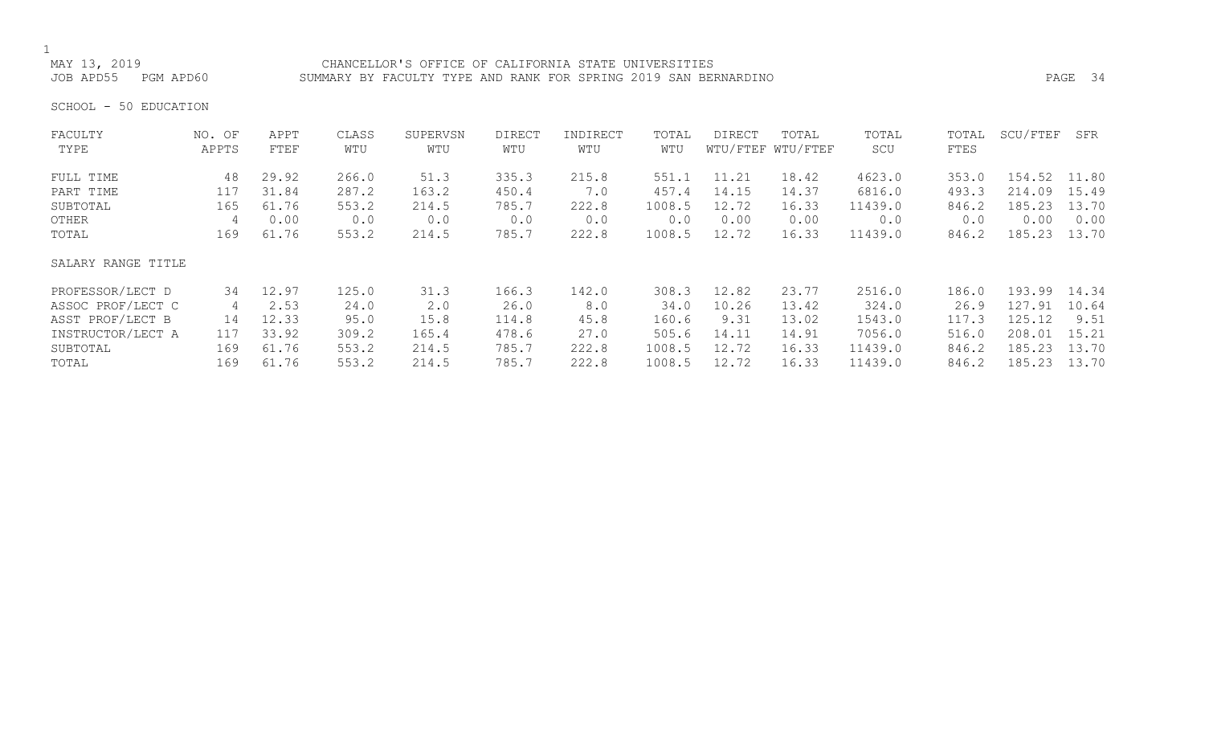CHANCELLOR'S OFFICE OF CALIFORNIA STATE UNIVERSITIES

SUMMARY BY FACULTY TYPE AND RANK FOR SPRING 2019 SAN BERNARDINO

MAY 13, 2019

JOB APD55 PGM APD60

SCHOOL - 50 EDUCATION

| FACULTY TYPE | NO. OF APPTS | APPT FTEF | CLASS WTU | SUPERVSN WTU | DIRECT WTU | INDIRECT WTU | TOTAL WTU | DIRECT WTU/FTEF | TOTAL WTU/FTEF | TOTAL SCU | TOTAL FTES | SCU/FTEF | SFR |
|---|---|---|---|---|---|---|---|---|---|---|---|---|---|
| FULL TIME | 48 | 29.92 | 266.0 | 51.3 | 335.3 | 215.8 | 551.1 | 11.21 | 18.42 | 4623.0 | 353.0 | 154.52 | 11.80 |
| PART TIME | 117 | 31.84 | 287.2 | 163.2 | 450.4 | 7.0 | 457.4 | 14.15 | 14.37 | 6816.0 | 493.3 | 214.09 | 15.49 |
| SUBTOTAL | 165 | 61.76 | 553.2 | 214.5 | 785.7 | 222.8 | 1008.5 | 12.72 | 16.33 | 11439.0 | 846.2 | 185.23 | 13.70 |
| OTHER | 4 | 0.00 | 0.0 | 0.0 | 0.0 | 0.0 | 0.0 | 0.00 | 0.00 | 0.0 | 0.0 | 0.00 | 0.00 |
| TOTAL | 169 | 61.76 | 553.2 | 214.5 | 785.7 | 222.8 | 1008.5 | 12.72 | 16.33 | 11439.0 | 846.2 | 185.23 | 13.70 |
| **SALARY RANGE TITLE** | | | | | | | | | | | | | |
| PROFESSOR/LECT D | 34 | 12.97 | 125.0 | 31.3 | 166.3 | 142.0 | 308.3 | 12.82 | 23.77 | 2516.0 | 186.0 | 193.99 | 14.34 |
| ASSOC PROF/LECT C | 4 | 2.53 | 24.0 | 2.0 | 26.0 | 8.0 | 34.0 | 10.26 | 13.42 | 324.0 | 26.9 | 127.91 | 10.64 |
| ASST PROF/LECT B | 14 | 12.33 | 95.0 | 15.8 | 114.8 | 45.8 | 160.6 | 9.31 | 13.02 | 1543.0 | 117.3 | 125.12 | 9.51 |
| INSTRUCTOR/LECT A | 117 | 33.92 | 309.2 | 165.4 | 478.6 | 27.0 | 505.6 | 14.11 | 14.91 | 7056.0 | 516.0 | 208.01 | 15.21 |
| SUBTOTAL | 169 | 61.76 | 553.2 | 214.5 | 785.7 | 222.8 | 1008.5 | 12.72 | 16.33 | 11439.0 | 846.2 | 185.23 | 13.70 |
| TOTAL | 169 | 61.76 | 553.2 | 214.5 | 785.7 | 222.8 | 1008.5 | 12.72 | 16.33 | 11439.0 | 846.2 | 185.23 | 13.70 |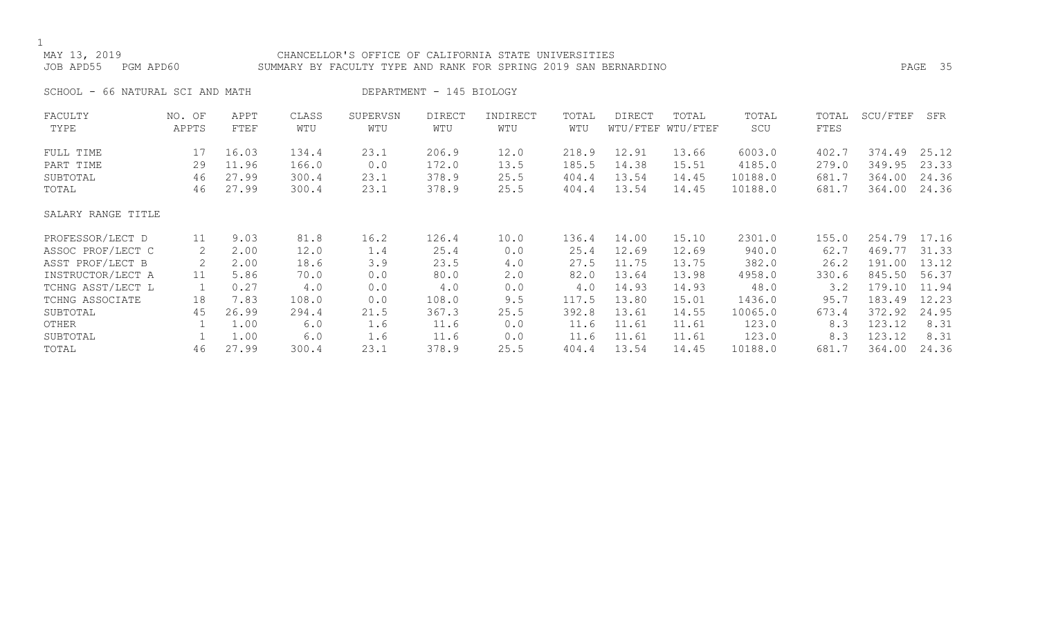CHANCELLOR'S OFFICE OF CALIFORNIA STATE UNIVERSITIES
SUMMARY BY FACULTY TYPE AND RANK FOR SPRING 2019 SAN BERNARDINO

MAY 13, 2019
JOB APD55 PGM APD60

SCHOOL - 66 NATURAL SCI AND MATH DEPARTMENT - 145 BIOLOGY

| FACULTY TYPE | NO. OF APPTS | APPT FTEF | CLASS WTU | SUPERVSN WTU | DIRECT WTU | INDIRECT WTU | TOTAL WTU | DIRECT WTU/FTEF | TOTAL WTU/FTEF | TOTAL SCU | TOTAL FTES | SCU/FTEF | SFR |
|---|---|---|---|---|---|---|---|---|---|---|---|---|---|
| FULL TIME | 17 | 16.03 | 134.4 | 23.1 | 206.9 | 12.0 | 218.9 | 12.91 | 13.66 | 6003.0 | 402.7 | 374.49 | 25.12 |
| PART TIME | 29 | 11.96 | 166.0 | 0.0 | 172.0 | 13.5 | 185.5 | 14.38 | 15.51 | 4185.0 | 279.0 | 349.95 | 23.33 |
| SUBTOTAL | 46 | 27.99 | 300.4 | 23.1 | 378.9 | 25.5 | 404.4 | 13.54 | 14.45 | 10188.0 | 681.7 | 364.00 | 24.36 |
| TOTAL | 46 | 27.99 | 300.4 | 23.1 | 378.9 | 25.5 | 404.4 | 13.54 | 14.45 | 10188.0 | 681.7 | 364.00 | 24.36 |
| **SALARY RANGE TITLE** | | | | | | | | | | | | | |
| PROFESSOR/LECT D | 11 | 9.03 | 81.8 | 16.2 | 126.4 | 10.0 | 136.4 | 14.00 | 15.10 | 2301.0 | 155.0 | 254.79 | 17.16 |
| ASSOC PROF/LECT C | 2 | 2.00 | 12.0 | 1.4 | 25.4 | 0.0 | 25.4 | 12.69 | 12.69 | 940.0 | 62.7 | 469.77 | 31.33 |
| ASST PROF/LECT B | 2 | 2.00 | 18.6 | 3.9 | 23.5 | 4.0 | 27.5 | 11.75 | 13.75 | 382.0 | 26.2 | 191.00 | 13.12 |
| INSTRUCTOR/LECT A | 11 | 5.86 | 70.0 | 0.0 | 80.0 | 2.0 | 82.0 | 13.64 | 13.98 | 4958.0 | 330.6 | 845.50 | 56.37 |
| TCHNG ASST/LECT L | 1 | 0.27 | 4.0 | 0.0 | 4.0 | 0.0 | 4.0 | 14.93 | 14.93 | 48.0 | 3.2 | 179.10 | 11.94 |
| TCHNG ASSOCIATE | 18 | 7.83 | 108.0 | 0.0 | 108.0 | 9.5 | 117.5 | 13.80 | 15.01 | 1436.0 | 95.7 | 183.49 | 12.23 |
| SUBTOTAL | 45 | 26.99 | 294.4 | 21.5 | 367.3 | 25.5 | 392.8 | 13.61 | 14.55 | 10065.0 | 673.4 | 372.92 | 24.95 |
| OTHER | 1 | 1.00 | 6.0 | 1.6 | 11.6 | 0.0 | 11.6 | 11.61 | 11.61 | 123.0 | 8.3 | 123.12 | 8.31 |
| SUBTOTAL | 1 | 1.00 | 6.0 | 1.6 | 11.6 | 0.0 | 11.6 | 11.61 | 11.61 | 123.0 | 8.3 | 123.12 | 8.31 |
| TOTAL | 46 | 27.99 | 300.4 | 23.1 | 378.9 | 25.5 | 404.4 | 13.54 | 14.45 | 10188.0 | 681.7 | 364.00 | 24.36 |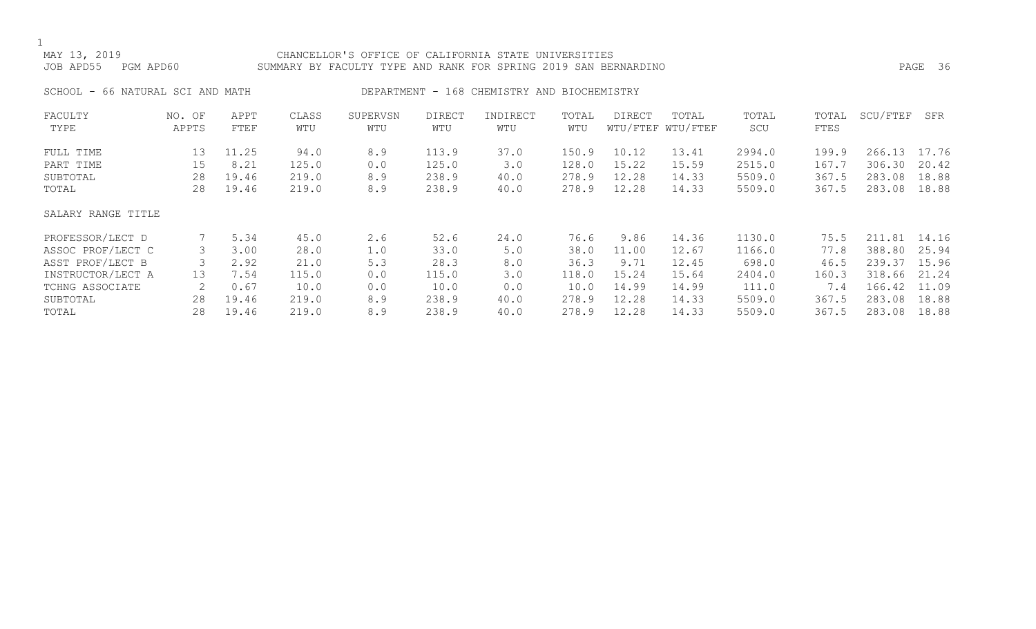MAY 13, 2019 CHANCELLOR'S OFFICE OF CALIFORNIA STATE UNIVERSITIES
JOB APD55 PGM APD60 SUMMARY BY FACULTY TYPE AND RANK FOR SPRING 2019 SAN BERNARDINO

SCHOOL - 66 NATURAL SCI AND MATH DEPARTMENT - 168 CHEMISTRY AND BIOCHEMISTRY

| FACULTY TYPE | NO. OF APPTS | APPT FTEF | CLASS WTU | SUPERVSN WTU | DIRECT WTU | INDIRECT WTU | TOTAL WTU | DIRECT WTU/FTEF | TOTAL WTU/FTEF | TOTAL SCU | TOTAL FTES | SCU/FTEF | SFR |
|---|---|---|---|---|---|---|---|---|---|---|---|---|---|
| FULL TIME | 13 | 11.25 | 94.0 | 8.9 | 113.9 | 37.0 | 150.9 | 10.12 | 13.41 | 2994.0 | 199.9 | 266.13 | 17.76 |
| PART TIME | 15 | 8.21 | 125.0 | 0.0 | 125.0 | 3.0 | 128.0 | 15.22 | 15.59 | 2515.0 | 167.7 | 306.30 | 20.42 |
| SUBTOTAL | 28 | 19.46 | 219.0 | 8.9 | 238.9 | 40.0 | 278.9 | 12.28 | 14.33 | 5509.0 | 367.5 | 283.08 | 18.88 |
| TOTAL | 28 | 19.46 | 219.0 | 8.9 | 238.9 | 40.0 | 278.9 | 12.28 | 14.33 | 5509.0 | 367.5 | 283.08 | 18.88 |

SALARY RANGE TITLE

| SALARY RANGE TITLE | NO. OF APPTS | APPT FTEF | CLASS WTU | SUPERVSN WTU | DIRECT WTU | INDIRECT WTU | TOTAL WTU | DIRECT WTU/FTEF | TOTAL WTU/FTEF | TOTAL SCU | TOTAL FTES | SCU/FTEF | SFR |
|---|---|---|---|---|---|---|---|---|---|---|---|---|---|
| PROFESSOR/LECT D | 7 | 5.34 | 45.0 | 2.6 | 52.6 | 24.0 | 76.6 | 9.86 | 14.36 | 1130.0 | 75.5 | 211.81 | 14.16 |
| ASSOC PROF/LECT C | 3 | 3.00 | 28.0 | 1.0 | 33.0 | 5.0 | 38.0 | 11.00 | 12.67 | 1166.0 | 77.8 | 388.80 | 25.94 |
| ASST PROF/LECT B | 3 | 2.92 | 21.0 | 5.3 | 28.3 | 8.0 | 36.3 | 9.71 | 12.45 | 698.0 | 46.5 | 239.37 | 15.96 |
| INSTRUCTOR/LECT A | 13 | 7.54 | 115.0 | 0.0 | 115.0 | 3.0 | 118.0 | 15.24 | 15.64 | 2404.0 | 160.3 | 318.66 | 21.24 |
| TCHNG ASSOCIATE | 2 | 0.67 | 10.0 | 0.0 | 10.0 | 0.0 | 10.0 | 14.99 | 14.99 | 111.0 | 7.4 | 166.42 | 11.09 |
| SUBTOTAL | 28 | 19.46 | 219.0 | 8.9 | 238.9 | 40.0 | 278.9 | 12.28 | 14.33 | 5509.0 | 367.5 | 283.08 | 18.88 |
| TOTAL | 28 | 19.46 | 219.0 | 8.9 | 238.9 | 40.0 | 278.9 | 12.28 | 14.33 | 5509.0 | 367.5 | 283.08 | 18.88 |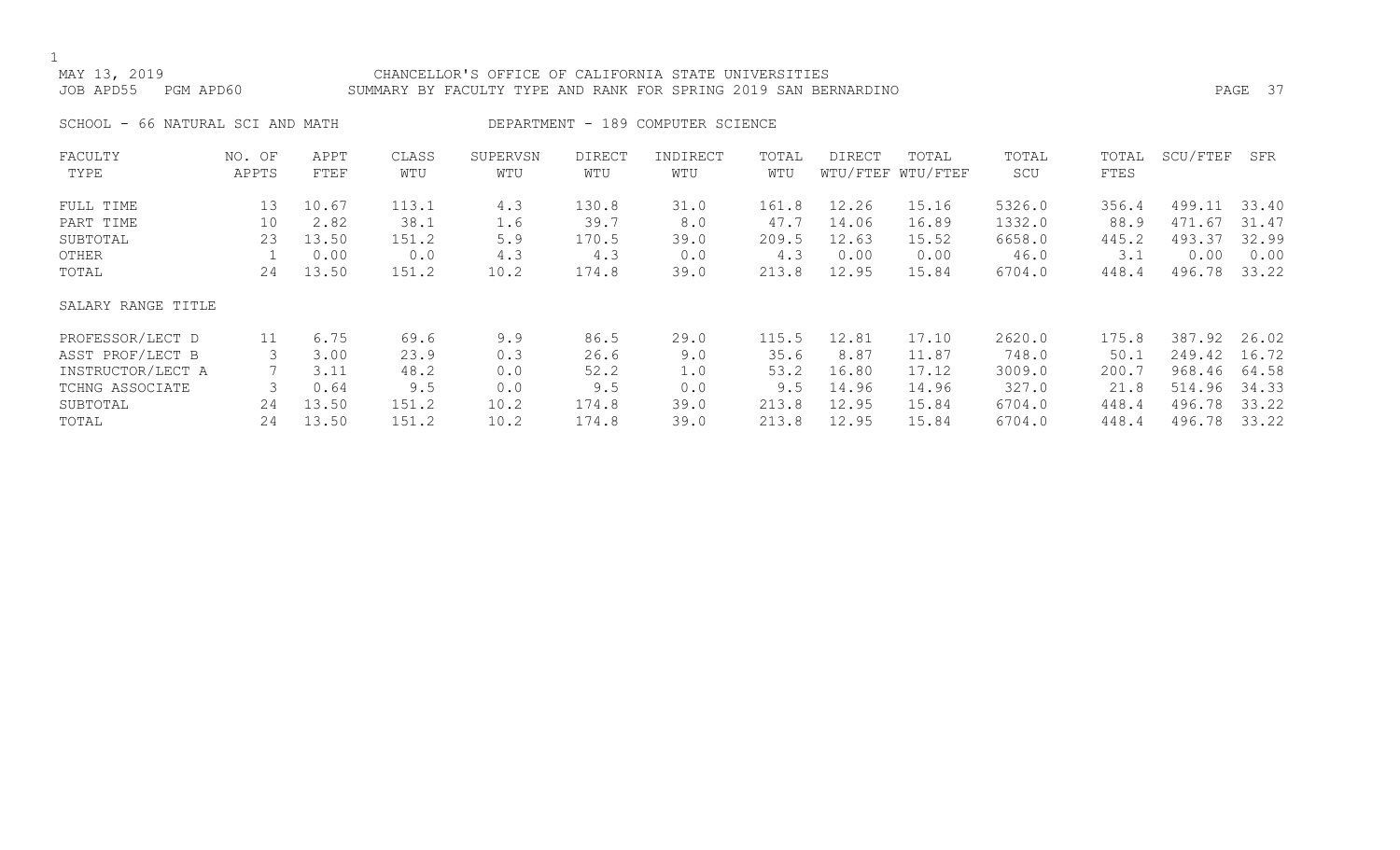CHANCELLOR'S OFFICE OF CALIFORNIA STATE UNIVERSITIES

SUMMARY BY FACULTY TYPE AND RANK FOR SPRING 2019 SAN BERNARDINO

MAY 13, 2019
JOB APD55 PGM APD60

SCHOOL - 66 NATURAL SCI AND MATH

DEPARTMENT - 189 COMPUTER SCIENCE

| FACULTY TYPE | NO. OF APPTS | APPT FTEF | CLASS WTU | SUPERVSN WTU | DIRECT WTU | INDIRECT WTU | TOTAL WTU | DIRECT WTU/FTEF | TOTAL WTU/FTEF | TOTAL SCU | TOTAL FTES | SCU/FTEF | SFR |
|---|---|---|---|---|---|---|---|---|---|---|---|---|---|
| FULL TIME | 13 | 10.67 | 113.1 | 4.3 | 130.8 | 31.0 | 161.8 | 12.26 | 15.16 | 5326.0 | 356.4 | 499.11 | 33.40 |
| PART TIME | 10 | 2.82 | 38.1 | 1.6 | 39.7 | 8.0 | 47.7 | 14.06 | 16.89 | 1332.0 | 88.9 | 471.67 | 31.47 |
| SUBTOTAL | 23 | 13.50 | 151.2 | 5.9 | 170.5 | 39.0 | 209.5 | 12.63 | 15.52 | 6658.0 | 445.2 | 493.37 | 32.99 |
| OTHER | 1 | 0.00 | 0.0 | 4.3 | 4.3 | 0.0 | 4.3 | 0.00 | 0.00 | 46.0 | 3.1 | 0.00 | 0.00 |
| TOTAL | 24 | 13.50 | 151.2 | 10.2 | 174.8 | 39.0 | 213.8 | 12.95 | 15.84 | 6704.0 | 448.4 | 496.78 | 33.22 |
| **SALARY RANGE TITLE** | | | | | | | | | | | | | |
| PROFESSOR/LECT D | 11 | 6.75 | 69.6 | 9.9 | 86.5 | 29.0 | 115.5 | 12.81 | 17.10 | 2620.0 | 175.8 | 387.92 | 26.02 |
| ASST PROF/LECT B | 3 | 3.00 | 23.9 | 0.3 | 26.6 | 9.0 | 35.6 | 8.87 | 11.87 | 748.0 | 50.1 | 249.42 | 16.72 |
| INSTRUCTOR/LECT A | 7 | 3.11 | 48.2 | 0.0 | 52.2 | 1.0 | 53.2 | 16.80 | 17.12 | 3009.0 | 200.7 | 968.46 | 64.58 |
| TCHNG ASSOCIATE | 3 | 0.64 | 9.5 | 0.0 | 9.5 | 0.0 | 9.5 | 14.96 | 14.96 | 327.0 | 21.8 | 514.96 | 34.33 |
| SUBTOTAL | 24 | 13.50 | 151.2 | 10.2 | 174.8 | 39.0 | 213.8 | 12.95 | 15.84 | 6704.0 | 448.4 | 496.78 | 33.22 |
| TOTAL | 24 | 13.50 | 151.2 | 10.2 | 174.8 | 39.0 | 213.8 | 12.95 | 15.84 | 6704.0 | 448.4 | 496.78 | 33.22 |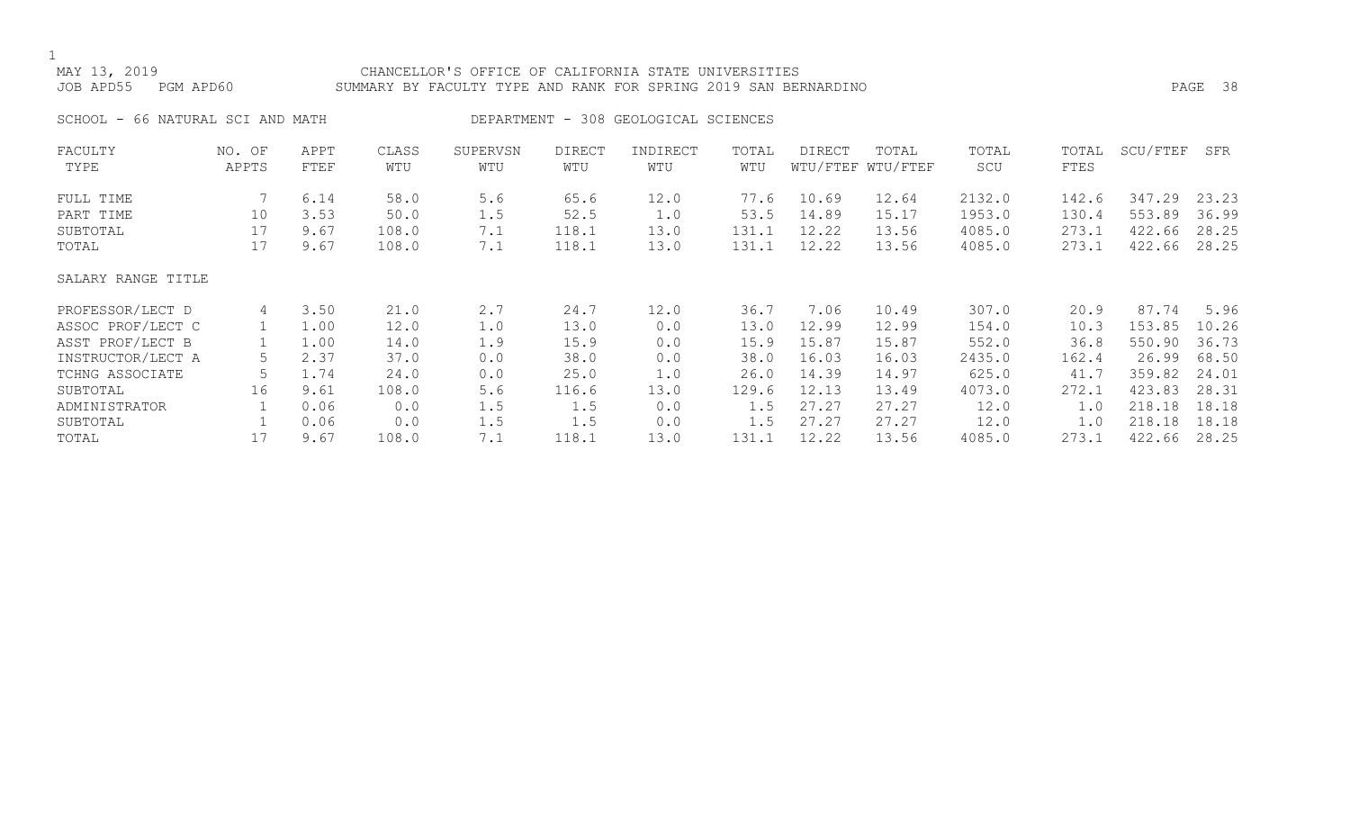MAY 13, 2019 CHANCELLOR'S OFFICE OF CALIFORNIA STATE UNIVERSITIES
JOB APD55 PGM APD60 SUMMARY BY FACULTY TYPE AND RANK FOR SPRING 2019 SAN BERNARDINO

SCHOOL - 66 NATURAL SCI AND MATH DEPARTMENT - 308 GEOLOGICAL SCIENCES

| FACULTY TYPE | NO. OF APPTS | APPT FTEF | CLASS WTU | SUPERVSN WTU | DIRECT WTU | INDIRECT WTU | TOTAL WTU | DIRECT WTU/FTEF | TOTAL WTU/FTEF | TOTAL SCU | TOTAL FTES | SCU/FTEF | SFR |
|---|---|---|---|---|---|---|---|---|---|---|---|---|---|
| FULL TIME | 7 | 6.14 | 58.0 | 5.6 | 65.6 | 12.0 | 77.6 | 10.69 | 12.64 | 2132.0 | 142.6 | 347.29 | 23.23 |
| PART TIME | 10 | 3.53 | 50.0 | 1.5 | 52.5 | 1.0 | 53.5 | 14.89 | 15.17 | 1953.0 | 130.4 | 553.89 | 36.99 |
| SUBTOTAL | 17 | 9.67 | 108.0 | 7.1 | 118.1 | 13.0 | 131.1 | 12.22 | 13.56 | 4085.0 | 273.1 | 422.66 | 28.25 |
| TOTAL | 17 | 9.67 | 108.0 | 7.1 | 118.1 | 13.0 | 131.1 | 12.22 | 13.56 | 4085.0 | 273.1 | 422.66 | 28.25 |
| SALARY RANGE TITLE | | | | | | | | | | | | | |
| PROFESSOR/LECT D | 4 | 3.50 | 21.0 | 2.7 | 24.7 | 12.0 | 36.7 | 7.06 | 10.49 | 307.0 | 20.9 | 87.74 | 5.96 |
| ASSOC PROF/LECT C | 1 | 1.00 | 12.0 | 1.0 | 13.0 | 0.0 | 13.0 | 12.99 | 12.99 | 154.0 | 10.3 | 153.85 | 10.26 |
| ASST PROF/LECT B | 1 | 1.00 | 14.0 | 1.9 | 15.9 | 0.0 | 15.9 | 15.87 | 15.87 | 552.0 | 36.8 | 550.90 | 36.73 |
| INSTRUCTOR/LECT A | 5 | 2.37 | 37.0 | 0.0 | 38.0 | 0.0 | 38.0 | 16.03 | 16.03 | 2435.0 | 162.4 | 26.99 | 68.50 |
| TCHNG ASSOCIATE | 5 | 1.74 | 24.0 | 0.0 | 25.0 | 1.0 | 26.0 | 14.39 | 14.97 | 625.0 | 41.7 | 359.82 | 24.01 |
| SUBTOTAL | 16 | 9.61 | 108.0 | 5.6 | 116.6 | 13.0 | 129.6 | 12.13 | 13.49 | 4073.0 | 272.1 | 423.83 | 28.31 |
| ADMINISTRATOR | 1 | 0.06 | 0.0 | 1.5 | 1.5 | 0.0 | 1.5 | 27.27 | 27.27 | 12.0 | 1.0 | 218.18 | 18.18 |
| SUBTOTAL | 1 | 0.06 | 0.0 | 1.5 | 1.5 | 0.0 | 1.5 | 27.27 | 27.27 | 12.0 | 1.0 | 218.18 | 18.18 |
| TOTAL | 17 | 9.67 | 108.0 | 7.1 | 118.1 | 13.0 | 131.1 | 12.22 | 13.56 | 4085.0 | 273.1 | 422.66 | 28.25 |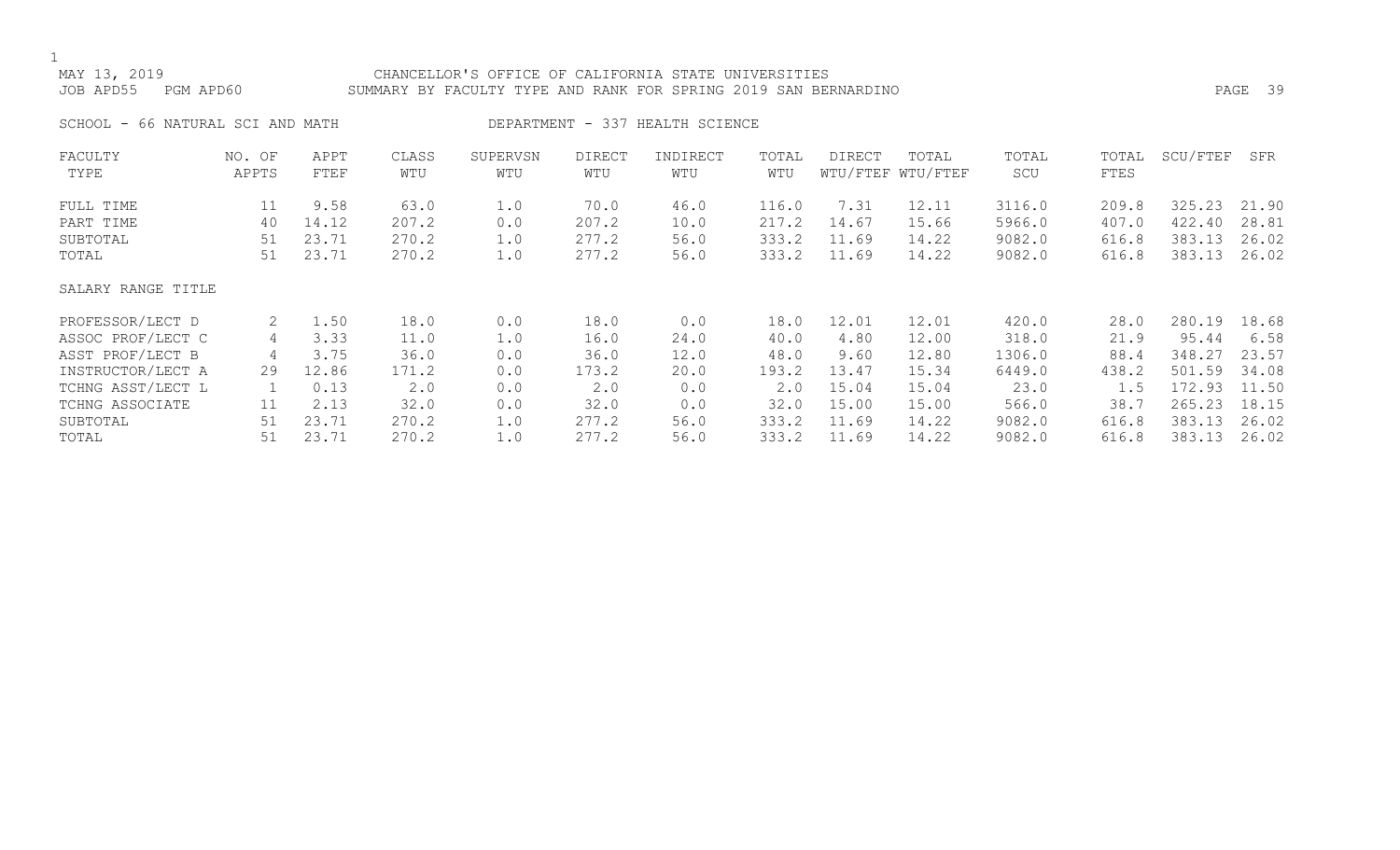MAY 13, 2019 — CHANCELLOR'S OFFICE OF CALIFORNIA STATE UNIVERSITIES

JOB APD55 PGM APD60 — SUMMARY BY FACULTY TYPE AND RANK FOR SPRING 2019 SAN BERNARDINO

SCHOOL - 66 NATURAL SCI AND MATH — DEPARTMENT - 337 HEALTH SCIENCE

| FACULTY TYPE | NO. OF APPTS | APPT FTEF | CLASS WTU | SUPERVSN WTU | DIRECT WTU | INDIRECT WTU | TOTAL WTU | DIRECT WTU/FTEF | TOTAL WTU/FTEF | TOTAL SCU | TOTAL FTES | SCU/FTEF | SFR |
|---|---|---|---|---|---|---|---|---|---|---|---|---|---|
| FULL TIME | 11 | 9.58 | 63.0 | 1.0 | 70.0 | 46.0 | 116.0 | 7.31 | 12.11 | 3116.0 | 209.8 | 325.23 | 21.90 |
| PART TIME | 40 | 14.12 | 207.2 | 0.0 | 207.2 | 10.0 | 217.2 | 14.67 | 15.66 | 5966.0 | 407.0 | 422.40 | 28.81 |
| SUBTOTAL | 51 | 23.71 | 270.2 | 1.0 | 277.2 | 56.0 | 333.2 | 11.69 | 14.22 | 9082.0 | 616.8 | 383.13 | 26.02 |
| TOTAL | 51 | 23.71 | 270.2 | 1.0 | 277.2 | 56.0 | 333.2 | 11.69 | 14.22 | 9082.0 | 616.8 | 383.13 | 26.02 |

| SALARY RANGE TITLE | NO. OF APPTS | APPT FTEF | CLASS WTU | SUPERVSN WTU | DIRECT WTU | INDIRECT WTU | TOTAL WTU | DIRECT WTU/FTEF | TOTAL WTU/FTEF | TOTAL SCU | TOTAL FTES | SCU/FTEF | SFR |
|---|---|---|---|---|---|---|---|---|---|---|---|---|---|
| PROFESSOR/LECT D | 2 | 1.50 | 18.0 | 0.0 | 18.0 | 0.0 | 18.0 | 12.01 | 12.01 | 420.0 | 28.0 | 280.19 | 18.68 |
| ASSOC PROF/LECT C | 4 | 3.33 | 11.0 | 1.0 | 16.0 | 24.0 | 40.0 | 4.80 | 12.00 | 318.0 | 21.9 | 95.44 | 6.58 |
| ASST PROF/LECT B | 4 | 3.75 | 36.0 | 0.0 | 36.0 | 12.0 | 48.0 | 9.60 | 12.80 | 1306.0 | 88.4 | 348.27 | 23.57 |
| INSTRUCTOR/LECT A | 29 | 12.86 | 171.2 | 0.0 | 173.2 | 20.0 | 193.2 | 13.47 | 15.34 | 6449.0 | 438.2 | 501.59 | 34.08 |
| TCHNG ASST/LECT L | 1 | 0.13 | 2.0 | 0.0 | 2.0 | 0.0 | 2.0 | 15.04 | 15.04 | 23.0 | 1.5 | 172.93 | 11.50 |
| TCHNG ASSOCIATE | 11 | 2.13 | 32.0 | 0.0 | 32.0 | 0.0 | 32.0 | 15.00 | 15.00 | 566.0 | 38.7 | 265.23 | 18.15 |
| SUBTOTAL | 51 | 23.71 | 270.2 | 1.0 | 277.2 | 56.0 | 333.2 | 11.69 | 14.22 | 9082.0 | 616.8 | 383.13 | 26.02 |
| TOTAL | 51 | 23.71 | 270.2 | 1.0 | 277.2 | 56.0 | 333.2 | 11.69 | 14.22 | 9082.0 | 616.8 | 383.13 | 26.02 |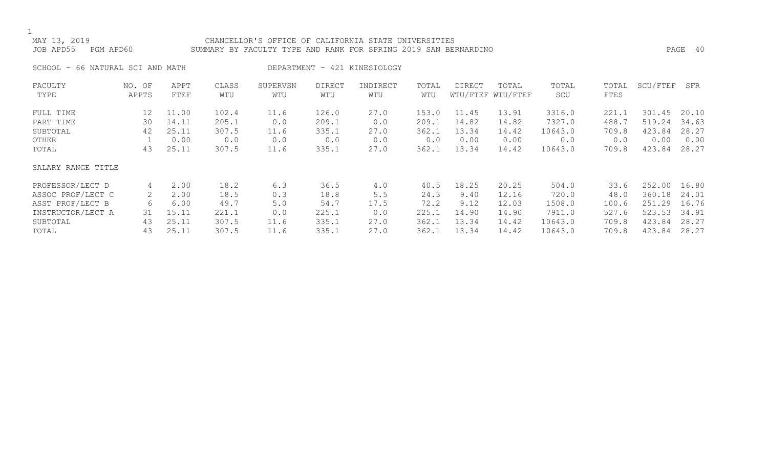MAY 13, 2019 CHANCELLOR'S OFFICE OF CALIFORNIA STATE UNIVERSITIES
JOB APD55 PGM APD60 SUMMARY BY FACULTY TYPE AND RANK FOR SPRING 2019 SAN BERNARDINO

SCHOOL - 66 NATURAL SCI AND MATH DEPARTMENT - 421 KINESIOLOGY

| FACULTY TYPE | NO. OF APPTS | APPT FTEF | CLASS WTU | SUPERVSN WTU | DIRECT WTU | INDIRECT WTU | TOTAL WTU | DIRECT WTU/FTEF | TOTAL WTU/FTEF | TOTAL SCU | TOTAL FTES | SCU/FTEF | SFR |
|---|---|---|---|---|---|---|---|---|---|---|---|---|---|
| FULL TIME | 12 | 11.00 | 102.4 | 11.6 | 126.0 | 27.0 | 153.0 | 11.45 | 13.91 | 3316.0 | 221.1 | 301.45 | 20.10 |
| PART TIME | 30 | 14.11 | 205.1 | 0.0 | 209.1 | 0.0 | 209.1 | 14.82 | 14.82 | 7327.0 | 488.7 | 519.24 | 34.63 |
| SUBTOTAL | 42 | 25.11 | 307.5 | 11.6 | 335.1 | 27.0 | 362.1 | 13.34 | 14.42 | 10643.0 | 709.8 | 423.84 | 28.27 |
| OTHER | 1 | 0.00 | 0.0 | 0.0 | 0.0 | 0.0 | 0.0 | 0.00 | 0.00 | 0.0 | 0.0 | 0.00 | 0.00 |
| TOTAL | 43 | 25.11 | 307.5 | 11.6 | 335.1 | 27.0 | 362.1 | 13.34 | 14.42 | 10643.0 | 709.8 | 423.84 | 28.27 |
| SALARY RANGE TITLE | | | | | | | | | | | | | |
| PROFESSOR/LECT D | 4 | 2.00 | 18.2 | 6.3 | 36.5 | 4.0 | 40.5 | 18.25 | 20.25 | 504.0 | 33.6 | 252.00 | 16.80 |
| ASSOC PROF/LECT C | 2 | 2.00 | 18.5 | 0.3 | 18.8 | 5.5 | 24.3 | 9.40 | 12.16 | 720.0 | 48.0 | 360.18 | 24.01 |
| ASST PROF/LECT B | 6 | 6.00 | 49.7 | 5.0 | 54.7 | 17.5 | 72.2 | 9.12 | 12.03 | 1508.0 | 100.6 | 251.29 | 16.76 |
| INSTRUCTOR/LECT A | 31 | 15.11 | 221.1 | 0.0 | 225.1 | 0.0 | 225.1 | 14.90 | 14.90 | 7911.0 | 527.6 | 523.53 | 34.91 |
| SUBTOTAL | 43 | 25.11 | 307.5 | 11.6 | 335.1 | 27.0 | 362.1 | 13.34 | 14.42 | 10643.0 | 709.8 | 423.84 | 28.27 |
| TOTAL | 43 | 25.11 | 307.5 | 11.6 | 335.1 | 27.0 | 362.1 | 13.34 | 14.42 | 10643.0 | 709.8 | 423.84 | 28.27 |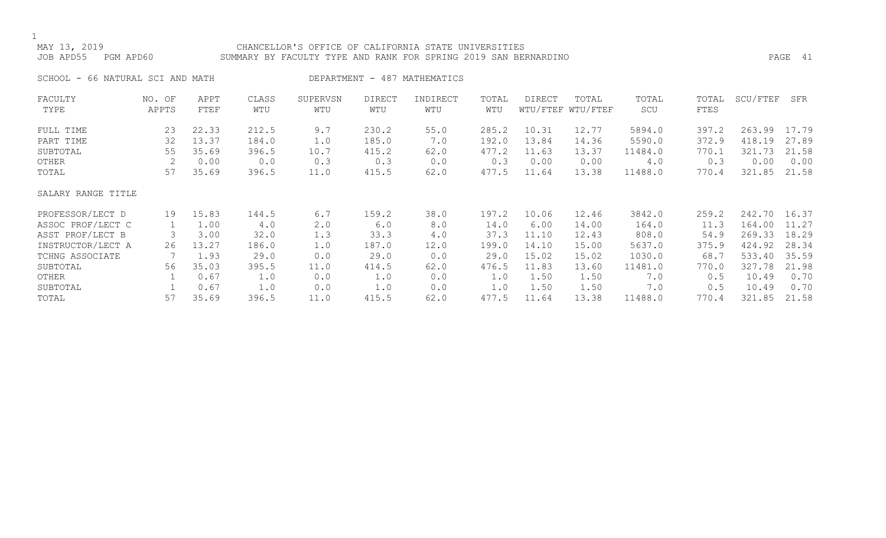CHANCELLOR'S OFFICE OF CALIFORNIA STATE UNIVERSITIES

SUMMARY BY FACULTY TYPE AND RANK FOR SPRING 2019 SAN BERNARDINO

MAY 13, 2019

JOB APD55 PGM APD60

SCHOOL - 66 NATURAL SCI AND MATH DEPARTMENT - 487 MATHEMATICS

| FACULTY TYPE | NO. OF APPTS | APPT FTEF | CLASS WTU | SUPERVSN WTU | DIRECT WTU | INDIRECT WTU | TOTAL WTU | DIRECT WTU/FTEF | TOTAL WTU/FTEF | TOTAL SCU | TOTAL FTES | SCU/FTEF | SFR |
|---|---|---|---|---|---|---|---|---|---|---|---|---|---|
| FULL TIME | 23 | 22.33 | 212.5 | 9.7 | 230.2 | 55.0 | 285.2 | 10.31 | 12.77 | 5894.0 | 397.2 | 263.99 | 17.79 |
| PART TIME | 32 | 13.37 | 184.0 | 1.0 | 185.0 | 7.0 | 192.0 | 13.84 | 14.36 | 5590.0 | 372.9 | 418.19 | 27.89 |
| SUBTOTAL | 55 | 35.69 | 396.5 | 10.7 | 415.2 | 62.0 | 477.2 | 11.63 | 13.37 | 11484.0 | 770.1 | 321.73 | 21.58 |
| OTHER | 2 | 0.00 | 0.0 | 0.3 | 0.3 | 0.0 | 0.3 | 0.00 | 0.00 | 4.0 | 0.3 | 0.00 | 0.00 |
| TOTAL | 57 | 35.69 | 396.5 | 11.0 | 415.5 | 62.0 | 477.5 | 11.64 | 13.38 | 11488.0 | 770.4 | 321.85 | 21.58 |
| SALARY RANGE TITLE | | | | | | | | | | | | | |
| PROFESSOR/LECT D | 19 | 15.83 | 144.5 | 6.7 | 159.2 | 38.0 | 197.2 | 10.06 | 12.46 | 3842.0 | 259.2 | 242.70 | 16.37 |
| ASSOC PROF/LECT C | 1 | 1.00 | 4.0 | 2.0 | 6.0 | 8.0 | 14.0 | 6.00 | 14.00 | 164.0 | 11.3 | 164.00 | 11.27 |
| ASST PROF/LECT B | 3 | 3.00 | 32.0 | 1.3 | 33.3 | 4.0 | 37.3 | 11.10 | 12.43 | 808.0 | 54.9 | 269.33 | 18.29 |
| INSTRUCTOR/LECT A | 26 | 13.27 | 186.0 | 1.0 | 187.0 | 12.0 | 199.0 | 14.10 | 15.00 | 5637.0 | 375.9 | 424.92 | 28.34 |
| TCHNG ASSOCIATE | 7 | 1.93 | 29.0 | 0.0 | 29.0 | 0.0 | 29.0 | 15.02 | 15.02 | 1030.0 | 68.7 | 533.40 | 35.59 |
| SUBTOTAL | 56 | 35.03 | 395.5 | 11.0 | 414.5 | 62.0 | 476.5 | 11.83 | 13.60 | 11481.0 | 770.0 | 327.78 | 21.98 |
| OTHER | 1 | 0.67 | 1.0 | 0.0 | 1.0 | 0.0 | 1.0 | 1.50 | 1.50 | 7.0 | 0.5 | 10.49 | 0.70 |
| SUBTOTAL | 1 | 0.67 | 1.0 | 0.0 | 1.0 | 0.0 | 1.0 | 1.50 | 1.50 | 7.0 | 0.5 | 10.49 | 0.70 |
| TOTAL | 57 | 35.69 | 396.5 | 11.0 | 415.5 | 62.0 | 477.5 | 11.64 | 13.38 | 11488.0 | 770.4 | 321.85 | 21.58 |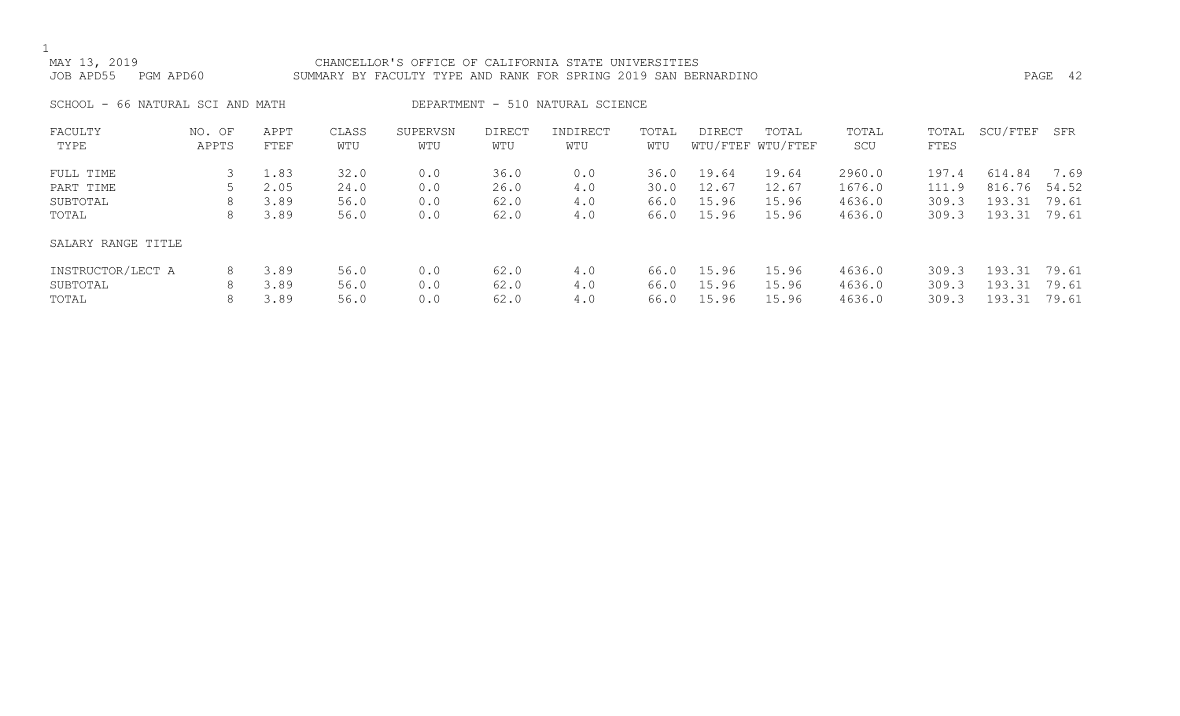MAY 13, 2019 CHANCELLOR'S OFFICE OF CALIFORNIA STATE UNIVERSITIES
JOB APD55 PGM APD60 SUMMARY BY FACULTY TYPE AND RANK FOR SPRING 2019 SAN BERNARDINO

SCHOOL - 66 NATURAL SCI AND MATH DEPARTMENT - 510 NATURAL SCIENCE

| FACULTY TYPE | NO. OF APPTS | APPT FTEF | CLASS WTU | SUPERVSN WTU | DIRECT WTU | INDIRECT WTU | TOTAL WTU | DIRECT WTU/FTEF | TOTAL WTU/FTEF | TOTAL SCU | TOTAL FTES | SCU/FTEF | SFR |
|---|---|---|---|---|---|---|---|---|---|---|---|---|---|
| FULL TIME | 3 | 1.83 | 32.0 | 0.0 | 36.0 | 0.0 | 36.0 | 19.64 | 19.64 | 2960.0 | 197.4 | 614.84 | 7.69 |
| PART TIME | 5 | 2.05 | 24.0 | 0.0 | 26.0 | 4.0 | 30.0 | 12.67 | 12.67 | 1676.0 | 111.9 | 816.76 | 54.52 |
| SUBTOTAL | 8 | 3.89 | 56.0 | 0.0 | 62.0 | 4.0 | 66.0 | 15.96 | 15.96 | 4636.0 | 309.3 | 193.31 | 79.61 |
| TOTAL | 8 | 3.89 | 56.0 | 0.0 | 62.0 | 4.0 | 66.0 | 15.96 | 15.96 | 4636.0 | 309.3 | 193.31 | 79.61 |
| SALARY RANGE TITLE | | | | | | | | | | | | | |
| INSTRUCTOR/LECT A | 8 | 3.89 | 56.0 | 0.0 | 62.0 | 4.0 | 66.0 | 15.96 | 15.96 | 4636.0 | 309.3 | 193.31 | 79.61 |
| SUBTOTAL | 8 | 3.89 | 56.0 | 0.0 | 62.0 | 4.0 | 66.0 | 15.96 | 15.96 | 4636.0 | 309.3 | 193.31 | 79.61 |
| TOTAL | 8 | 3.89 | 56.0 | 0.0 | 62.0 | 4.0 | 66.0 | 15.96 | 15.96 | 4636.0 | 309.3 | 193.31 | 79.61 |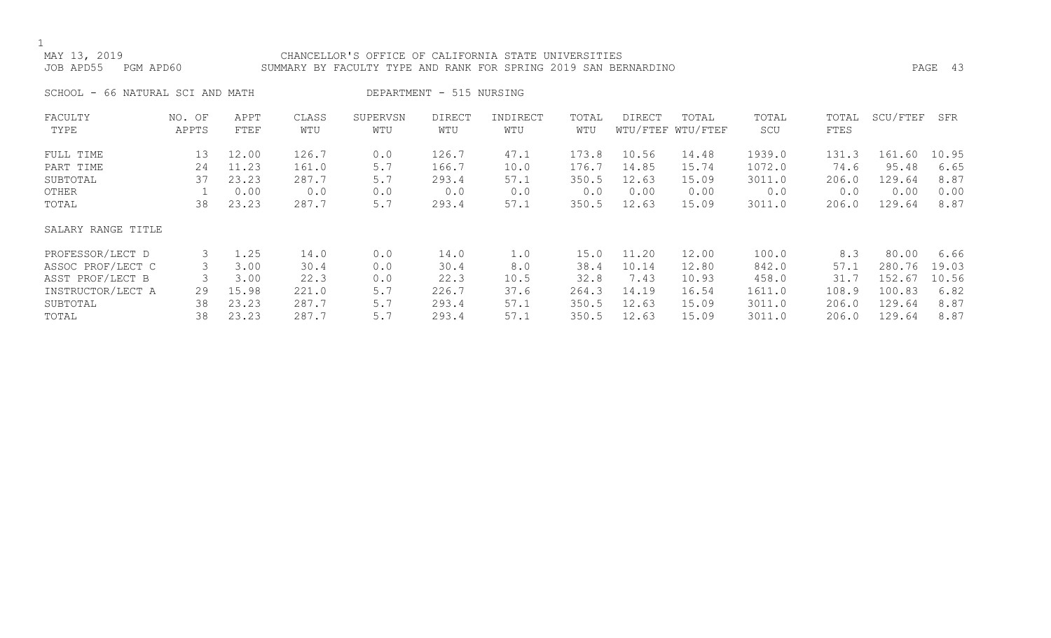MAY 13, 2019 CHANCELLOR'S OFFICE OF CALIFORNIA STATE UNIVERSITIES
JOB APD55 PGM APD60 SUMMARY BY FACULTY TYPE AND RANK FOR SPRING 2019 SAN BERNARDINO

SCHOOL - 66 NATURAL SCI AND MATH DEPARTMENT - 515 NURSING

| FACULTY TYPE | NO. OF APPTS | APPT FTEF | CLASS WTU | SUPERVSN WTU | DIRECT WTU | INDIRECT WTU | TOTAL WTU | DIRECT WTU/FTEF | TOTAL WTU/FTEF | TOTAL SCU | TOTAL FTES | SCU/FTEF | SFR |
|---|---|---|---|---|---|---|---|---|---|---|---|---|---|
| FULL TIME | 13 | 12.00 | 126.7 | 0.0 | 126.7 | 47.1 | 173.8 | 10.56 | 14.48 | 1939.0 | 131.3 | 161.60 | 10.95 |
| PART TIME | 24 | 11.23 | 161.0 | 5.7 | 166.7 | 10.0 | 176.7 | 14.85 | 15.74 | 1072.0 | 74.6 | 95.48 | 6.65 |
| SUBTOTAL | 37 | 23.23 | 287.7 | 5.7 | 293.4 | 57.1 | 350.5 | 12.63 | 15.09 | 3011.0 | 206.0 | 129.64 | 8.87 |
| OTHER | 1 | 0.00 | 0.0 | 0.0 | 0.0 | 0.0 | 0.0 | 0.00 | 0.00 | 0.0 | 0.0 | 0.00 | 0.00 |
| TOTAL | 38 | 23.23 | 287.7 | 5.7 | 293.4 | 57.1 | 350.5 | 12.63 | 15.09 | 3011.0 | 206.0 | 129.64 | 8.87 |
| SALARY RANGE TITLE | | | | | | | | | | | | | |
| PROFESSOR/LECT D | 3 | 1.25 | 14.0 | 0.0 | 14.0 | 1.0 | 15.0 | 11.20 | 12.00 | 100.0 | 8.3 | 80.00 | 6.66 |
| ASSOC PROF/LECT C | 3 | 3.00 | 30.4 | 0.0 | 30.4 | 8.0 | 38.4 | 10.14 | 12.80 | 842.0 | 57.1 | 280.76 | 19.03 |
| ASST PROF/LECT B | 3 | 3.00 | 22.3 | 0.0 | 22.3 | 10.5 | 32.8 | 7.43 | 10.93 | 458.0 | 31.7 | 152.67 | 10.56 |
| INSTRUCTOR/LECT A | 29 | 15.98 | 221.0 | 5.7 | 226.7 | 37.6 | 264.3 | 14.19 | 16.54 | 1611.0 | 108.9 | 100.83 | 6.82 |
| SUBTOTAL | 38 | 23.23 | 287.7 | 5.7 | 293.4 | 57.1 | 350.5 | 12.63 | 15.09 | 3011.0 | 206.0 | 129.64 | 8.87 |
| TOTAL | 38 | 23.23 | 287.7 | 5.7 | 293.4 | 57.1 | 350.5 | 12.63 | 15.09 | 3011.0 | 206.0 | 129.64 | 8.87 |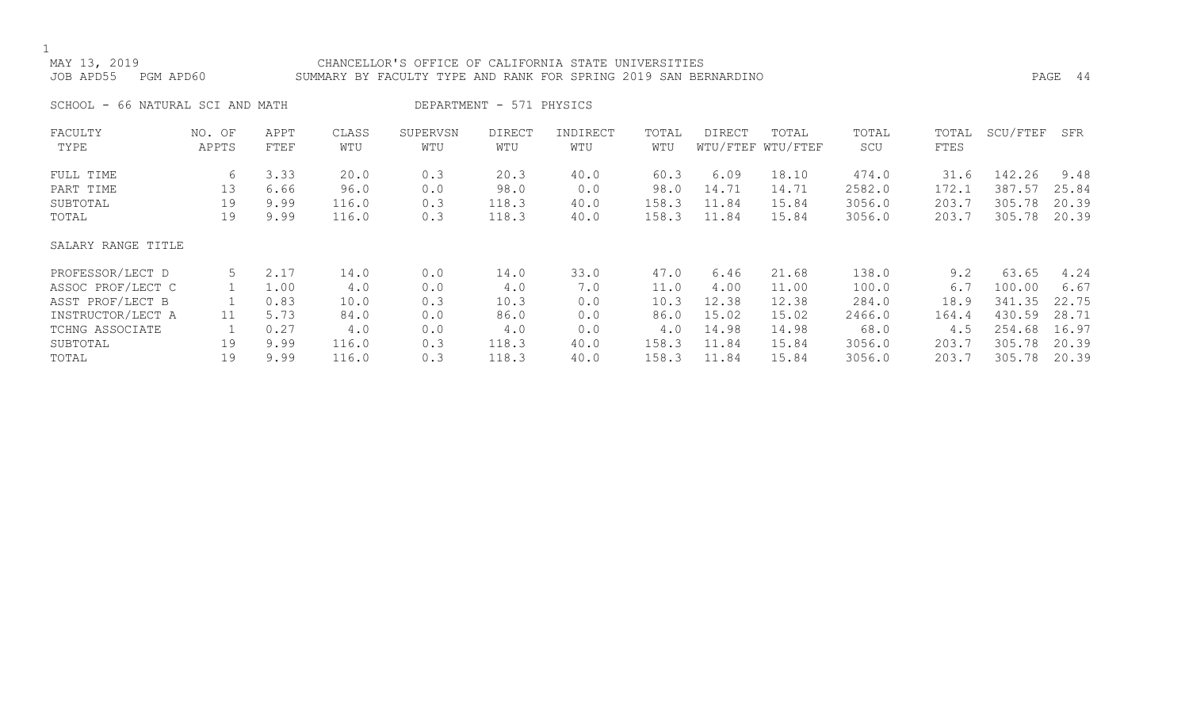MAY 13, 2019 CHANCELLOR'S OFFICE OF CALIFORNIA STATE UNIVERSITIES
JOB APD55 PGM APD60 SUMMARY BY FACULTY TYPE AND RANK FOR SPRING 2019 SAN BERNARDINO

SCHOOL - 66 NATURAL SCI AND MATH DEPARTMENT - 571 PHYSICS

| FACULTY TYPE | NO. OF APPTS | APPT FTEF | CLASS WTU | SUPERVSN WTU | DIRECT WTU | INDIRECT WTU | TOTAL WTU | DIRECT WTU/FTEF | TOTAL WTU/FTEF | TOTAL SCU | TOTAL FTES | SCU/FTEF | SFR |
|---|---|---|---|---|---|---|---|---|---|---|---|---|---|
| FULL TIME | 6 | 3.33 | 20.0 | 0.3 | 20.3 | 40.0 | 60.3 | 6.09 | 18.10 | 474.0 | 31.6 | 142.26 | 9.48 |
| PART TIME | 13 | 6.66 | 96.0 | 0.0 | 98.0 | 0.0 | 98.0 | 14.71 | 14.71 | 2582.0 | 172.1 | 387.57 | 25.84 |
| SUBTOTAL | 19 | 9.99 | 116.0 | 0.3 | 118.3 | 40.0 | 158.3 | 11.84 | 15.84 | 3056.0 | 203.7 | 305.78 | 20.39 |
| TOTAL | 19 | 9.99 | 116.0 | 0.3 | 118.3 | 40.0 | 158.3 | 11.84 | 15.84 | 3056.0 | 203.7 | 305.78 | 20.39 |

| SALARY RANGE TITLE | NO. OF APPTS | APPT FTEF | CLASS WTU | SUPERVSN WTU | DIRECT WTU | INDIRECT WTU | TOTAL WTU | DIRECT WTU/FTEF | TOTAL WTU/FTEF | TOTAL SCU | TOTAL FTES | SCU/FTEF | SFR |
|---|---|---|---|---|---|---|---|---|---|---|---|---|---|
| PROFESSOR/LECT D | 5 | 2.17 | 14.0 | 0.0 | 14.0 | 33.0 | 47.0 | 6.46 | 21.68 | 138.0 | 9.2 | 63.65 | 4.24 |
| ASSOC PROF/LECT C | 1 | 1.00 | 4.0 | 0.0 | 4.0 | 7.0 | 11.0 | 4.00 | 11.00 | 100.0 | 6.7 | 100.00 | 6.67 |
| ASST PROF/LECT B | 1 | 0.83 | 10.0 | 0.3 | 10.3 | 0.0 | 10.3 | 12.38 | 12.38 | 284.0 | 18.9 | 341.35 | 22.75 |
| INSTRUCTOR/LECT A | 11 | 5.73 | 84.0 | 0.0 | 86.0 | 0.0 | 86.0 | 15.02 | 15.02 | 2466.0 | 164.4 | 430.59 | 28.71 |
| TCHNG ASSOCIATE | 1 | 0.27 | 4.0 | 0.0 | 4.0 | 0.0 | 4.0 | 14.98 | 14.98 | 68.0 | 4.5 | 254.68 | 16.97 |
| SUBTOTAL | 19 | 9.99 | 116.0 | 0.3 | 118.3 | 40.0 | 158.3 | 11.84 | 15.84 | 3056.0 | 203.7 | 305.78 | 20.39 |
| TOTAL | 19 | 9.99 | 116.0 | 0.3 | 118.3 | 40.0 | 158.3 | 11.84 | 15.84 | 3056.0 | 203.7 | 305.78 | 20.39 |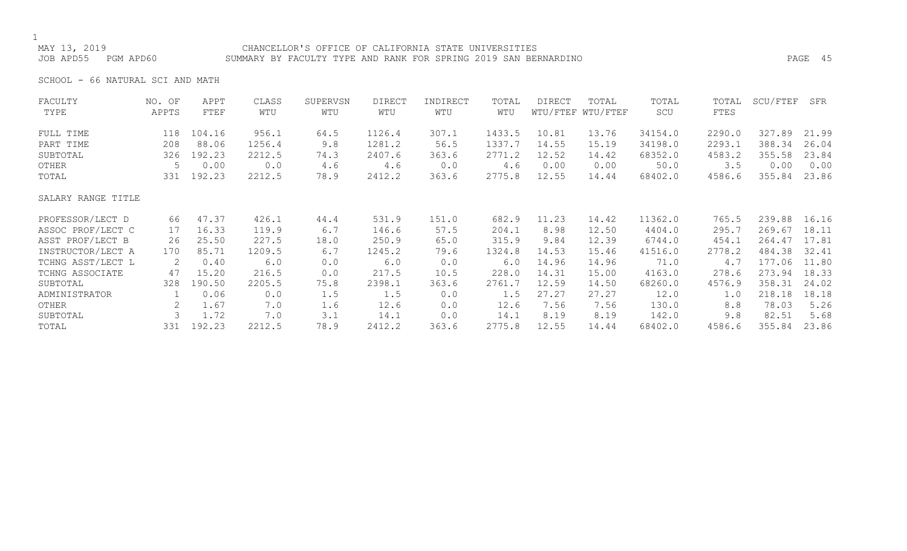MAY 13, 2019 CHANCELLOR'S OFFICE OF CALIFORNIA STATE UNIVERSITIES
JOB APD55 PGM APD60 SUMMARY BY FACULTY TYPE AND RANK FOR SPRING 2019 SAN BERNARDINO

SCHOOL - 66 NATURAL SCI AND MATH

| FACULTY TYPE | NO. OF APPTS | APPT FTEF | CLASS WTU | SUPERVSN WTU | DIRECT WTU | INDIRECT WTU | TOTAL WTU | DIRECT WTU/FTEF | TOTAL WTU/FTEF | TOTAL SCU | TOTAL FTES | SCU/FTEF | SFR |
|---|---|---|---|---|---|---|---|---|---|---|---|---|---|
| FULL TIME | 118 | 104.16 | 956.1 | 64.5 | 1126.4 | 307.1 | 1433.5 | 10.81 | 13.76 | 34154.0 | 2290.0 | 327.89 | 21.99 |
| PART TIME | 208 | 88.06 | 1256.4 | 9.8 | 1281.2 | 56.5 | 1337.7 | 14.55 | 15.19 | 34198.0 | 2293.1 | 388.34 | 26.04 |
| SUBTOTAL | 326 | 192.23 | 2212.5 | 74.3 | 2407.6 | 363.6 | 2771.2 | 12.52 | 14.42 | 68352.0 | 4583.2 | 355.58 | 23.84 |
| OTHER | 5 | 0.00 | 0.0 | 4.6 | 4.6 | 0.0 | 4.6 | 0.00 | 0.00 | 50.0 | 3.5 | 0.00 | 0.00 |
| TOTAL | 331 | 192.23 | 2212.5 | 78.9 | 2412.2 | 363.6 | 2775.8 | 12.55 | 14.44 | 68402.0 | 4586.6 | 355.84 | 23.86 |
| **SALARY RANGE TITLE** | | | | | | | | | | | | | |
| PROFESSOR/LECT D | 66 | 47.37 | 426.1 | 44.4 | 531.9 | 151.0 | 682.9 | 11.23 | 14.42 | 11362.0 | 765.5 | 239.88 | 16.16 |
| ASSOC PROF/LECT C | 17 | 16.33 | 119.9 | 6.7 | 146.6 | 57.5 | 204.1 | 8.98 | 12.50 | 4404.0 | 295.7 | 269.67 | 18.11 |
| ASST PROF/LECT B | 26 | 25.50 | 227.5 | 18.0 | 250.9 | 65.0 | 315.9 | 9.84 | 12.39 | 6744.0 | 454.1 | 264.47 | 17.81 |
| INSTRUCTOR/LECT A | 170 | 85.71 | 1209.5 | 6.7 | 1245.2 | 79.6 | 1324.8 | 14.53 | 15.46 | 41516.0 | 2778.2 | 484.38 | 32.41 |
| TCHNG ASST/LECT L | 2 | 0.40 | 6.0 | 0.0 | 6.0 | 0.0 | 6.0 | 14.96 | 14.96 | 71.0 | 4.7 | 177.06 | 11.80 |
| TCHNG ASSOCIATE | 47 | 15.20 | 216.5 | 0.0 | 217.5 | 10.5 | 228.0 | 14.31 | 15.00 | 4163.0 | 278.6 | 273.94 | 18.33 |
| SUBTOTAL | 328 | 190.50 | 2205.5 | 75.8 | 2398.1 | 363.6 | 2761.7 | 12.59 | 14.50 | 68260.0 | 4576.9 | 358.31 | 24.02 |
| ADMINISTRATOR | 1 | 0.06 | 0.0 | 1.5 | 1.5 | 0.0 | 1.5 | 27.27 | 27.27 | 12.0 | 1.0 | 218.18 | 18.18 |
| OTHER | 2 | 1.67 | 7.0 | 1.6 | 12.6 | 0.0 | 12.6 | 7.56 | 7.56 | 130.0 | 8.8 | 78.03 | 5.26 |
| SUBTOTAL | 3 | 1.72 | 7.0 | 3.1 | 14.1 | 0.0 | 14.1 | 8.19 | 8.19 | 142.0 | 9.8 | 82.51 | 5.68 |
| TOTAL | 331 | 192.23 | 2212.5 | 78.9 | 2412.2 | 363.6 | 2775.8 | 12.55 | 14.44 | 68402.0 | 4586.6 | 355.84 | 23.86 |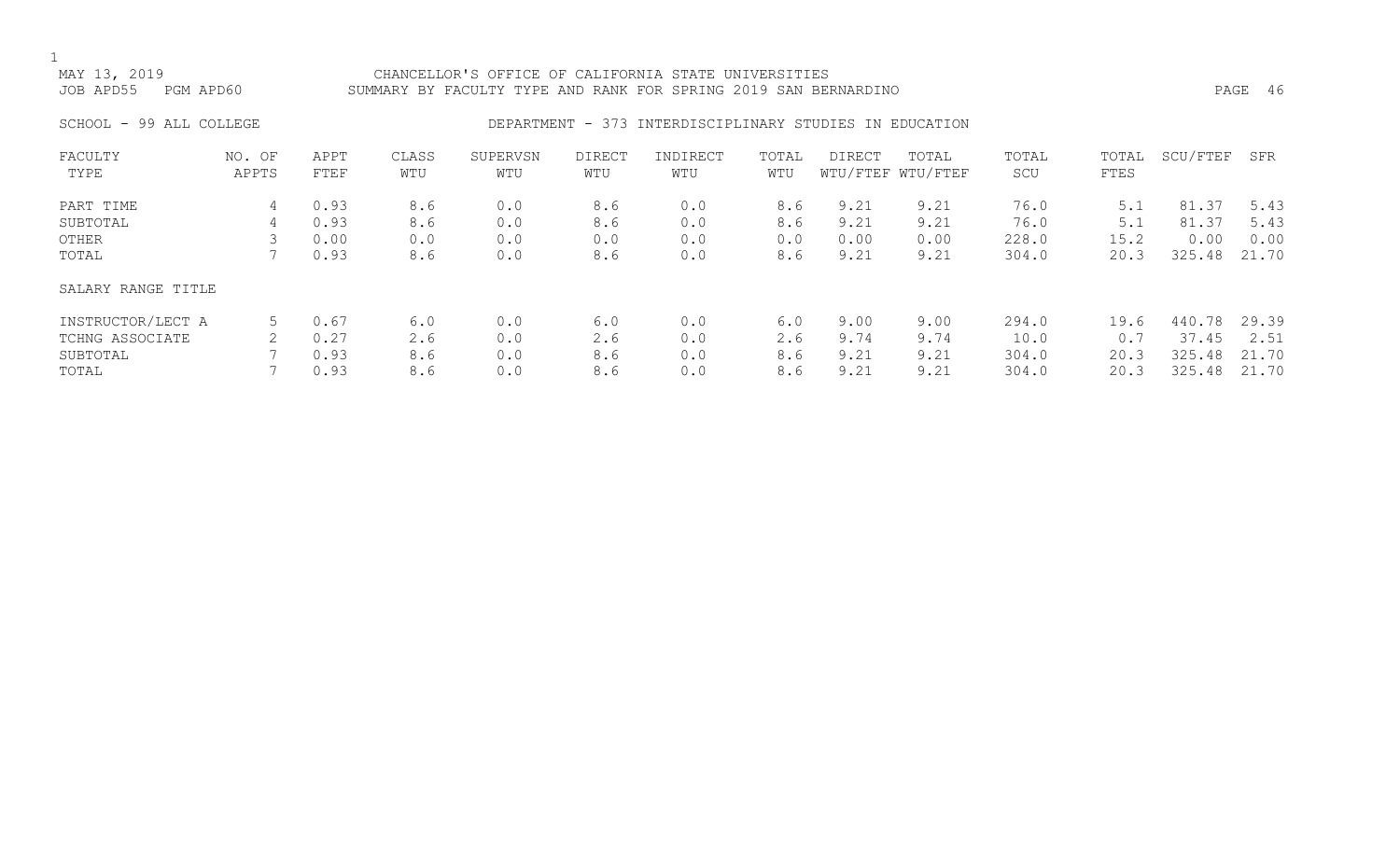MAY 13, 2019 CHANCELLOR'S OFFICE OF CALIFORNIA STATE UNIVERSITIES
JOB APD55 PGM APD60 SUMMARY BY FACULTY TYPE AND RANK FOR SPRING 2019 SAN BERNARDINO

SCHOOL - 99 ALL COLLEGE DEPARTMENT - 373 INTERDISCIPLINARY STUDIES IN EDUCATION

| FACULTY TYPE | NO. OF APPTS | APPT FTEF | CLASS WTU | SUPERVSN WTU | DIRECT WTU | INDIRECT WTU | TOTAL WTU | DIRECT WTU/FTEF | TOTAL WTU/FTEF | TOTAL SCU | TOTAL FTES | SCU/FTEF | SFR |
|---|---|---|---|---|---|---|---|---|---|---|---|---|---|
| PART TIME | 4 | 0.93 | 8.6 | 0.0 | 8.6 | 0.0 | 8.6 | 9.21 | 9.21 | 76.0 | 5.1 | 81.37 | 5.43 |
| SUBTOTAL | 4 | 0.93 | 8.6 | 0.0 | 8.6 | 0.0 | 8.6 | 9.21 | 9.21 | 76.0 | 5.1 | 81.37 | 5.43 |
| OTHER | 3 | 0.00 | 0.0 | 0.0 | 0.0 | 0.0 | 0.0 | 0.00 | 0.00 | 228.0 | 15.2 | 0.00 | 0.00 |
| TOTAL | 7 | 0.93 | 8.6 | 0.0 | 8.6 | 0.0 | 8.6 | 9.21 | 9.21 | 304.0 | 20.3 | 325.48 | 21.70 |

SALARY RANGE TITLE

| SALARY RANGE TITLE | NO. OF APPTS | APPT FTEF | CLASS WTU | SUPERVSN WTU | DIRECT WTU | INDIRECT WTU | TOTAL WTU | DIRECT WTU/FTEF | TOTAL WTU/FTEF | TOTAL SCU | TOTAL FTES | SCU/FTEF | SFR |
|---|---|---|---|---|---|---|---|---|---|---|---|---|---|
| INSTRUCTOR/LECT A | 5 | 0.67 | 6.0 | 0.0 | 6.0 | 0.0 | 6.0 | 9.00 | 9.00 | 294.0 | 19.6 | 440.78 | 29.39 |
| TCHNG ASSOCIATE | 2 | 0.27 | 2.6 | 0.0 | 2.6 | 0.0 | 2.6 | 9.74 | 9.74 | 10.0 | 0.7 | 37.45 | 2.51 |
| SUBTOTAL | 7 | 0.93 | 8.6 | 0.0 | 8.6 | 0.0 | 8.6 | 9.21 | 9.21 | 304.0 | 20.3 | 325.48 | 21.70 |
| TOTAL | 7 | 0.93 | 8.6 | 0.0 | 8.6 | 0.0 | 8.6 | 9.21 | 9.21 | 304.0 | 20.3 | 325.48 | 21.70 |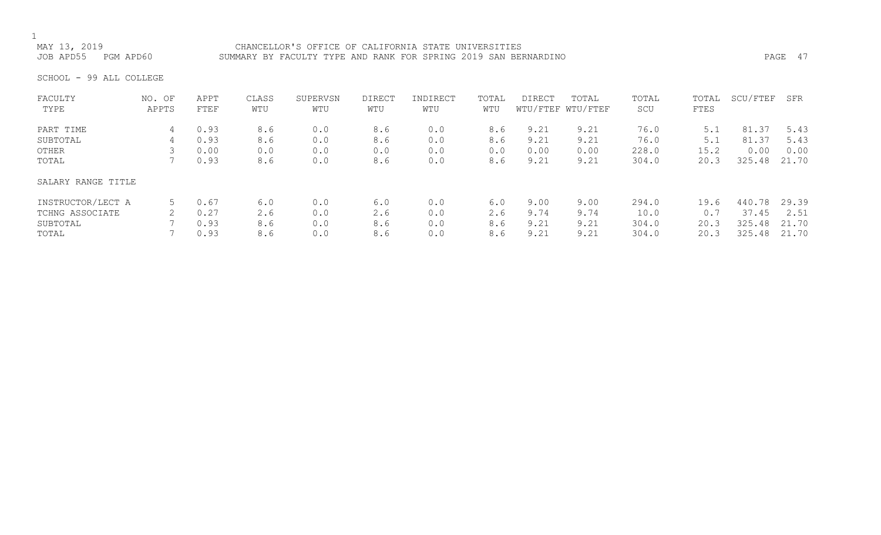MAY 13, 2019 CHANCELLOR'S OFFICE OF CALIFORNIA STATE UNIVERSITIES
JOB APD55 PGM APD60 SUMMARY BY FACULTY TYPE AND RANK FOR SPRING 2019 SAN BERNARDINO

SCHOOL - 99 ALL COLLEGE

| FACULTY TYPE | NO. OF APPTS | APPT FTEF | CLASS WTU | SUPERVSN WTU | DIRECT WTU | INDIRECT WTU | TOTAL WTU | DIRECT WTU/FTEF | TOTAL WTU/FTEF | TOTAL SCU | TOTAL FTES | SCU/FTEF | SFR |
|---|---|---|---|---|---|---|---|---|---|---|---|---|---|
| PART TIME | 4 | 0.93 | 8.6 | 0.0 | 8.6 | 0.0 | 8.6 | 9.21 | 9.21 | 76.0 | 5.1 | 81.37 | 5.43 |
| SUBTOTAL | 4 | 0.93 | 8.6 | 0.0 | 8.6 | 0.0 | 8.6 | 9.21 | 9.21 | 76.0 | 5.1 | 81.37 | 5.43 |
| OTHER | 3 | 0.00 | 0.0 | 0.0 | 0.0 | 0.0 | 0.0 | 0.00 | 0.00 | 228.0 | 15.2 | 0.00 | 0.00 |
| TOTAL | 7 | 0.93 | 8.6 | 0.0 | 8.6 | 0.0 | 8.6 | 9.21 | 9.21 | 304.0 | 20.3 | 325.48 | 21.70 |

| SALARY RANGE TITLE | NO. OF APPTS | APPT FTEF | CLASS WTU | SUPERVSN WTU | DIRECT WTU | INDIRECT WTU | TOTAL WTU | DIRECT WTU/FTEF | TOTAL WTU/FTEF | TOTAL SCU | TOTAL FTES | SCU/FTEF | SFR |
|---|---|---|---|---|---|---|---|---|---|---|---|---|---|
| INSTRUCTOR/LECT A | 5 | 0.67 | 6.0 | 0.0 | 6.0 | 0.0 | 6.0 | 9.00 | 9.00 | 294.0 | 19.6 | 440.78 | 29.39 |
| TCHNG ASSOCIATE | 2 | 0.27 | 2.6 | 0.0 | 2.6 | 0.0 | 2.6 | 9.74 | 9.74 | 10.0 | 0.7 | 37.45 | 2.51 |
| SUBTOTAL | 7 | 0.93 | 8.6 | 0.0 | 8.6 | 0.0 | 8.6 | 9.21 | 9.21 | 304.0 | 20.3 | 325.48 | 21.70 |
| TOTAL | 7 | 0.93 | 8.6 | 0.0 | 8.6 | 0.0 | 8.6 | 9.21 | 9.21 | 304.0 | 20.3 | 325.48 | 21.70 |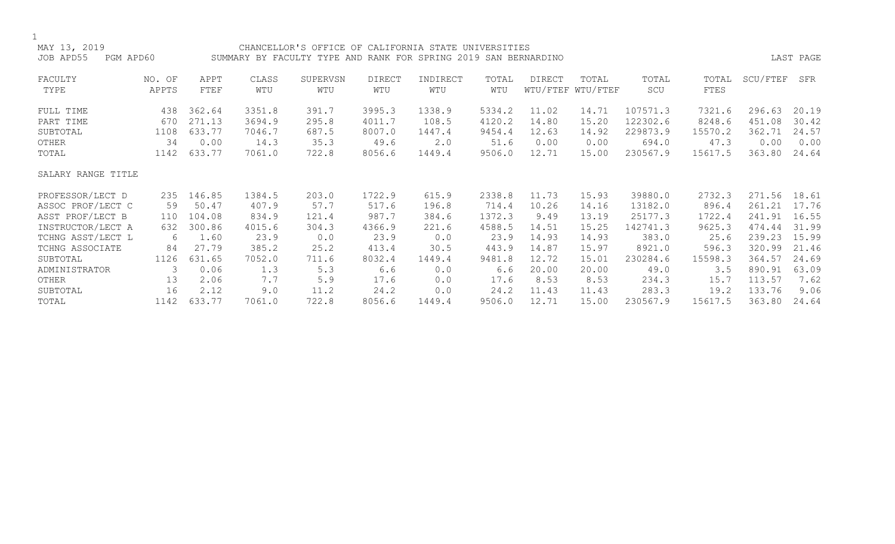MAY 13, 2019 CHANCELLOR'S OFFICE OF CALIFORNIA STATE UNIVERSITIES

JOB APD55 PGM APD60 SUMMARY BY FACULTY TYPE AND RANK FOR SPRING 2019 SAN BERNARDINO LAST PAGE

| FACULTY TYPE | NO. OF APPTS | APPT FTEF | CLASS WTU | SUPERVSN WTU | DIRECT WTU | INDIRECT WTU | TOTAL WTU | DIRECT WTU/FTEF | TOTAL WTU/FTEF | TOTAL SCU | TOTAL FTES | SCU/FTEF | SFR |
|---|---|---|---|---|---|---|---|---|---|---|---|---|---|
| FULL TIME | 438 | 362.64 | 3351.8 | 391.7 | 3995.3 | 1338.9 | 5334.2 | 11.02 | 14.71 | 107571.3 | 7321.6 | 296.63 | 20.19 |
| PART TIME | 670 | 271.13 | 3694.9 | 295.8 | 4011.7 | 108.5 | 4120.2 | 14.80 | 15.20 | 122302.6 | 8248.6 | 451.08 | 30.42 |
| SUBTOTAL | 1108 | 633.77 | 7046.7 | 687.5 | 8007.0 | 1447.4 | 9454.4 | 12.63 | 14.92 | 229873.9 | 15570.2 | 362.71 | 24.57 |
| OTHER | 34 | 0.00 | 14.3 | 35.3 | 49.6 | 2.0 | 51.6 | 0.00 | 0.00 | 694.0 | 47.3 | 0.00 | 0.00 |
| TOTAL | 1142 | 633.77 | 7061.0 | 722.8 | 8056.6 | 1449.4 | 9506.0 | 12.71 | 15.00 | 230567.9 | 15617.5 | 363.80 | 24.64 |
| SALARY RANGE TITLE | | | | | | | | | | | | | |
| PROFESSOR/LECT D | 235 | 146.85 | 1384.5 | 203.0 | 1722.9 | 615.9 | 2338.8 | 11.73 | 15.93 | 39880.0 | 2732.3 | 271.56 | 18.61 |
| ASSOC PROF/LECT C | 59 | 50.47 | 407.9 | 57.7 | 517.6 | 196.8 | 714.4 | 10.26 | 14.16 | 13182.0 | 896.4 | 261.21 | 17.76 |
| ASST PROF/LECT B | 110 | 104.08 | 834.9 | 121.4 | 987.7 | 384.6 | 1372.3 | 9.49 | 13.19 | 25177.3 | 1722.4 | 241.91 | 16.55 |
| INSTRUCTOR/LECT A | 632 | 300.86 | 4015.6 | 304.3 | 4366.9 | 221.6 | 4588.5 | 14.51 | 15.25 | 142741.3 | 9625.3 | 474.44 | 31.99 |
| TCHNG ASST/LECT L | 6 | 1.60 | 23.9 | 0.0 | 23.9 | 0.0 | 23.9 | 14.93 | 14.93 | 383.0 | 25.6 | 239.23 | 15.99 |
| TCHNG ASSOCIATE | 84 | 27.79 | 385.2 | 25.2 | 413.4 | 30.5 | 443.9 | 14.87 | 15.97 | 8921.0 | 596.3 | 320.99 | 21.46 |
| SUBTOTAL | 1126 | 631.65 | 7052.0 | 711.6 | 8032.4 | 1449.4 | 9481.8 | 12.72 | 15.01 | 230284.6 | 15598.3 | 364.57 | 24.69 |
| ADMINISTRATOR | 3 | 0.06 | 1.3 | 5.3 | 6.6 | 0.0 | 6.6 | 20.00 | 20.00 | 49.0 | 3.5 | 890.91 | 63.09 |
| OTHER | 13 | 2.06 | 7.7 | 5.9 | 17.6 | 0.0 | 17.6 | 8.53 | 8.53 | 234.3 | 15.7 | 113.57 | 7.62 |
| SUBTOTAL | 16 | 2.12 | 9.0 | 11.2 | 24.2 | 0.0 | 24.2 | 11.43 | 11.43 | 283.3 | 19.2 | 133.76 | 9.06 |
| TOTAL | 1142 | 633.77 | 7061.0 | 722.8 | 8056.6 | 1449.4 | 9506.0 | 12.71 | 15.00 | 230567.9 | 15617.5 | 363.80 | 24.64 |